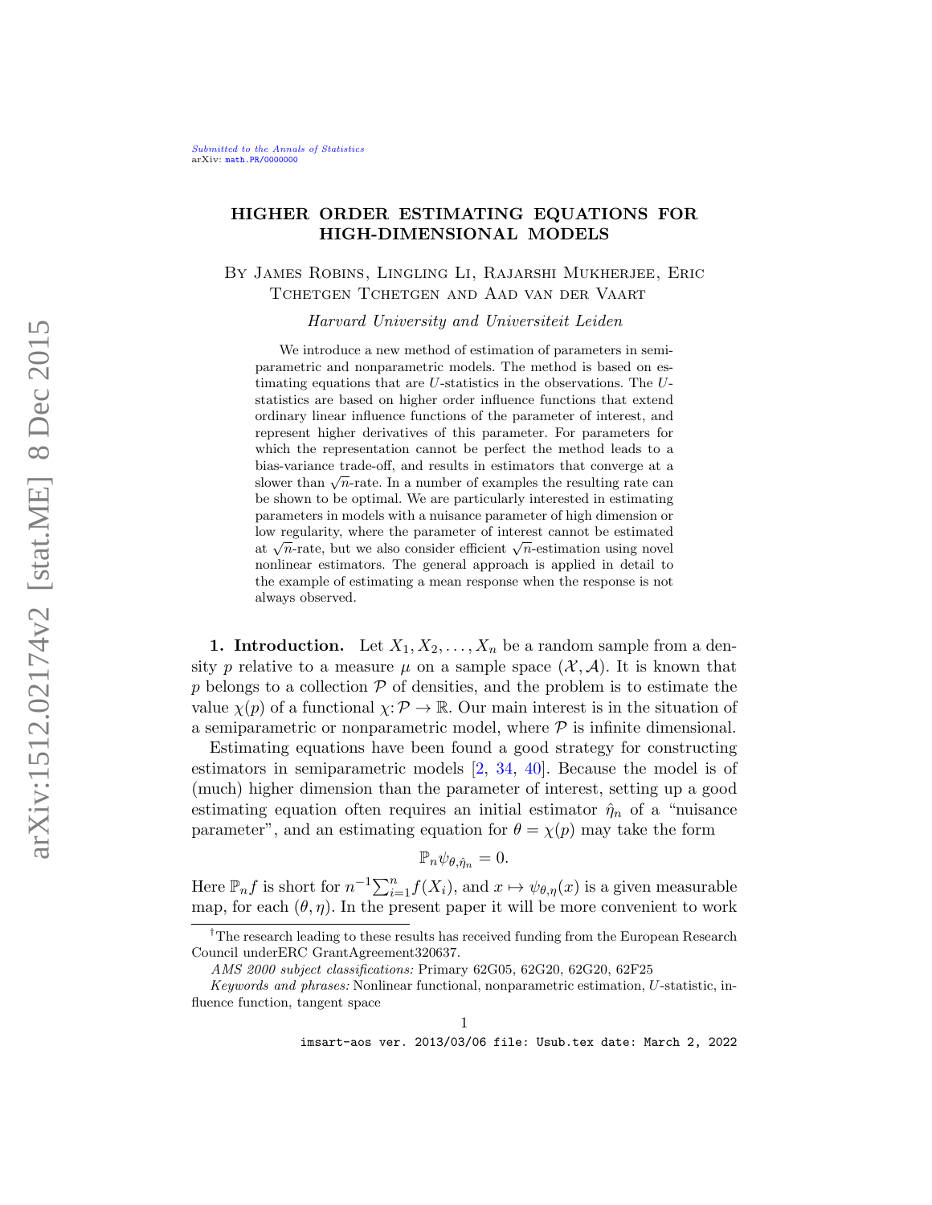# HIGHER ORDER ESTIMATING EQUATIONS FOR HIGH-DIMENSIONAL MODELS

By James Robins, Lingling Li, Rajarshi Mukherjee, Eric Tchetgen Tchetgen and Aad van der Vaart

*Harvard University and Universiteit Leiden*

We introduce a new method of estimation of parameters in semiparametric and nonparametric models. The method is based on estimating equations that are $U$-statistics in the observations. The $U$-statistics are based on higher order influence functions that extend ordinary linear influence functions of the parameter of interest, and represent higher derivatives of this parameter. For parameters for which the representation cannot be perfect the method leads to a bias-variance trade-off, and results in estimators that converge at a slower than $\sqrt{n}$-rate. In a number of examples the resulting rate can be shown to be optimal. We are particularly interested in estimating parameters in models with a nuisance parameter of high dimension or low regularity, where the parameter of interest cannot be estimated at $\sqrt{n}$-rate, but we also consider efficient $\sqrt{n}$-estimation using novel nonlinear estimators. The general approach is applied in detail to the example of estimating a mean response when the response is not always observed.

## 1. Introduction.

Let $X_1, X_2, \ldots, X_n$ be a random sample from a density $p$ relative to a measure $\mu$ on a sample space $(\mathcal{X}, \mathcal{A})$. It is known that $p$ belongs to a collection $\mathcal{P}$ of densities, and the problem is to estimate the value $\chi(p)$ of a functional $\chi: \mathcal{P} \to \mathbb{R}$. Our main interest is in the situation of a semiparametric or nonparametric model, where $\mathcal{P}$ is infinite dimensional.

Estimating equations have been found a good strategy for constructing estimators in semiparametric models [2, 34, 40]. Because the model is of (much) higher dimension than the parameter of interest, setting up a good estimating equation often requires an initial estimator $\hat\eta_n$ of a "nuisance parameter", and an estimating equation for $\theta = \chi(p)$ may take the form

$$\mathbb{P}_n \psi_{\theta, \hat\eta_n} = 0.$$

Here $\mathbb{P}_n f$ is short for $n^{-1}\sum_{i=1}^n f(X_i)$, and $x \mapsto \psi_{\theta,\eta}(x)$ is a given measurable map, for each $(\theta, \eta)$. In the present paper it will be more convenient to work

---

[†] The research leading to these results has received funding from the European Research Council underERC GrantAgreement320637.

*AMS 2000 subject classifications:* Primary 62G05, 62G20, 62G20, 62F25

*Keywords and phrases:* Nonlinear functional, nonparametric estimation, $U$-statistic, influence function, tangent space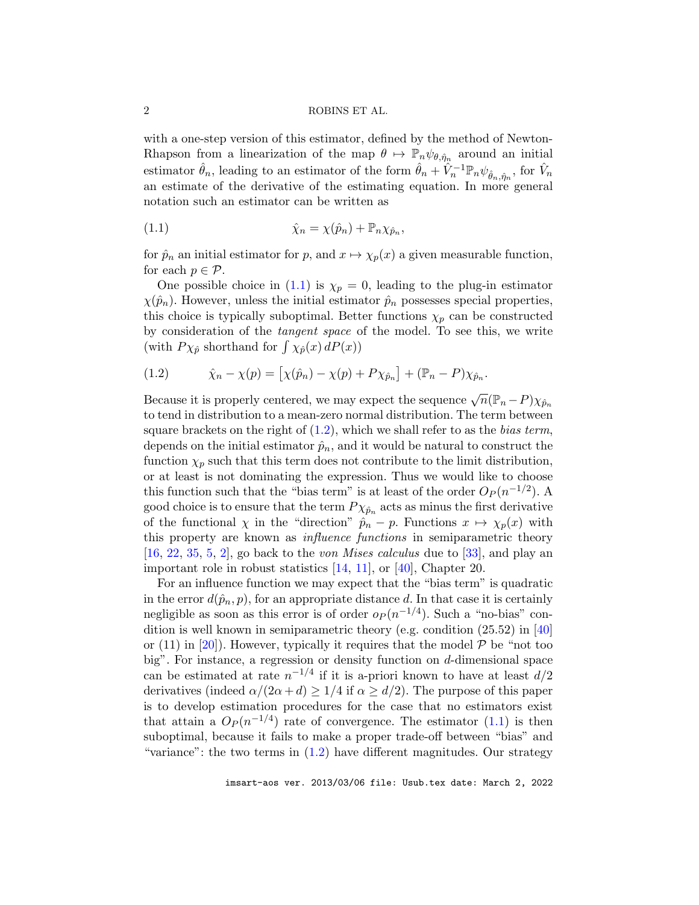with a one-step version of this estimator, defined by the method of Newton-Rhapson from a linearization of the map $\theta \mapsto \mathbb{P}_n \psi_{\theta, \hat{\eta}_n}$ around an initial estimator $\hat{\theta}_n$, leading to an estimator of the form $\hat{\theta}_n + \hat{V}_n^{-1} \mathbb{P}_n \psi_{\hat{\theta}_n, \hat{\eta}_n}$, for $\hat{V}_n$ an estimate of the derivative of the estimating equation. In more general notation such an estimator can be written as

$$\hat{\chi}_n = \chi(\hat{p}_n) + \mathbb{P}_n \chi_{\hat{p}_n}, \tag{1.1}$$

for $\hat{p}_n$ an initial estimator for $p$, and $x \mapsto \chi_p(x)$ a given measurable function, for each $p \in \mathcal{P}$.

One possible choice in (1.1) is $\chi_p = 0$, leading to the plug-in estimator $\chi(\hat{p}_n)$. However, unless the initial estimator $\hat{p}_n$ possesses special properties, this choice is typically suboptimal. Better functions $\chi_p$ can be constructed by consideration of the *tangent space* of the model. To see this, we write (with $P\chi_{\hat{p}}$ shorthand for $\int \chi_{\hat{p}}(x)\, dP(x)$)

$$\hat{\chi}_n - \chi(p) = \left[\chi(\hat{p}_n) - \chi(p) + P\chi_{\hat{p}_n}\right] + (\mathbb{P}_n - P)\chi_{\hat{p}_n}. \tag{1.2}$$

Because it is properly centered, we may expect the sequence $\sqrt{n}(\mathbb{P}_n - P)\chi_{\hat{p}_n}$ to tend in distribution to a mean-zero normal distribution. The term between square brackets on the right of (1.2), which we shall refer to as the *bias term*, depends on the initial estimator $\hat{p}_n$, and it would be natural to construct the function $\chi_p$ such that this term does not contribute to the limit distribution, or at least is not dominating the expression. Thus we would like to choose this function such that the "bias term" is at least of the order $O_P(n^{-1/2})$. A good choice is to ensure that the term $P\chi_{\hat{p}_n}$ acts as minus the first derivative of the functional $\chi$ in the "direction" $\hat{p}_n - p$. Functions $x \mapsto \chi_p(x)$ with this property are known as *influence functions* in semiparametric theory [16, 22, 35, 5, 2], go back to the *von Mises calculus* due to [33], and play an important role in robust statistics [14, 11], or [40], Chapter 20.

For an influence function we may expect that the "bias term" is quadratic in the error $d(\hat{p}_n, p)$, for an appropriate distance $d$. In that case it is certainly negligible as soon as this error is of order $o_P(n^{-1/4})$. Such a "no-bias" condition is well known in semiparametric theory (e.g. condition (25.52) in [40] or (11) in [20]). However, typically it requires that the model $\mathcal{P}$ be "not too big". For instance, a regression or density function on $d$-dimensional space can be estimated at rate $n^{-1/4}$ if it is a-priori known to have at least $d/2$ derivatives (indeed $\alpha/(2\alpha + d) \geq 1/4$ if $\alpha \geq d/2$). The purpose of this paper is to develop estimation procedures for the case that no estimators exist that attain a $O_P(n^{-1/4})$ rate of convergence. The estimator (1.1) is then suboptimal, because it fails to make a proper trade-off between "bias" and "variance": the two terms in (1.2) have different magnitudes. Our strategy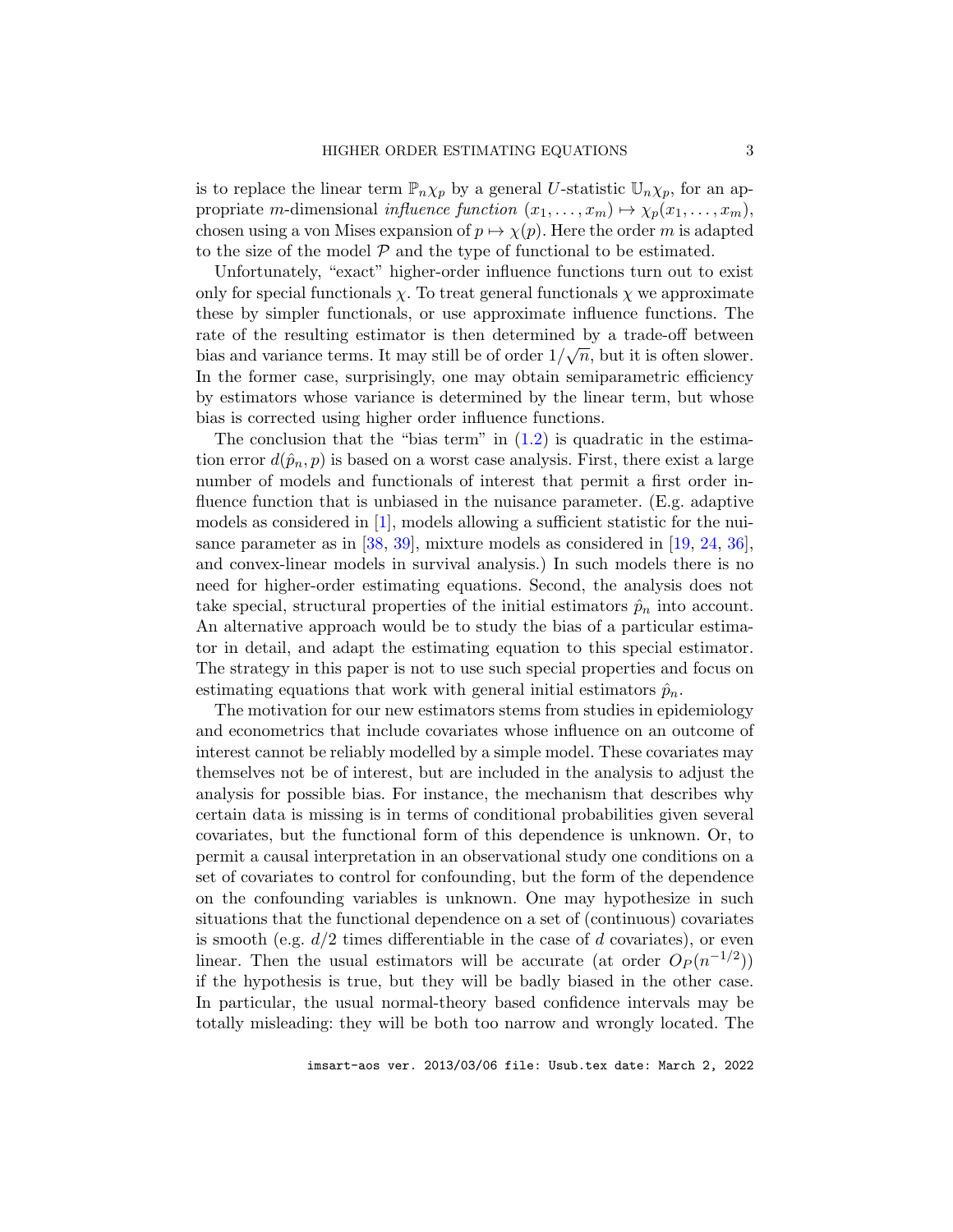is to replace the linear term $\mathbb{P}_n\chi_p$ by a general $U$-statistic $\mathbb{U}_n\chi_p$, for an appropriate $m$-dimensional *influence function* $(x_1,\ldots,x_m)\mapsto\chi_p(x_1,\ldots,x_m)$, chosen using a von Mises expansion of $p\mapsto\chi(p)$. Here the order $m$ is adapted to the size of the model $\mathcal{P}$ and the type of functional to be estimated.

Unfortunately, "exact" higher-order influence functions turn out to exist only for special functionals $\chi$. To treat general functionals $\chi$ we approximate these by simpler functionals, or use approximate influence functions. The rate of the resulting estimator is then determined by a trade-off between bias and variance terms. It may still be of order $1/\sqrt{n}$, but it is often slower. In the former case, surprisingly, one may obtain semiparametric efficiency by estimators whose variance is determined by the linear term, but whose bias is corrected using higher order influence functions.

The conclusion that the "bias term" in (1.2) is quadratic in the estimation error $d(\hat{p}_n, p)$ is based on a worst case analysis. First, there exist a large number of models and functionals of interest that permit a first order influence function that is unbiased in the nuisance parameter. (E.g. adaptive models as considered in [1], models allowing a sufficient statistic for the nuisance parameter as in [38, 39], mixture models as considered in [19, 24, 36], and convex-linear models in survival analysis.) In such models there is no need for higher-order estimating equations. Second, the analysis does not take special, structural properties of the initial estimators $\hat{p}_n$ into account. An alternative approach would be to study the bias of a particular estimator in detail, and adapt the estimating equation to this special estimator. The strategy in this paper is not to use such special properties and focus on estimating equations that work with general initial estimators $\hat{p}_n$.

The motivation for our new estimators stems from studies in epidemiology and econometrics that include covariates whose influence on an outcome of interest cannot be reliably modelled by a simple model. These covariates may themselves not be of interest, but are included in the analysis to adjust the analysis for possible bias. For instance, the mechanism that describes why certain data is missing is in terms of conditional probabilities given several covariates, but the functional form of this dependence is unknown. Or, to permit a causal interpretation in an observational study one conditions on a set of covariates to control for confounding, but the form of the dependence on the confounding variables is unknown. One may hypothesize in such situations that the functional dependence on a set of (continuous) covariates is smooth (e.g. $d/2$ times differentiable in the case of $d$ covariates), or even linear. Then the usual estimators will be accurate (at order $O_P(n^{-1/2})$) if the hypothesis is true, but they will be badly biased in the other case. In particular, the usual normal-theory based confidence intervals may be totally misleading: they will be both too narrow and wrongly located. The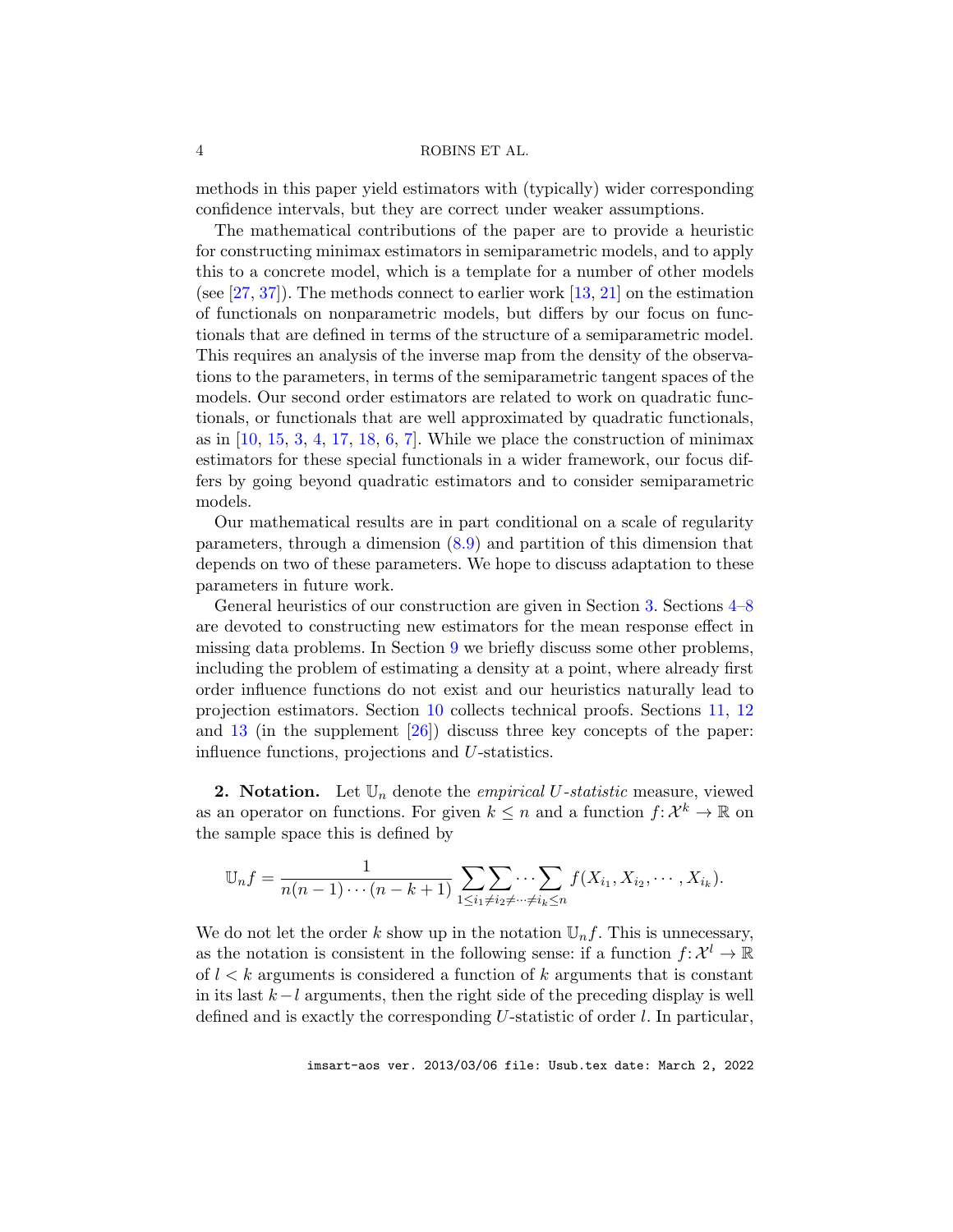methods in this paper yield estimators with (typically) wider corresponding confidence intervals, but they are correct under weaker assumptions.

The mathematical contributions of the paper are to provide a heuristic for constructing minimax estimators in semiparametric models, and to apply this to a concrete model, which is a template for a number of other models (see [27, 37]). The methods connect to earlier work [13, 21] on the estimation of functionals on nonparametric models, but differs by our focus on functionals that are defined in terms of the structure of a semiparametric model. This requires an analysis of the inverse map from the density of the observations to the parameters, in terms of the semiparametric tangent spaces of the models. Our second order estimators are related to work on quadratic functionals, or functionals that are well approximated by quadratic functionals, as in [10, 15, 3, 4, 17, 18, 6, 7]. While we place the construction of minimax estimators for these special functionals in a wider framework, our focus differs by going beyond quadratic estimators and to consider semiparametric models.

Our mathematical results are in part conditional on a scale of regularity parameters, through a dimension (8.9) and partition of this dimension that depends on two of these parameters. We hope to discuss adaptation to these parameters in future work.

General heuristics of our construction are given in Section 3. Sections 4–8 are devoted to constructing new estimators for the mean response effect in missing data problems. In Section 9 we briefly discuss some other problems, including the problem of estimating a density at a point, where already first order influence functions do not exist and our heuristics naturally lead to projection estimators. Section 10 collects technical proofs. Sections 11, 12 and 13 (in the supplement [26]) discuss three key concepts of the paper: influence functions, projections and $U$-statistics.

## 2. Notation.

Let $\mathbb{U}_n$ denote the *empirical* $U$*-statistic* measure, viewed as an operator on functions. For given $k \leq n$ and a function $f\colon \mathcal{X}^k \to \mathbb{R}$ on the sample space this is defined by

$$\mathbb{U}_n f = \frac{1}{n(n-1)\cdots(n-k+1)} \sum\sum_{1\leq i_1 \neq i_2 \neq \cdots \neq i_k \leq n}\cdots\sum f(X_{i_1}, X_{i_2}, \cdots, X_{i_k}).$$

We do not let the order $k$ show up in the notation $\mathbb{U}_n f$. This is unnecessary, as the notation is consistent in the following sense: if a function $f\colon \mathcal{X}^l \to \mathbb{R}$ of $l < k$ arguments is considered a function of $k$ arguments that is constant in its last $k-l$ arguments, then the right side of the preceding display is well defined and is exactly the corresponding $U$-statistic of order $l$. In particular,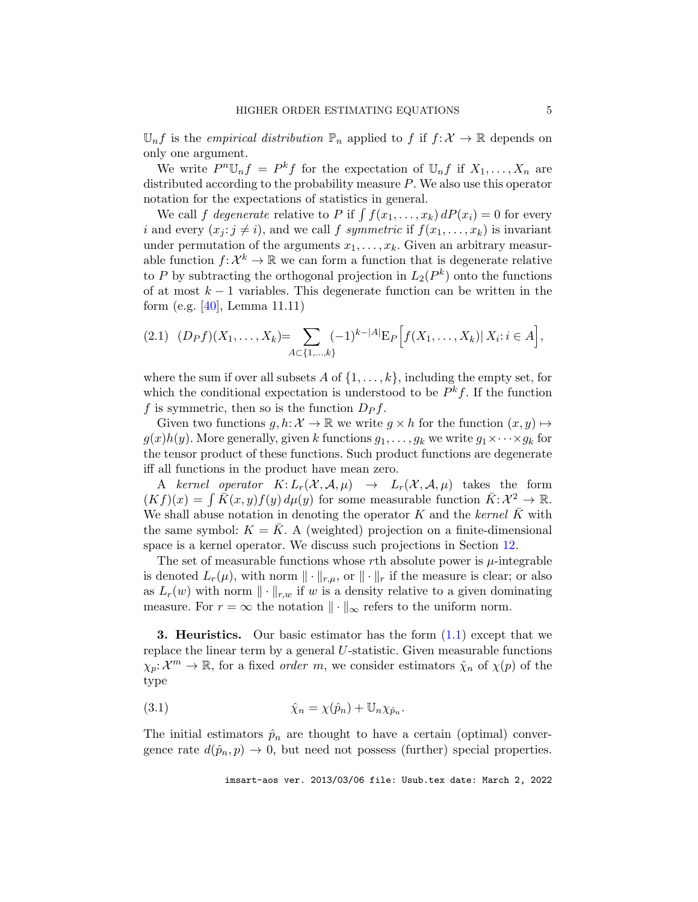$\mathbb{U}_n f$ is the *empirical distribution* $\mathbb{P}_n$ applied to $f$ if $f\colon \mathcal{X} \to \mathbb{R}$ depends on only one argument.

We write $P^n \mathbb{U}_n f = P^k f$ for the expectation of $\mathbb{U}_n f$ if $X_1, \ldots, X_n$ are distributed according to the probability measure $P$. We also use this operator notation for the expectations of statistics in general.

We call $f$ *degenerate* relative to $P$ if $\int f(x_1, \ldots, x_k)\, dP(x_i) = 0$ for every $i$ and every $(x_j\colon j \neq i)$, and we call $f$ *symmetric* if $f(x_1, \ldots, x_k)$ is invariant under permutation of the arguments $x_1, \ldots, x_k$. Given an arbitrary measurable function $f\colon \mathcal{X}^k \to \mathbb{R}$ we can form a function that is degenerate relative to $P$ by subtracting the orthogonal projection in $L_2(P^k)$ onto the functions of at most $k-1$ variables. This degenerate function can be written in the form (e.g. [40], Lemma 11.11)

$$(2.1) \quad (D_P f)(X_1, \ldots, X_k) = \sum_{A \subset \{1, \ldots, k\}} (-1)^{k-|A|} \mathrm{E}_P\Big[f(X_1, \ldots, X_k)|\, X_i\colon i \in A\Big],$$

where the sum if over all subsets $A$ of $\{1, \ldots, k\}$, including the empty set, for which the conditional expectation is understood to be $P^k f$. If the function $f$ is symmetric, then so is the function $D_P f$.

Given two functions $g, h\colon \mathcal{X} \to \mathbb{R}$ we write $g \times h$ for the function $(x, y) \mapsto g(x)h(y)$. More generally, given $k$ functions $g_1, \ldots, g_k$ we write $g_1 \times \cdots \times g_k$ for the tensor product of these functions. Such product functions are degenerate iff all functions in the product have mean zero.

A *kernel operator* $K\colon L_r(\mathcal{X}, \mathcal{A}, \mu) \to L_r(\mathcal{X}, \mathcal{A}, \mu)$ takes the form $(Kf)(x) = \int \bar{K}(x, y) f(y)\, d\mu(y)$ for some measurable function $\bar{K}\colon \mathcal{X}^2 \to \mathbb{R}$. We shall abuse notation in denoting the operator $K$ and the *kernel* $\bar{K}$ with the same symbol: $K = \bar{K}$. A (weighted) projection on a finite-dimensional space is a kernel operator. We discuss such projections in Section 12.

The set of measurable functions whose $r$th absolute power is $\mu$-integrable is denoted $L_r(\mu)$, with norm $\|\cdot\|_{r,\mu}$, or $\|\cdot\|_r$ if the measure is clear; or also as $L_r(w)$ with norm $\|\cdot\|_{r,w}$ if $w$ is a density relative to a given dominating measure. For $r = \infty$ the notation $\|\cdot\|_\infty$ refers to the uniform norm.

## 3. Heuristics.

Our basic estimator has the form (1.1) except that we replace the linear term by a general $U$-statistic. Given measurable functions $\chi_p\colon \mathcal{X}^m \to \mathbb{R}$, for a fixed *order* $m$, we consider estimators $\hat{\chi}_n$ of $\chi(p)$ of the type

$$(3.1) \qquad \hat{\chi}_n = \chi(\hat{p}_n) + \mathbb{U}_n \chi_{\hat{p}_n}.$$

The initial estimators $\hat{p}_n$ are thought to have a certain (optimal) convergence rate $d(\hat{p}_n, p) \to 0$, but need not possess (further) special properties.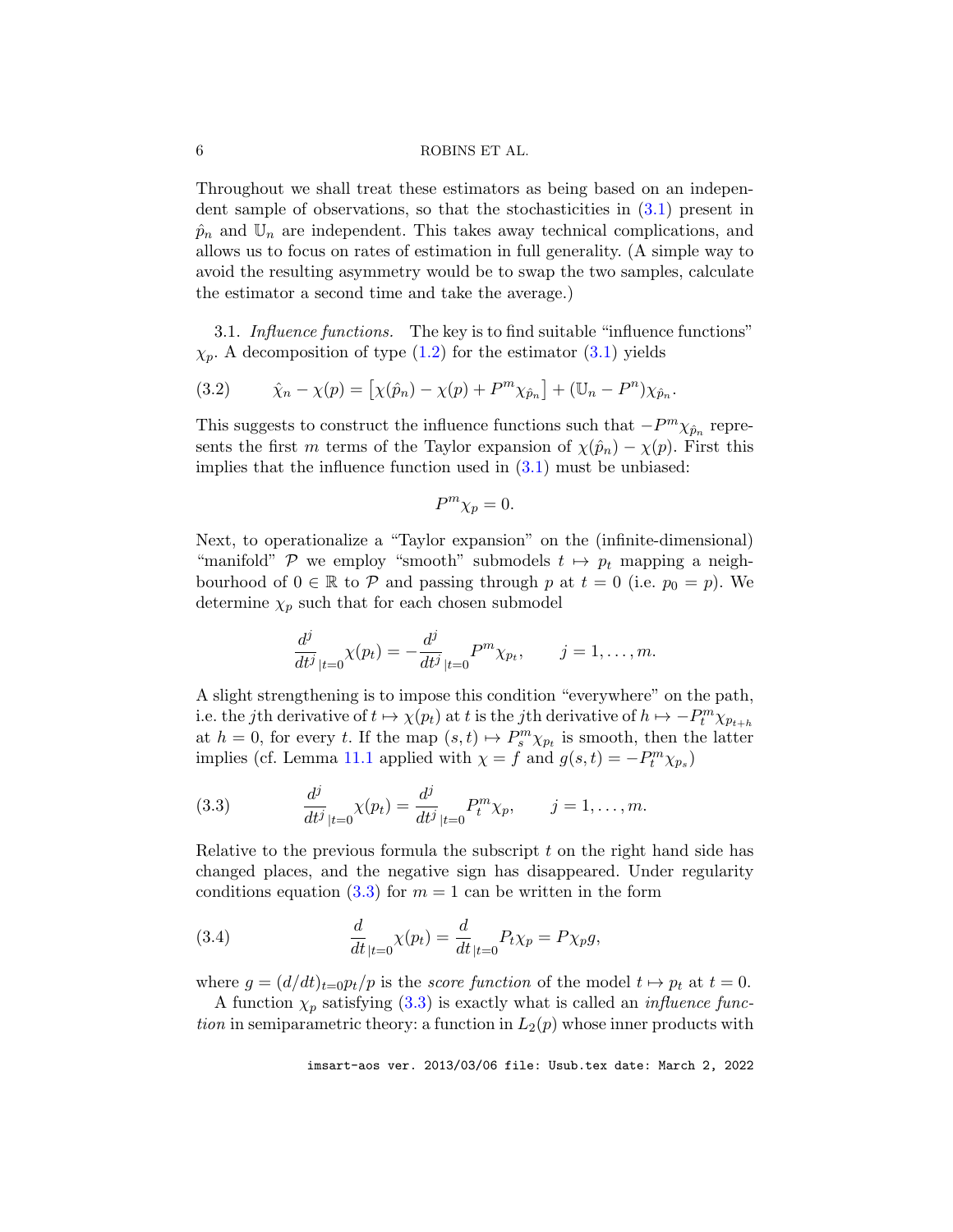Throughout we shall treat these estimators as being based on an independent sample of observations, so that the stochasticities in (3.1) present in $\hat{p}_n$ and $\mathbb{U}_n$ are independent. This takes away technical complications, and allows us to focus on rates of estimation in full generality. (A simple way to avoid the resulting asymmetry would be to swap the two samples, calculate the estimator a second time and take the average.)

3.1. *Influence functions.* The key is to find suitable "influence functions" $\chi_p$. A decomposition of type (1.2) for the estimator (3.1) yields

$$\hat{\chi}_n - \chi(p) = \left[\chi(\hat{p}_n) - \chi(p) + P^m \chi_{\hat{p}_n}\right] + (\mathbb{U}_n - P^n)\chi_{\hat{p}_n}. \tag{3.2}$$

This suggests to construct the influence functions such that $-P^m\chi_{\hat{p}_n}$ represents the first $m$ terms of the Taylor expansion of $\chi(\hat{p}_n) - \chi(p)$. First this implies that the influence function used in (3.1) must be unbiased:

$$P^m \chi_p = 0.$$

Next, to operationalize a "Taylor expansion" on the (infinite-dimensional) "manifold" $\mathcal{P}$ we employ "smooth" submodels $t \mapsto p_t$ mapping a neighbourhood of $0 \in \mathbb{R}$ to $\mathcal{P}$ and passing through $p$ at $t = 0$ (i.e. $p_0 = p$). We determine $\chi_p$ such that for each chosen submodel

$$\frac{d^j}{dt^j}_{|t=0} \chi(p_t) = -\frac{d^j}{dt^j}_{|t=0} P^m \chi_{p_t}, \qquad j = 1, \ldots, m.$$

A slight strengthening is to impose this condition "everywhere" on the path, i.e. the $j$th derivative of $t \mapsto \chi(p_t)$ at $t$ is the $j$th derivative of $h \mapsto -P_t^m \chi_{p_{t+h}}$ at $h = 0$, for every $t$. If the map $(s,t) \mapsto P_s^m \chi_{p_t}$ is smooth, then the latter implies (cf. Lemma 11.1 applied with $\chi = f$ and $g(s,t) = -P_t^m \chi_{p_s}$)

$$\frac{d^j}{dt^j}_{|t=0} \chi(p_t) = \frac{d^j}{dt^j}_{|t=0} P_t^m \chi_p, \qquad j = 1, \ldots, m. \tag{3.3}$$

Relative to the previous formula the subscript $t$ on the right hand side has changed places, and the negative sign has disappeared. Under regularity conditions equation (3.3) for $m = 1$ can be written in the form

$$\frac{d}{dt}_{|t=0} \chi(p_t) = \frac{d}{dt}_{|t=0} P_t \chi_p = P \chi_p g, \tag{3.4}$$

where $g = (d/dt)_{t=0} p_t / p$ is the *score function* of the model $t \mapsto p_t$ at $t = 0$.

A function $\chi_p$ satisfying (3.3) is exactly what is called an *influence function* in semiparametric theory: a function in $L_2(p)$ whose inner products with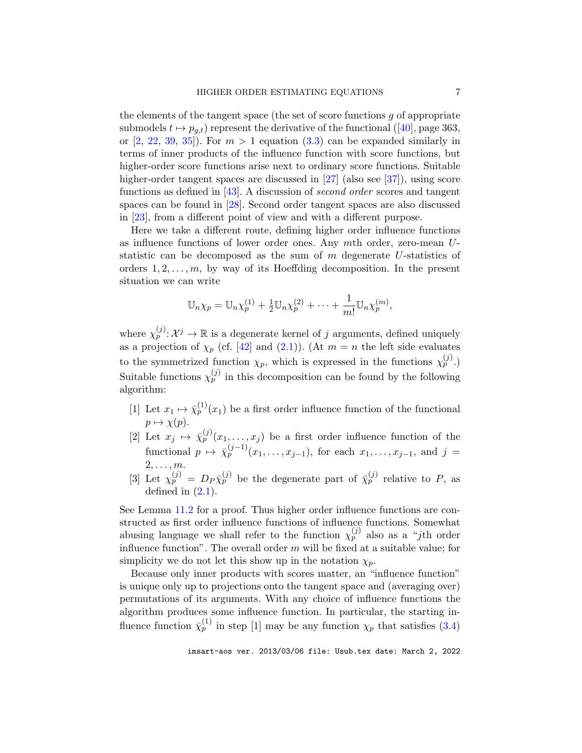the elements of the tangent space (the set of score functions $g$ of appropriate submodels $t \mapsto p_{g,t}$) represent the derivative of the functional ([40], page 363, or [2, 22, 39, 35]). For $m > 1$ equation (3.3) can be expanded similarly in terms of inner products of the influence function with score functions, but higher-order score functions arise next to ordinary score functions. Suitable higher-order tangent spaces are discussed in [27] (also see [37]), using score functions as defined in [43]. A discussion of *second order* scores and tangent spaces can be found in [28]. Second order tangent spaces are also discussed in [23], from a different point of view and with a different purpose.

Here we take a different route, defining higher order influence functions as influence functions of lower order ones. Any $m$th order, zero-mean $U$-statistic can be decomposed as the sum of $m$ degenerate $U$-statistics of orders $1, 2, \ldots, m$, by way of its Hoeffding decomposition. In the present situation we can write

$$\mathbb{U}_n \chi_p = \mathbb{U}_n \chi_p^{(1)} + \tfrac{1}{2}\mathbb{U}_n \chi_p^{(2)} + \cdots + \frac{1}{m!}\mathbb{U}_n \chi_p^{(m)},$$

where $\chi_p^{(j)}: \mathcal{X}^j \to \mathbb{R}$ is a degenerate kernel of $j$ arguments, defined uniquely as a projection of $\chi_p$ (cf. [42] and (2.1)). (At $m = n$ the left side evaluates to the symmetrized function $\chi_p$, which is expressed in the functions $\chi_p^{(j)}$.) Suitable functions $\chi_p^{(j)}$ in this decomposition can be found by the following algorithm:

[1] Let $x_1 \mapsto \bar\chi_p^{(1)}(x_1)$ be a first order influence function of the functional $p \mapsto \chi(p)$.

[2] Let $x_j \mapsto \bar\chi_p^{(j)}(x_1, \ldots, x_j)$ be a first order influence function of the functional $p \mapsto \bar\chi_p^{(j-1)}(x_1, \ldots, x_{j-1})$, for each $x_1, \ldots, x_{j-1}$, and $j = 2, \ldots, m$.

[3] Let $\chi_p^{(j)} = D_P \bar\chi_p^{(j)}$ be the degenerate part of $\bar\chi_p^{(j)}$ relative to $P$, as defined in (2.1).

See Lemma 11.2 for a proof. Thus higher order influence functions are constructed as first order influence functions of influence functions. Somewhat abusing language we shall refer to the function $\chi_p^{(j)}$ also as a "$j$th order influence function". The overall order $m$ will be fixed at a suitable value; for simplicity we do not let this show up in the notation $\chi_p$.

Because only inner products with scores matter, an "influence function" is unique only up to projections onto the tangent space and (averaging over) permutations of its arguments. With any choice of influence functions the algorithm produces some influence function. In particular, the starting influence function $\bar\chi_p^{(1)}$ in step [1] may be any function $\chi_p$ that satisfies (3.4)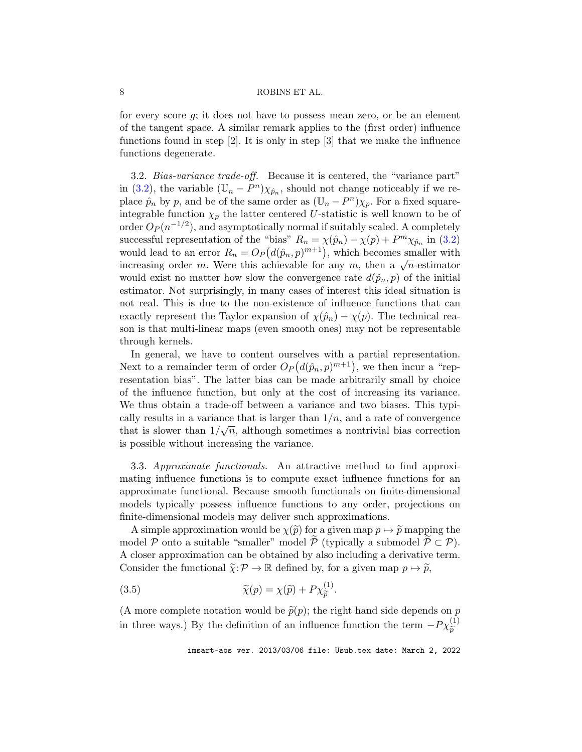for every score $g$; it does not have to possess mean zero, or be an element of the tangent space. A similar remark applies to the (first order) influence functions found in step [2]. It is only in step [3] that we make the influence functions degenerate.

3.2. *Bias-variance trade-off.* Because it is centered, the "variance part" in (3.2), the variable $(\mathbb{U}_n - P^n)\chi_{\hat{p}_n}$, should not change noticeably if we replace $\hat{p}_n$ by $p$, and be of the same order as $(\mathbb{U}_n - P^n)\chi_p$. For a fixed square-integrable function $\chi_p$ the latter centered $U$-statistic is well known to be of order $O_P(n^{-1/2})$, and asymptotically normal if suitably scaled. A completely successful representation of the "bias" $R_n = \chi(\hat{p}_n) - \chi(p) + P^m\chi_{\hat{p}_n}$ in (3.2) would lead to an error $R_n = O_P\big(d(\hat{p}_n, p)^{m+1}\big)$, which becomes smaller with increasing order $m$. Were this achievable for any $m$, then a $\sqrt{n}$-estimator would exist no matter how slow the convergence rate $d(\hat{p}_n, p)$ of the initial estimator. Not surprisingly, in many cases of interest this ideal situation is not real. This is due to the non-existence of influence functions that can exactly represent the Taylor expansion of $\chi(\hat{p}_n) - \chi(p)$. The technical reason is that multi-linear maps (even smooth ones) may not be representable through kernels.

In general, we have to content ourselves with a partial representation. Next to a remainder term of order $O_P\big(d(\hat{p}_n, p)^{m+1}\big)$, we then incur a "representation bias". The latter bias can be made arbitrarily small by choice of the influence function, but only at the cost of increasing its variance. We thus obtain a trade-off between a variance and two biases. This typically results in a variance that is larger than $1/n$, and a rate of convergence that is slower than $1/\sqrt{n}$, although sometimes a nontrivial bias correction is possible without increasing the variance.

3.3. *Approximate functionals.* An attractive method to find approximating influence functions is to compute exact influence functions for an approximate functional. Because smooth functionals on finite-dimensional models typically possess influence functions to any order, projections on finite-dimensional models may deliver such approximations.

A simple approximation would be $\chi(\widetilde{p})$ for a given map $p \mapsto \widetilde{p}$ mapping the model $\mathcal{P}$ onto a suitable "smaller" model $\widetilde{\mathcal{P}}$ (typically a submodel $\widetilde{\mathcal{P}} \subset \mathcal{P}$). A closer approximation can be obtained by also including a derivative term. Consider the functional $\widetilde{\chi}\colon \mathcal{P} \to \mathbb{R}$ defined by, for a given map $p \mapsto \widetilde{p}$,

$$\widetilde{\chi}(p) = \chi(\widetilde{p}) + P\chi_{\widetilde{p}}^{(1)}. \tag{3.5}$$

(A more complete notation would be $\widetilde{p}(p)$; the right hand side depends on $p$ in three ways.) By the definition of an influence function the term $-P\chi_{\widetilde{p}}^{(1)}$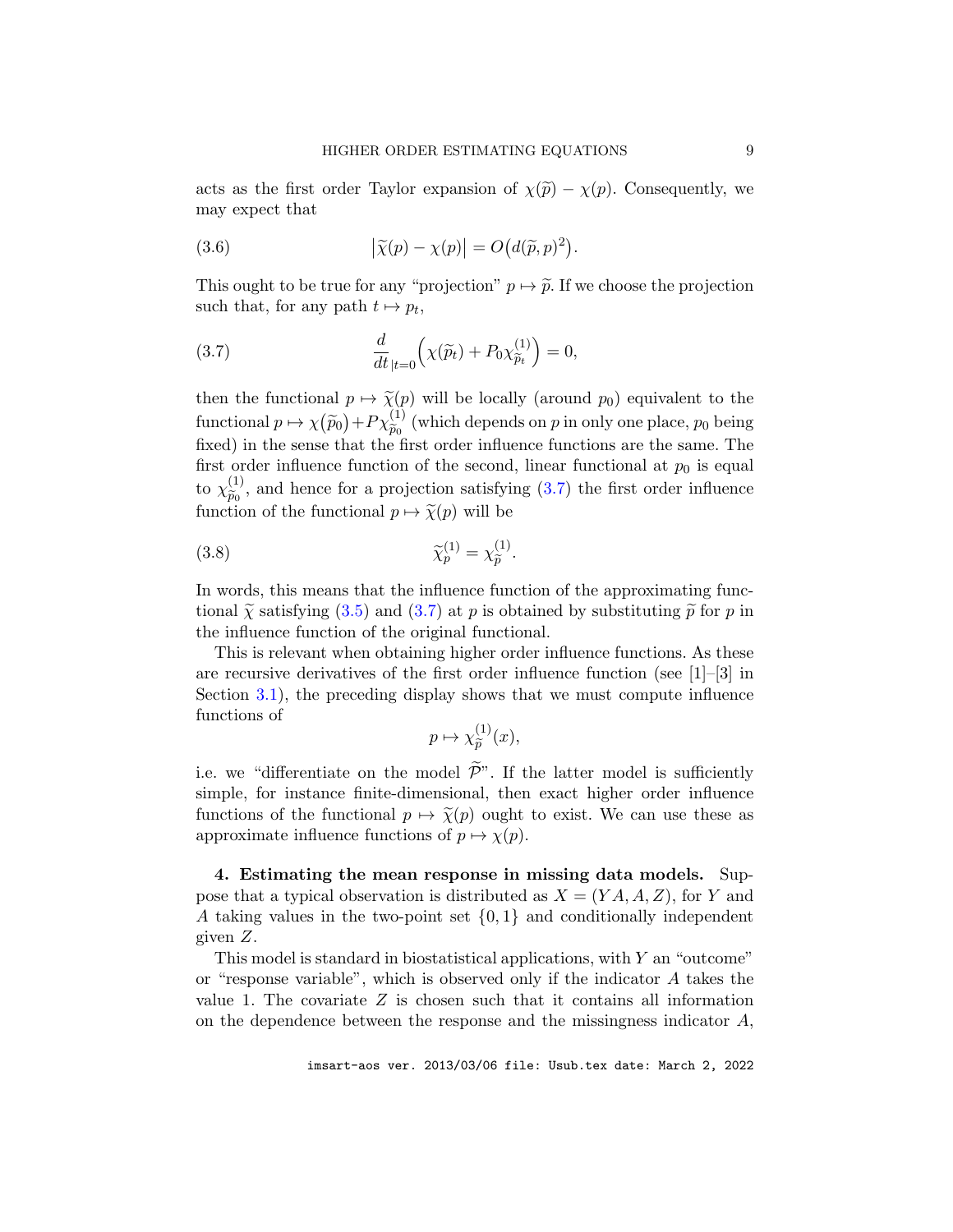acts as the first order Taylor expansion of $\chi(\widetilde{p}) - \chi(p)$. Consequently, we may expect that

$$\big|\widetilde{\chi}(p) - \chi(p)\big| = O\big(d(\widetilde{p}, p)^2\big). \tag{3.6}$$

This ought to be true for any "projection" $p \mapsto \widetilde{p}$. If we choose the projection such that, for any path $t \mapsto p_t$,

$$\frac{d}{dt}_{|t=0}\Big(\chi(\widetilde{p}_t) + P_0 \chi^{(1)}_{\widetilde{p}_t}\Big) = 0, \tag{3.7}$$

then the functional $p \mapsto \widetilde{\chi}(p)$ will be locally (around $p_0$) equivalent to the functional $p \mapsto \chi(\widetilde{p}_0) + P\chi^{(1)}_{\widetilde{p}_0}$ (which depends on $p$ in only one place, $p_0$ being fixed) in the sense that the first order influence functions are the same. The first order influence function of the second, linear functional at $p_0$ is equal to $\chi^{(1)}_{\widetilde{p}_0}$, and hence for a projection satisfying (3.7) the first order influence function of the functional $p \mapsto \widetilde{\chi}(p)$ will be

$$\widetilde{\chi}^{(1)}_p = \chi^{(1)}_{\widetilde{p}}. \tag{3.8}$$

In words, this means that the influence function of the approximating functional $\widetilde{\chi}$ satisfying (3.5) and (3.7) at $p$ is obtained by substituting $\widetilde{p}$ for $p$ in the influence function of the original functional.

This is relevant when obtaining higher order influence functions. As these are recursive derivatives of the first order influence function (see [1]–[3] in Section 3.1), the preceding display shows that we must compute influence functions of

$$p \mapsto \chi^{(1)}_{\widetilde{p}}(x),$$

i.e. we "differentiate on the model $\widetilde{\mathcal{P}}$". If the latter model is sufficiently simple, for instance finite-dimensional, then exact higher order influence functions of the functional $p \mapsto \widetilde{\chi}(p)$ ought to exist. We can use these as approximate influence functions of $p \mapsto \chi(p)$.

## 4. Estimating the mean response in missing data models.

Suppose that a typical observation is distributed as $X = (YA, A, Z)$, for $Y$ and $A$ taking values in the two-point set $\{0, 1\}$ and conditionally independent given $Z$.

This model is standard in biostatistical applications, with $Y$ an "outcome" or "response variable", which is observed only if the indicator $A$ takes the value 1. The covariate $Z$ is chosen such that it contains all information on the dependence between the response and the missingness indicator $A$,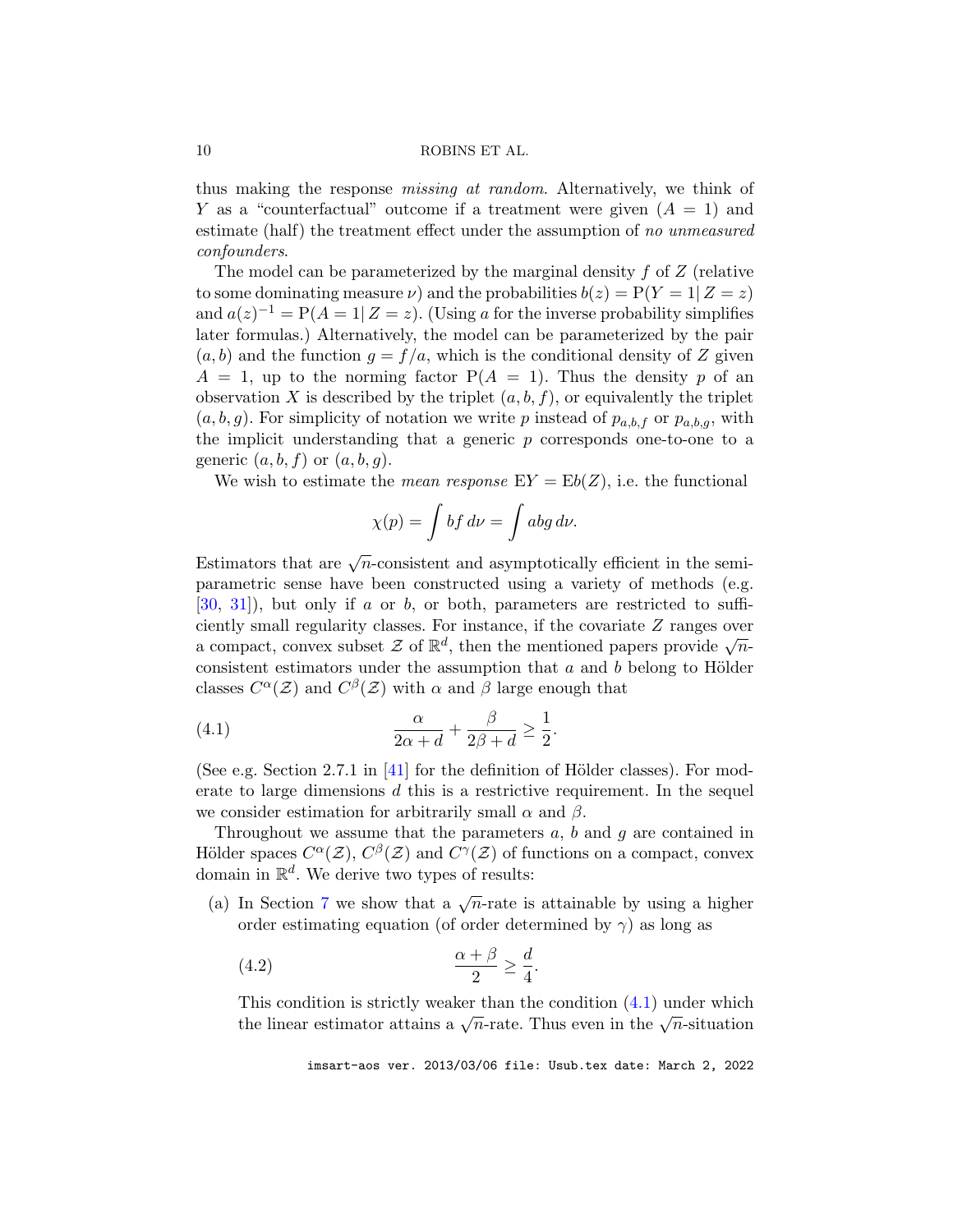thus making the response *missing at random*. Alternatively, we think of $Y$ as a "counterfactual" outcome if a treatment were given ($A = 1$) and estimate (half) the treatment effect under the assumption of *no unmeasured confounders*.

The model can be parameterized by the marginal density $f$ of $Z$ (relative to some dominating measure $\nu$) and the probabilities $b(z) = \mathrm{P}(Y = 1|\, Z = z)$ and $a(z)^{-1} = \mathrm{P}(A = 1|\, Z = z)$. (Using $a$ for the inverse probability simplifies later formulas.) Alternatively, the model can be parameterized by the pair $(a, b)$ and the function $g = f/a$, which is the conditional density of $Z$ given $A = 1$, up to the norming factor $\mathrm{P}(A = 1)$. Thus the density $p$ of an observation $X$ is described by the triplet $(a, b, f)$, or equivalently the triplet $(a, b, g)$. For simplicity of notation we write $p$ instead of $p_{a,b,f}$ or $p_{a,b,g}$, with the implicit understanding that a generic $p$ corresponds one-to-one to a generic $(a, b, f)$ or $(a, b, g)$.

We wish to estimate the *mean response* $\mathrm{E}Y = \mathrm{E}b(Z)$, i.e. the functional

$$\chi(p) = \int bf\, d\nu = \int abg\, d\nu.$$

Estimators that are $\sqrt{n}$-consistent and asymptotically efficient in the semiparametric sense have been constructed using a variety of methods (e.g. [30, 31]), but only if $a$ or $b$, or both, parameters are restricted to sufficiently small regularity classes. For instance, if the covariate $Z$ ranges over a compact, convex subset $\mathcal{Z}$ of $\mathbb{R}^d$, then the mentioned papers provide $\sqrt{n}$-consistent estimators under the assumption that $a$ and $b$ belong to Hölder classes $C^\alpha(\mathcal{Z})$ and $C^\beta(\mathcal{Z})$ with $\alpha$ and $\beta$ large enough that

$$\frac{\alpha}{2\alpha + d} + \frac{\beta}{2\beta + d} \geq \frac{1}{2}. \tag{4.1}$$

(See e.g. Section 2.7.1 in [41] for the definition of Hölder classes). For moderate to large dimensions $d$ this is a restrictive requirement. In the sequel we consider estimation for arbitrarily small $\alpha$ and $\beta$.

Throughout we assume that the parameters $a$, $b$ and $g$ are contained in Hölder spaces $C^\alpha(\mathcal{Z})$, $C^\beta(\mathcal{Z})$ and $C^\gamma(\mathcal{Z})$ of functions on a compact, convex domain in $\mathbb{R}^d$. We derive two types of results:

(a) In Section 7 we show that a $\sqrt{n}$-rate is attainable by using a higher order estimating equation (of order determined by $\gamma$) as long as

$$\frac{\alpha + \beta}{2} \geq \frac{d}{4}. \tag{4.2}$$

This condition is strictly weaker than the condition (4.1) under which the linear estimator attains a $\sqrt{n}$-rate. Thus even in the $\sqrt{n}$-situation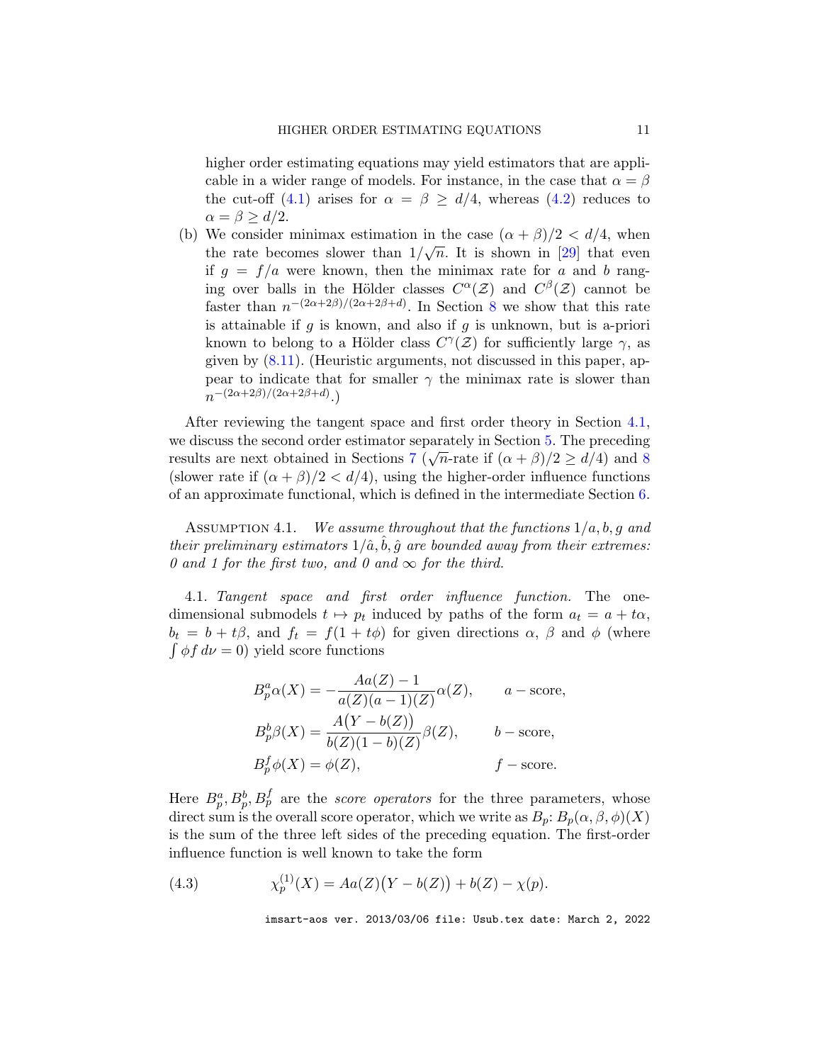higher order estimating equations may yield estimators that are applicable in a wider range of models. For instance, in the case that $\alpha = \beta$ the cut-off (4.1) arises for $\alpha = \beta \geq d/4$, whereas (4.2) reduces to $\alpha = \beta \geq d/2$.

(b) We consider minimax estimation in the case $(\alpha + \beta)/2 < d/4$, when the rate becomes slower than $1/\sqrt{n}$. It is shown in [29] that even if $g = f/a$ were known, then the minimax rate for $a$ and $b$ ranging over balls in the Hölder classes $C^\alpha(\mathcal{Z})$ and $C^\beta(\mathcal{Z})$ cannot be faster than $n^{-(2\alpha+2\beta)/(2\alpha+2\beta+d)}$. In Section 8 we show that this rate is attainable if $g$ is known, and also if $g$ is unknown, but is a-priori known to belong to a Hölder class $C^\gamma(\mathcal{Z})$ for sufficiently large $\gamma$, as given by (8.11). (Heuristic arguments, not discussed in this paper, appear to indicate that for smaller $\gamma$ the minimax rate is slower than $n^{-(2\alpha+2\beta)/(2\alpha+2\beta+d)}$.)

After reviewing the tangent space and first order theory in Section 4.1, we discuss the second order estimator separately in Section 5. The preceding results are next obtained in Sections 7 ($\sqrt{n}$-rate if $(\alpha + \beta)/2 \geq d/4$) and 8 (slower rate if $(\alpha + \beta)/2 < d/4$), using the higher-order influence functions of an approximate functional, which is defined in the intermediate Section 6.

Assumption 4.1. *We assume throughout that the functions $1/a, b, g$ and their preliminary estimators $1/\hat{a}, \hat{b}, \hat{g}$ are bounded away from their extremes: 0 and 1 for the first two, and 0 and $\infty$ for the third.*

4.1. *Tangent space and first order influence function.* The one-dimensional submodels $t \mapsto p_t$ induced by paths of the form $a_t = a + t\alpha$, $b_t = b + t\beta$, and $f_t = f(1 + t\phi)$ for given directions $\alpha$, $\beta$ and $\phi$ (where $\int \phi f \, d\nu = 0$) yield score functions

$$
\begin{aligned}
B_p^a \alpha(X) &= -\frac{Aa(Z) - 1}{a(Z)(a-1)(Z)} \alpha(Z), && a-\text{score}, \\
B_p^b \beta(X) &= \frac{A\big(Y - b(Z)\big)}{b(Z)(1-b)(Z)} \beta(Z), && b-\text{score}, \\
B_p^f \phi(X) &= \phi(Z), && f-\text{score}.
\end{aligned}
$$

Here $B_p^a, B_p^b, B_p^f$ are the *score operators* for the three parameters, whose direct sum is the overall score operator, which we write as $B_p$: $B_p(\alpha, \beta, \phi)(X)$ is the sum of the three left sides of the preceding equation. The first-order influence function is well known to take the form

$$
\chi_p^{(1)}(X) = Aa(Z)\big(Y - b(Z)\big) + b(Z) - \chi(p). \tag{4.3}
$$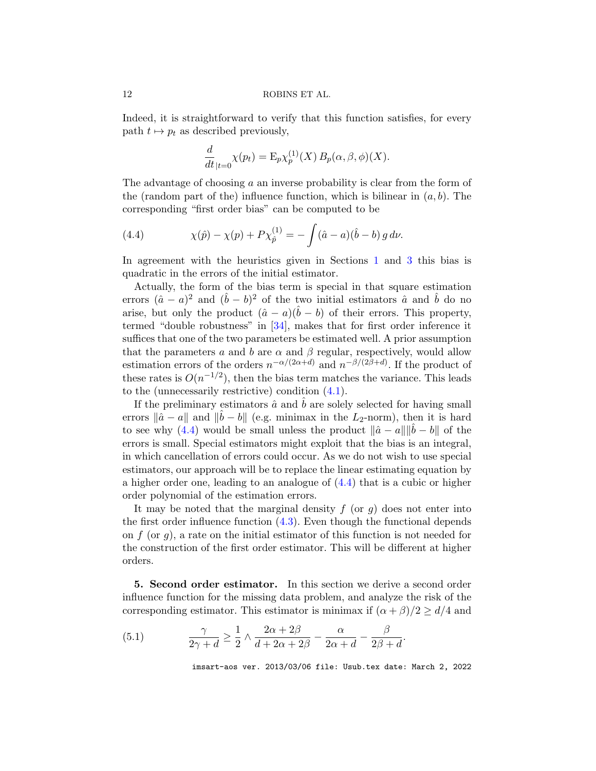Indeed, it is straightforward to verify that this function satisfies, for every path $t \mapsto p_t$ as described previously,

$$\frac{d}{dt}_{|t=0}\chi(p_t) = \mathrm{E}_p \chi_p^{(1)}(X)\, B_p(\alpha,\beta,\phi)(X).$$

The advantage of choosing $a$ an inverse probability is clear from the form of the (random part of the) influence function, which is bilinear in $(a,b)$. The corresponding "first order bias" can be computed to be

$$\chi(\hat p) - \chi(p) + P\chi_{\hat p}^{(1)} = -\int (\hat a - a)(\hat b - b)\, g\, d\nu. \tag{4.4}$$

In agreement with the heuristics given in Sections 1 and 3 this bias is quadratic in the errors of the initial estimator.

Actually, the form of the bias term is special in that square estimation errors $(\hat a - a)^2$ and $(\hat b - b)^2$ of the two initial estimators $\hat a$ and $\hat b$ do no arise, but only the product $(\hat a - a)(\hat b - b)$ of their errors. This property, termed "double robustness" in [34], makes that for first order inference it suffices that one of the two parameters be estimated well. A prior assumption that the parameters $a$ and $b$ are $\alpha$ and $\beta$ regular, respectively, would allow estimation errors of the orders $n^{-\alpha/(2\alpha+d)}$ and $n^{-\beta/(2\beta+d)}$. If the product of these rates is $O(n^{-1/2})$, then the bias term matches the variance. This leads to the (unnecessarily restrictive) condition (4.1).

If the preliminary estimators $\hat a$ and $\hat b$ are solely selected for having small errors $\|\hat a - a\|$ and $\|\hat b - b\|$ (e.g. minimax in the $L_2$-norm), then it is hard to see why (4.4) would be small unless the product $\|\hat a - a\|\|\hat b - b\|$ of the errors is small. Special estimators might exploit that the bias is an integral, in which cancellation of errors could occur. As we do not wish to use special estimators, our approach will be to replace the linear estimating equation by a higher order one, leading to an analogue of (4.4) that is a cubic or higher order polynomial of the estimation errors.

It may be noted that the marginal density $f$ (or $g$) does not enter into the first order influence function (4.3). Even though the functional depends on $f$ (or $g$), a rate on the initial estimator of this function is not needed for the construction of the first order estimator. This will be different at higher orders.

## 5. Second order estimator.

In this section we derive a second order influence function for the missing data problem, and analyze the risk of the corresponding estimator. This estimator is minimax if $(\alpha+\beta)/2 \geq d/4$ and

$$\frac{\gamma}{2\gamma+d} \geq \frac{1}{2} \wedge \frac{2\alpha+2\beta}{d+2\alpha+2\beta} - \frac{\alpha}{2\alpha+d} - \frac{\beta}{2\beta+d}. \tag{5.1}$$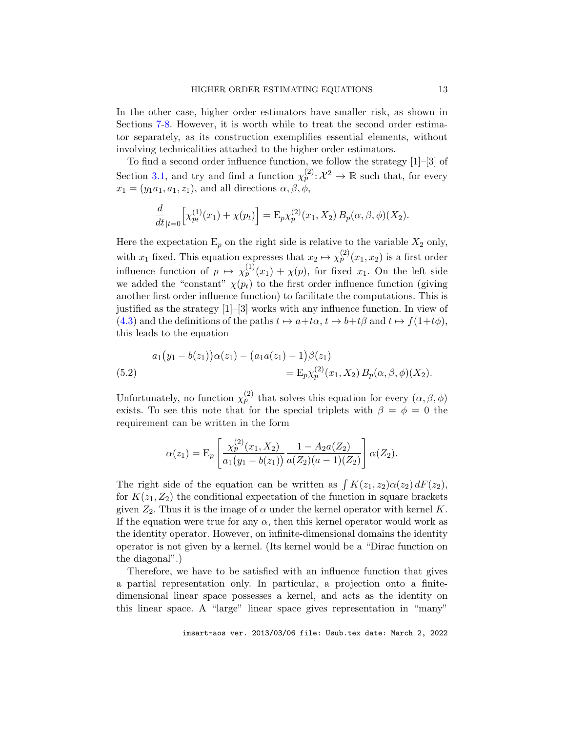In the other case, higher order estimators have smaller risk, as shown in Sections 7-8. However, it is worth while to treat the second order estimator separately, as its construction exemplifies essential elements, without involving technicalities attached to the higher order estimators.

To find a second order influence function, we follow the strategy [1]–[3] of Section 3.1, and try and find a function $\chi_p^{(2)}: \mathcal{X}^2 \to \mathbb{R}$ such that, for every $x_1 = (y_1 a_1, a_1, z_1)$, and all directions $\alpha, \beta, \phi$,

$$\frac{d}{dt}_{|t=0}\Big[\chi_{p_t}^{(1)}(x_1) + \chi(p_t)\Big] = \mathrm{E}_p \chi_p^{(2)}(x_1, X_2)\, B_p(\alpha, \beta, \phi)(X_2).$$

Here the expectation $\mathrm{E}_p$ on the right side is relative to the variable $X_2$ only, with $x_1$ fixed. This equation expresses that $x_2 \mapsto \chi_p^{(2)}(x_1, x_2)$ is a first order influence function of $p \mapsto \chi_p^{(1)}(x_1) + \chi(p)$, for fixed $x_1$. On the left side we added the "constant" $\chi(p_t)$ to the first order influence function (giving another first order influence function) to facilitate the computations. This is justified as the strategy [1]–[3] works with any influence function. In view of (4.3) and the definitions of the paths $t \mapsto a + t\alpha$, $t \mapsto b + t\beta$ and $t \mapsto f(1 + t\phi)$, this leads to the equation

$$\begin{aligned}
a_1\big(y_1 - b(z_1)\big)\alpha(z_1) - \big(a_1 a(z_1) - 1\big)\beta(z_1)& \\
= \mathrm{E}_p \chi_p^{(2)}(x_1, X_2)\, B_p(\alpha, \beta, \phi)(X_2).& \qquad (5.2)
\end{aligned}$$

Unfortunately, no function $\chi_p^{(2)}$ that solves this equation for every $(\alpha, \beta, \phi)$ exists. To see this note that for the special triplets with $\beta = \phi = 0$ the requirement can be written in the form

$$\alpha(z_1) = \mathrm{E}_p\left[\frac{\chi_p^{(2)}(x_1, X_2)}{a_1\big(y_1 - b(z_1)\big)} \frac{1 - A_2 a(Z_2)}{a(Z_2)(a-1)(Z_2)}\right]\alpha(Z_2).$$

The right side of the equation can be written as $\int K(z_1, z_2)\alpha(z_2)\, dF(z_2)$, for $K(z_1, Z_2)$ the conditional expectation of the function in square brackets given $Z_2$. Thus it is the image of $\alpha$ under the kernel operator with kernel $K$. If the equation were true for any $\alpha$, then this kernel operator would work as the identity operator. However, on infinite-dimensional domains the identity operator is not given by a kernel. (Its kernel would be a "Dirac function on the diagonal".)

Therefore, we have to be satisfied with an influence function that gives a partial representation only. In particular, a projection onto a finite-dimensional linear space possesses a kernel, and acts as the identity on this linear space. A "large" linear space gives representation in "many"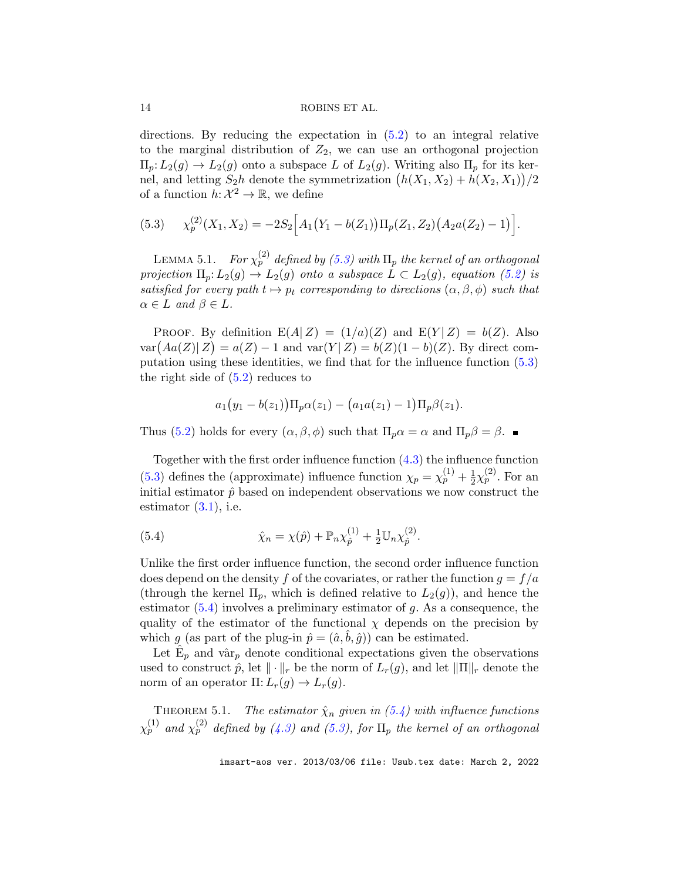directions. By reducing the expectation in (5.2) to an integral relative to the marginal distribution of $Z_2$, we can use an orthogonal projection $\Pi_p: L_2(g) \to L_2(g)$ onto a subspace $L$ of $L_2(g)$. Writing also $\Pi_p$ for its kernel, and letting $S_2 h$ denote the symmetrization $\big(h(X_1,X_2)+h(X_2,X_1)\big)/2$ of a function $h: \mathcal{X}^2 \to \mathbb{R}$, we define

$$\chi_p^{(2)}(X_1,X_2) = -2S_2\Big[A_1\big(Y_1-b(Z_1)\big)\Pi_p(Z_1,Z_2)\big(A_2 a(Z_2)-1\big)\Big]. \tag{5.3}$$

LEMMA 5.1. *For $\chi_p^{(2)}$ defined by (5.3) with $\Pi_p$ the kernel of an orthogonal projection $\Pi_p: L_2(g) \to L_2(g)$ onto a subspace $L \subset L_2(g)$, equation (5.2) is satisfied for every path $t \mapsto p_t$ corresponding to directions $(\alpha,\beta,\phi)$ such that $\alpha \in L$ and $\beta \in L$.*

PROOF. By definition $\mathrm{E}(A|\, Z) = (1/a)(Z)$ and $\mathrm{E}(Y|\, Z) = b(Z)$. Also $\mathrm{var}\big(Aa(Z)|\, Z\big) = a(Z)-1$ and $\mathrm{var}(Y|\, Z) = b(Z)(1-b)(Z)$. By direct computation using these identities, we find that for the influence function (5.3) the right side of (5.2) reduces to

$$a_1\big(y_1-b(z_1)\big)\Pi_p\alpha(z_1) - \big(a_1 a(z_1)-1\big)\Pi_p\beta(z_1).$$

Thus (5.2) holds for every $(\alpha,\beta,\phi)$ such that $\Pi_p\alpha=\alpha$ and $\Pi_p\beta=\beta$. ∎

Together with the first order influence function (4.3) the influence function (5.3) defines the (approximate) influence function $\chi_p = \chi_p^{(1)} + \frac{1}{2}\chi_p^{(2)}$. For an initial estimator $\hat{p}$ based on independent observations we now construct the estimator (3.1), i.e.

$$\hat{\chi}_n = \chi(\hat{p}) + \mathbb{P}_n\chi_{\hat{p}}^{(1)} + \tfrac{1}{2}\mathbb{U}_n\chi_{\hat{p}}^{(2)}. \tag{5.4}$$

Unlike the first order influence function, the second order influence function does depend on the density $f$ of the covariates, or rather the function $g = f/a$ (through the kernel $\Pi_p$, which is defined relative to $L_2(g)$), and hence the estimator (5.4) involves a preliminary estimator of $g$. As a consequence, the quality of the estimator of the functional $\chi$ depends on the precision by which $g$ (as part of the plug-in $\hat{p} = (\hat{a},\hat{b},\hat{g})$) can be estimated.

Let $\hat{\mathrm{E}}_p$ and $\hat{\mathrm{var}}_p$ denote conditional expectations given the observations used to construct $\hat{p}$, let $\|\cdot\|_r$ be the norm of $L_r(g)$, and let $\|\Pi\|_r$ denote the norm of an operator $\Pi: L_r(g) \to L_r(g)$.

THEOREM 5.1. *The estimator $\hat{\chi}_n$ given in (5.4) with influence functions $\chi_p^{(1)}$ and $\chi_p^{(2)}$ defined by (4.3) and (5.3), for $\Pi_p$ the kernel of an orthogonal*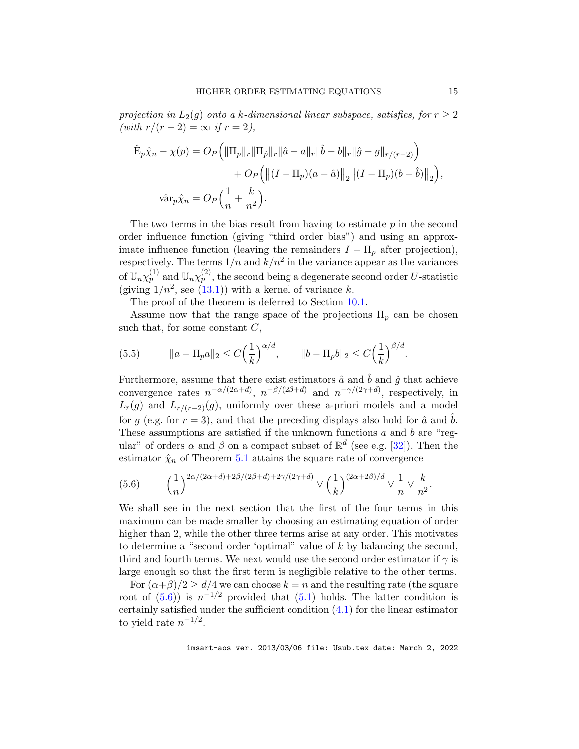*projection in $L_2(g)$ onto a $k$-dimensional linear subspace, satisfies, for $r \geq 2$ (with $r/(r-2) = \infty$ if $r = 2$),*

$$
\begin{aligned}
\hat{\mathrm{E}}_p \hat{\chi}_n - \chi(p) = O_P\Big(\|\Pi_p\|_r \|\Pi_{\hat{p}}\|_r \|\hat{a} - a\|_r \|\hat{b} - b\|_r \|\hat{g} - g\|_{r/(r-2)}\Big) \\
+ O_P\Big(\big\|(I - \Pi_p)(a - \hat{a})\big\|_2 \big\|(I - \Pi_p)(b - \hat{b})\big\|_2\Big), \\
\hat{\mathrm{var}}_p \hat{\chi}_n = O_P\Big(\frac{1}{n} + \frac{k}{n^2}\Big).
\end{aligned}
$$

The two terms in the bias result from having to estimate $p$ in the second order influence function (giving "third order bias") and using an approximate influence function (leaving the remainders $I - \Pi_p$ after projection), respectively. The terms $1/n$ and $k/n^2$ in the variance appear as the variances of $\mathbb{U}_n \chi_p^{(1)}$ and $\mathbb{U}_n \chi_p^{(2)}$, the second being a degenerate second order $U$-statistic (giving $1/n^2$, see (13.1)) with a kernel of variance $k$.

The proof of the theorem is deferred to Section 10.1.

Assume now that the range space of the projections $\Pi_p$ can be chosen such that, for some constant $C$,

$$
(5.5) \qquad \|a - \Pi_p a\|_2 \leq C\Big(\frac{1}{k}\Big)^{\alpha/d}, \qquad \|b - \Pi_p b\|_2 \leq C\Big(\frac{1}{k}\Big)^{\beta/d}.
$$

Furthermore, assume that there exist estimators $\hat{a}$ and $\hat{b}$ and $\hat{g}$ that achieve convergence rates $n^{-\alpha/(2\alpha+d)}$, $n^{-\beta/(2\beta+d)}$ and $n^{-\gamma/(2\gamma+d)}$, respectively, in $L_r(g)$ and $L_{r/(r-2)}(g)$, uniformly over these a-priori models and a model for $g$ (e.g. for $r = 3$), and that the preceding displays also hold for $\hat{a}$ and $\hat{b}$. These assumptions are satisfied if the unknown functions $a$ and $b$ are "regular" of orders $\alpha$ and $\beta$ on a compact subset of $\mathbb{R}^d$ (see e.g. [32]). Then the estimator $\hat{\chi}_n$ of Theorem 5.1 attains the square rate of convergence

$$
(5.6) \qquad \Big(\frac{1}{n}\Big)^{2\alpha/(2\alpha+d)+2\beta/(2\beta+d)+2\gamma/(2\gamma+d)} \vee \Big(\frac{1}{k}\Big)^{(2\alpha+2\beta)/d} \vee \frac{1}{n} \vee \frac{k}{n^2}.
$$

We shall see in the next section that the first of the four terms in this maximum can be made smaller by choosing an estimating equation of order higher than 2, while the other three terms arise at any order. This motivates to determine a "second order 'optimal" value of $k$ by balancing the second, third and fourth terms. We next would use the second order estimator if $\gamma$ is large enough so that the first term is negligible relative to the other terms.

For $(\alpha+\beta)/2 \geq d/4$ we can choose $k = n$ and the resulting rate (the square root of (5.6)) is $n^{-1/2}$ provided that (5.1) holds. The latter condition is certainly satisfied under the sufficient condition (4.1) for the linear estimator to yield rate $n^{-1/2}$.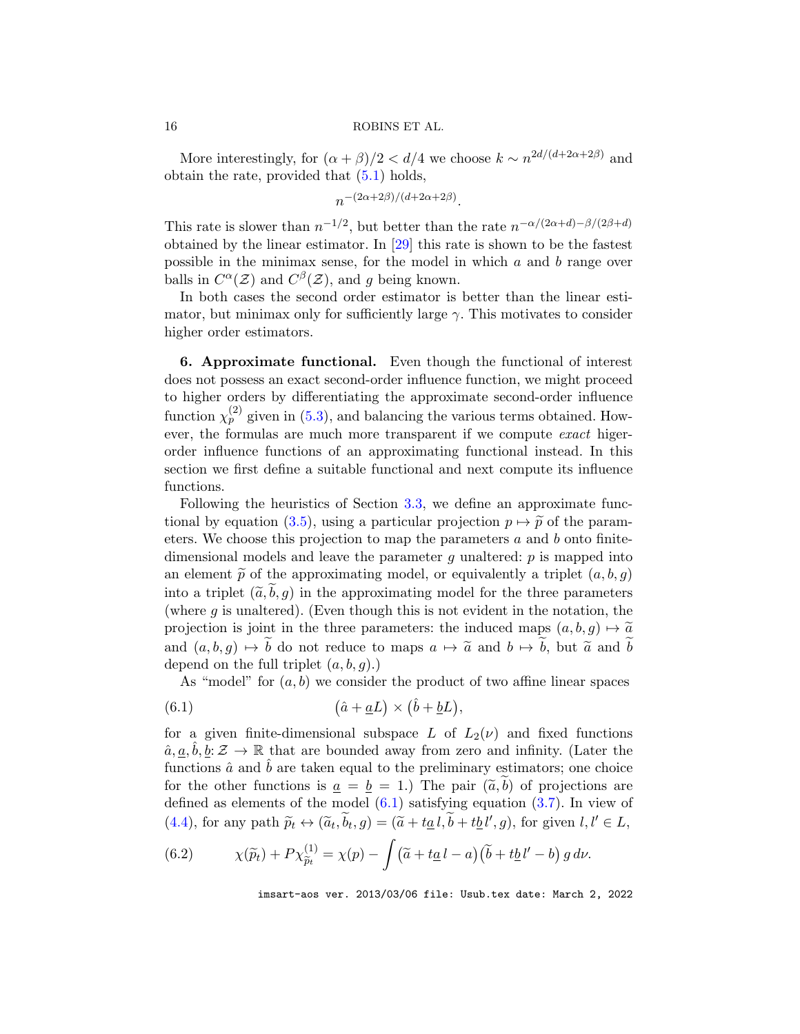More interestingly, for $(\alpha + \beta)/2 < d/4$ we choose $k \sim n^{2d/(d+2\alpha+2\beta)}$ and obtain the rate, provided that (5.1) holds,

$$n^{-(2\alpha+2\beta)/(d+2\alpha+2\beta)}.$$

This rate is slower than $n^{-1/2}$, but better than the rate $n^{-\alpha/(2\alpha+d)-\beta/(2\beta+d)}$ obtained by the linear estimator. In [29] this rate is shown to be the fastest possible in the minimax sense, for the model in which $a$ and $b$ range over balls in $C^\alpha(\mathcal{Z})$ and $C^\beta(\mathcal{Z})$, and $g$ being known.

In both cases the second order estimator is better than the linear estimator, but minimax only for sufficiently large $\gamma$. This motivates to consider higher order estimators.

**6. Approximate functional.** Even though the functional of interest does not possess an exact second-order influence function, we might proceed to higher orders by differentiating the approximate second-order influence function $\chi_p^{(2)}$ given in (5.3), and balancing the various terms obtained. However, the formulas are much more transparent if we compute *exact* higer-order influence functions of an approximating functional instead. In this section we first define a suitable functional and next compute its influence functions.

Following the heuristics of Section 3.3, we define an approximate functional by equation (3.5), using a particular projection $p \mapsto \widetilde{p}$ of the parameters. We choose this projection to map the parameters $a$ and $b$ onto finite-dimensional models and leave the parameter $g$ unaltered: $p$ is mapped into an element $\widetilde{p}$ of the approximating model, or equivalently a triplet $(a, b, g)$ into a triplet $(\widetilde{a}, \widetilde{b}, g)$ in the approximating model for the three parameters (where $g$ is unaltered). (Even though this is not evident in the notation, the projection is joint in the three parameters: the induced maps $(a, b, g) \mapsto \widetilde{a}$ and $(a, b, g) \mapsto \widetilde{b}$ do not reduce to maps $a \mapsto \widetilde{a}$ and $b \mapsto \widetilde{b}$, but $\widetilde{a}$ and $\widetilde{b}$ depend on the full triplet $(a, b, g)$.)

As "model" for $(a, b)$ we consider the product of two affine linear spaces

$$\big(\hat{a} + \underline{a}L\big) \times \big(\hat{b} + \underline{b}L\big), \tag{6.1}$$

for a given finite-dimensional subspace $L$ of $L_2(\nu)$ and fixed functions $\hat{a}, \underline{a}, \hat{b}, \underline{b}: \mathcal{Z} \to \mathbb{R}$ that are bounded away from zero and infinity. (Later the functions $\hat{a}$ and $\hat{b}$ are taken equal to the preliminary estimators; one choice for the other functions is $\underline{a} = \underline{b} = 1$.) The pair $(\widetilde{a}, \widetilde{b})$ of projections are defined as elements of the model (6.1) satisfying equation (3.7). In view of (4.4), for any path $\widetilde{p}_t \leftrightarrow (\widetilde{a}_t, \widetilde{b}_t, g) = (\widetilde{a} + t\underline{a}\, l, \widetilde{b} + t\underline{b}\, l', g)$, for given $l, l' \in L$,

$$\chi(\widetilde{p}_t) + P\chi_{\widetilde{p}_t}^{(1)} = \chi(p) - \int \big(\widetilde{a} + t\underline{a}\, l - a\big)\big(\widetilde{b} + t\underline{b}\, l' - b\big)\, g\, d\nu. \tag{6.2}$$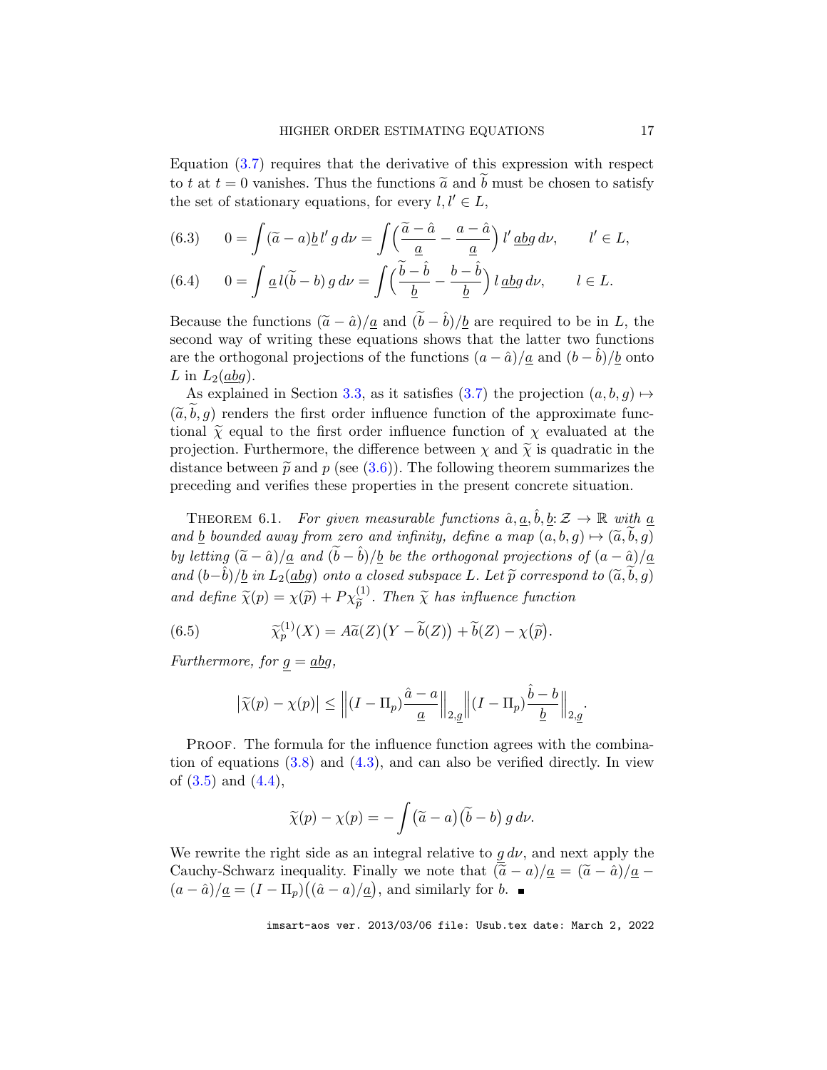Equation (3.7) requires that the derivative of this expression with respect to $t$ at $t = 0$ vanishes. Thus the functions $\widetilde{a}$ and $\widetilde{b}$ must be chosen to satisfy the set of stationary equations, for every $l, l' \in L$,

$$0 = \int (\widetilde{a} - a)\underline{b}\, l'\, g\, d\nu = \int \Big( \frac{\widetilde{a} - \hat{a}}{\underline{a}} - \frac{a - \hat{a}}{\underline{a}} \Big)\, l'\, \underline{abg}\, d\nu, \qquad l' \in L, \tag{6.3}$$

$$0 = \int \underline{a}\, l(\widetilde{b} - b)\, g\, d\nu = \int \Big( \frac{\widetilde{b} - \hat{b}}{\underline{b}} - \frac{b - \hat{b}}{\underline{b}} \Big)\, l\, \underline{abg}\, d\nu, \qquad l \in L. \tag{6.4}$$

Because the functions $(\widetilde{a} - \hat{a})/\underline{a}$ and $(\widetilde{b} - \hat{b})/\underline{b}$ are required to be in $L$, the second way of writing these equations shows that the latter two functions are the orthogonal projections of the functions $(a - \hat{a})/\underline{a}$ and $(b - \hat{b})/\underline{b}$ onto $L$ in $L_2(\underline{abg})$.

As explained in Section 3.3, as it satisfies (3.7) the projection $(a, b, g) \mapsto (\widetilde{a}, \widetilde{b}, g)$ renders the first order influence function of the approximate functional $\widetilde{\chi}$ equal to the first order influence function of $\chi$ evaluated at the projection. Furthermore, the difference between $\chi$ and $\widetilde{\chi}$ is quadratic in the distance between $\widetilde{p}$ and $p$ (see (3.6)). The following theorem summarizes the preceding and verifies these properties in the present concrete situation.

THEOREM 6.1. *For given measurable functions $\hat{a}, \underline{a}, \hat{b}, \underline{b}: \mathcal{Z} \to \mathbb{R}$ with $\underline{a}$ and $\underline{b}$ bounded away from zero and infinity, define a map $(a, b, g) \mapsto (\widetilde{a}, \widetilde{b}, g)$ by letting $(\widetilde{a} - \hat{a})/\underline{a}$ and $(\widetilde{b} - \hat{b})/\underline{b}$ be the orthogonal projections of $(a - \hat{a})/\underline{a}$ and $(b - \hat{b})/\underline{b}$ in $L_2(\underline{abg})$ onto a closed subspace $L$. Let $\widetilde{p}$ correspond to $(\widetilde{a}, \widetilde{b}, g)$ and define $\widetilde{\chi}(p) = \chi(\widetilde{p}) + P\chi^{(1)}_{\widetilde{p}}$. Then $\widetilde{\chi}$ has influence function*

$$\widetilde{\chi}^{(1)}_p(X) = A\widetilde{a}(Z)\big(Y - \widetilde{b}(Z)\big) + \widetilde{b}(Z) - \chi(\widetilde{p}). \tag{6.5}$$

*Furthermore, for $\underline{g} = \underline{abg}$,*

$$\big|\widetilde{\chi}(p) - \chi(p)\big| \le \Big\| (I - \Pi_p)\frac{\hat{a} - a}{\underline{a}} \Big\|_{2,\underline{g}} \Big\| (I - \Pi_p)\frac{\hat{b} - b}{\underline{b}} \Big\|_{2,\underline{g}}.$$

PROOF. The formula for the influence function agrees with the combination of equations (3.8) and (4.3), and can also be verified directly. In view of (3.5) and (4.4),

$$\widetilde{\chi}(p) - \chi(p) = -\int \big(\widetilde{a} - a\big)\big(\widetilde{b} - b\big)\, g\, d\nu.$$

We rewrite the right side as an integral relative to $\underline{g}\, d\nu$, and next apply the Cauchy-Schwarz inequality. Finally we note that $(\widetilde{a} - a)/\underline{a} = (\widetilde{a} - \hat{a})/\underline{a} - (a - \hat{a})/\underline{a} = (I - \Pi_p)\big((\hat{a} - a)/\underline{a}\big)$, and similarly for $b$. ∎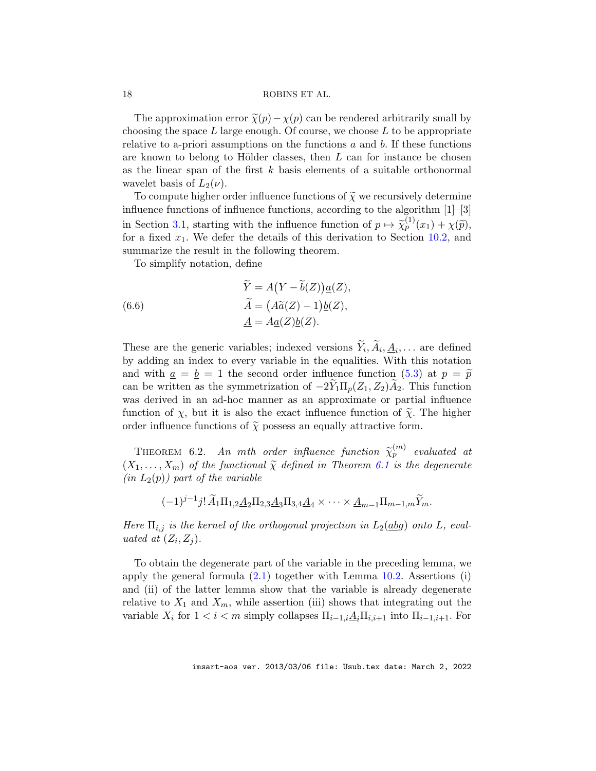The approximation error $\widetilde{\chi}(p) - \chi(p)$ can be rendered arbitrarily small by choosing the space $L$ large enough. Of course, we choose $L$ to be appropriate relative to a-priori assumptions on the functions $a$ and $b$. If these functions are known to belong to Hölder classes, then $L$ can for instance be chosen as the linear span of the first $k$ basis elements of a suitable orthonormal wavelet basis of $L_2(\nu)$.

To compute higher order influence functions of $\widetilde{\chi}$ we recursively determine influence functions of influence functions, according to the algorithm [1]–[3] in Section 3.1, starting with the influence function of $p \mapsto \widetilde{\chi}_p^{(1)}(x_1) + \chi(\widetilde{p})$, for a fixed $x_1$. We defer the details of this derivation to Section 10.2, and summarize the result in the following theorem.

To simplify notation, define

$$
\begin{aligned}
\widetilde{Y} &= A\big(Y - \widetilde{b}(Z)\big)\underline{a}(Z),\\
\widetilde{A} &= \big(A\widetilde{a}(Z) - 1\big)\underline{b}(Z),\\
\underline{A} &= A\underline{a}(Z)\underline{b}(Z).
\end{aligned}
\tag{6.6}
$$

These are the generic variables; indexed versions $\widetilde{Y}_i, \widetilde{A}_i, \underline{A}_i, \ldots$ are defined by adding an index to every variable in the equalities. With this notation and with $\underline{a} = \underline{b} = 1$ the second order influence function (5.3) at $p = \widetilde{p}$ can be written as the symmetrization of $-2\widetilde{Y}_1\Pi_p(Z_1, Z_2)\widetilde{A}_2$. This function was derived in an ad-hoc manner as an approximate or partial influence function of $\chi$, but it is also the exact influence function of $\widetilde{\chi}$. The higher order influence functions of $\widetilde{\chi}$ possess an equally attractive form.

THEOREM 6.2. *An mth order influence function $\widetilde{\chi}_p^{(m)}$ evaluated at $(X_1, \ldots, X_m)$ of the functional $\widetilde{\chi}$ defined in Theorem 6.1 is the degenerate (in $L_2(p)$) part of the variable*

$$
(-1)^{j-1} j!\, \widetilde{A}_1 \Pi_{1,2} \underline{A}_2 \Pi_{2,3} \underline{A}_3 \Pi_{3,4} \underline{A}_4 \times \cdots \times \underline{A}_{m-1} \Pi_{m-1,m} \widetilde{Y}_m.
$$

*Here $\Pi_{i,j}$ is the kernel of the orthogonal projection in $L_2(\underline{a}\underline{b}g)$ onto $L$, evaluated at $(Z_i, Z_j)$.*

To obtain the degenerate part of the variable in the preceding lemma, we apply the general formula (2.1) together with Lemma 10.2. Assertions (i) and (ii) of the latter lemma show that the variable is already degenerate relative to $X_1$ and $X_m$, while assertion (iii) shows that integrating out the variable $X_i$ for $1 < i < m$ simply collapses $\Pi_{i-1,i}\underline{A}_i\Pi_{i,i+1}$ into $\Pi_{i-1,i+1}$. For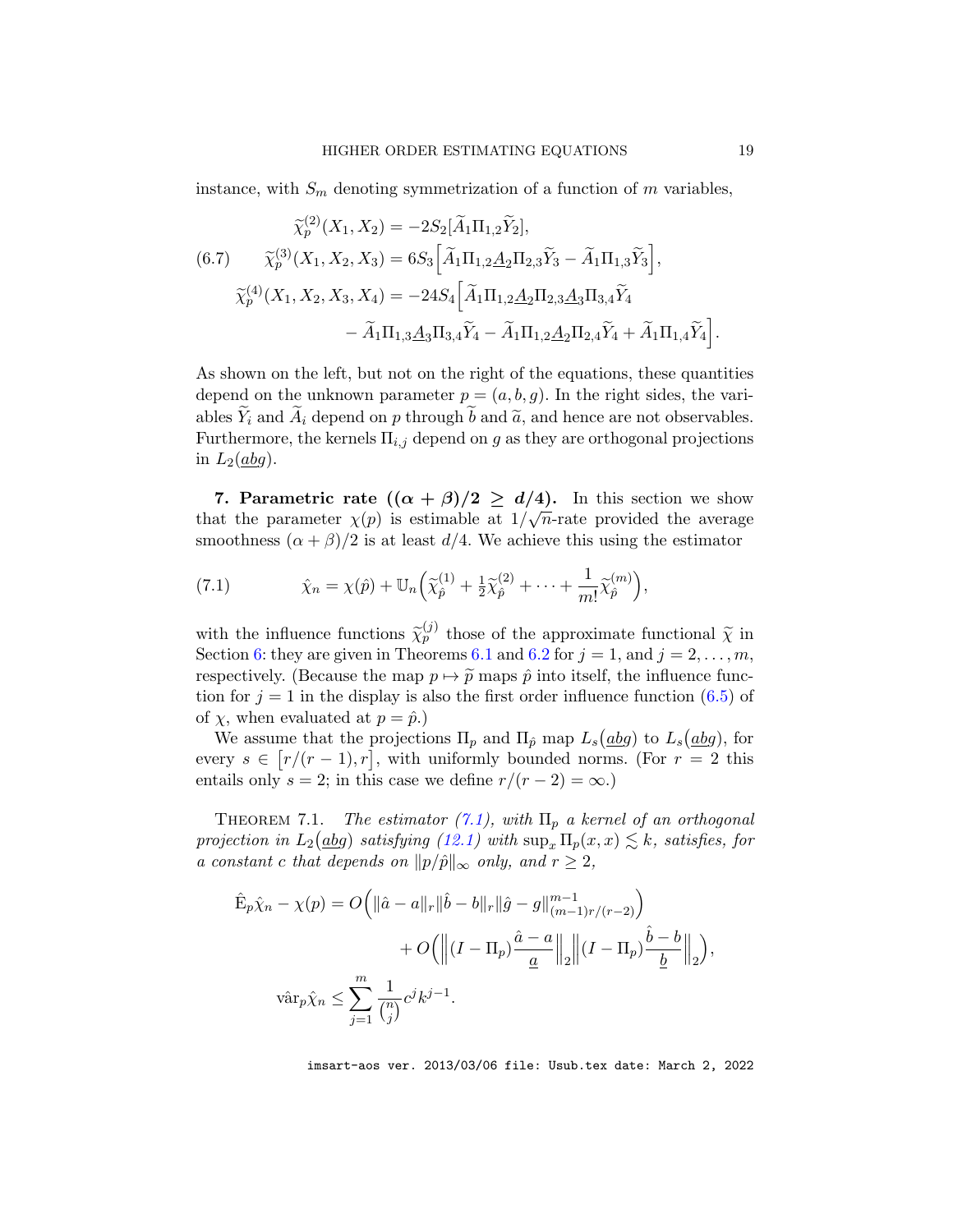instance, with $S_m$ denoting symmetrization of a function of $m$ variables,

$$
\begin{aligned}
\widetilde{\chi}_p^{(2)}(X_1, X_2) &= -2S_2[\widetilde{A}_1\Pi_{1,2}\widetilde{Y}_2], \\
\widetilde{\chi}_p^{(3)}(X_1, X_2, X_3) &= 6S_3\Big[\widetilde{A}_1\Pi_{1,2}\underline{A}_2\Pi_{2,3}\widetilde{Y}_3 - \widetilde{A}_1\Pi_{1,3}\widetilde{Y}_3\Big], \\
\widetilde{\chi}_p^{(4)}(X_1, X_2, X_3, X_4) &= -24S_4\Big[\widetilde{A}_1\Pi_{1,2}\underline{A}_2\Pi_{2,3}\underline{A}_3\Pi_{3,4}\widetilde{Y}_4 \\
&\qquad - \widetilde{A}_1\Pi_{1,3}\underline{A}_3\Pi_{3,4}\widetilde{Y}_4 - \widetilde{A}_1\Pi_{1,2}\underline{A}_2\Pi_{2,4}\widetilde{Y}_4 + \widetilde{A}_1\Pi_{1,4}\widetilde{Y}_4\Big].
\end{aligned}
\tag{6.7}
$$

As shown on the left, but not on the right of the equations, these quantities depend on the unknown parameter $p = (a, b, g)$. In the right sides, the variables $\widetilde{Y}_i$ and $\widetilde{A}_i$ depend on $p$ through $\widetilde{b}$ and $\widetilde{a}$, and hence are not observables. Furthermore, the kernels $\Pi_{i,j}$ depend on $g$ as they are orthogonal projections in $L_2(\underline{a}b g)$.

**7. Parametric rate $((\alpha + \beta)/2 \geq d/4)$.** In this section we show that the parameter $\chi(p)$ is estimable at $1/\sqrt{n}$-rate provided the average smoothness $(\alpha + \beta)/2$ is at least $d/4$. We achieve this using the estimator

$$
\hat{\chi}_n = \chi(\hat{p}) + \mathbb{U}_n\Big(\widetilde{\chi}_{\hat{p}}^{(1)} + \tfrac{1}{2}\widetilde{\chi}_{\hat{p}}^{(2)} + \cdots + \frac{1}{m!}\widetilde{\chi}_{\hat{p}}^{(m)}\Big),
\tag{7.1}
$$

with the influence functions $\widetilde{\chi}_p^{(j)}$ those of the approximate functional $\widetilde{\chi}$ in Section 6: they are given in Theorems 6.1 and 6.2 for $j = 1$, and $j = 2, \ldots, m$, respectively. (Because the map $p \mapsto \widetilde{p}$ maps $\hat{p}$ into itself, the influence function for $j = 1$ in the display is also the first order influence function (6.5) of of $\chi$, when evaluated at $p = \hat{p}$.)

We assume that the projections $\Pi_p$ and $\Pi_{\hat{p}}$ map $L_s(\underline{a}b g)$ to $L_s(\underline{a}b g)$, for every $s \in \big[r/(r-1), r\big]$, with uniformly bounded norms. (For $r = 2$ this entails only $s = 2$; in this case we define $r/(r-2) = \infty$.)

Theorem 7.1. *The estimator (7.1), with $\Pi_p$ a kernel of an orthogonal projection in $L_2(\underline{a}b g)$ satisfying (12.1) with $\sup_x \Pi_p(x, x) \lesssim k$, satisfies, for a constant $c$ that depends on $\|p/\hat{p}\|_\infty$ only, and $r \geq 2$,*

$$
\begin{aligned}
\hat{\mathrm{E}}_p\hat{\chi}_n - \chi(p) &= O\Big(\|\hat{a} - a\|_r\|\hat{b} - b\|_r\|\hat{g} - g\|_{(m-1)r/(r-2)}^{m-1}\Big) \\
&\qquad + O\Big(\Big\|(I - \Pi_p)\frac{\hat{a} - a}{\underline{a}}\Big\|_2\Big\|(I - \Pi_p)\frac{\hat{b} - b}{\underline{b}}\Big\|_2\Big), \\
\hat{\mathrm{var}}_p\hat{\chi}_n &\leq \sum_{j=1}^m \frac{1}{\binom{n}{j}}c^j k^{j-1}.
\end{aligned}
$$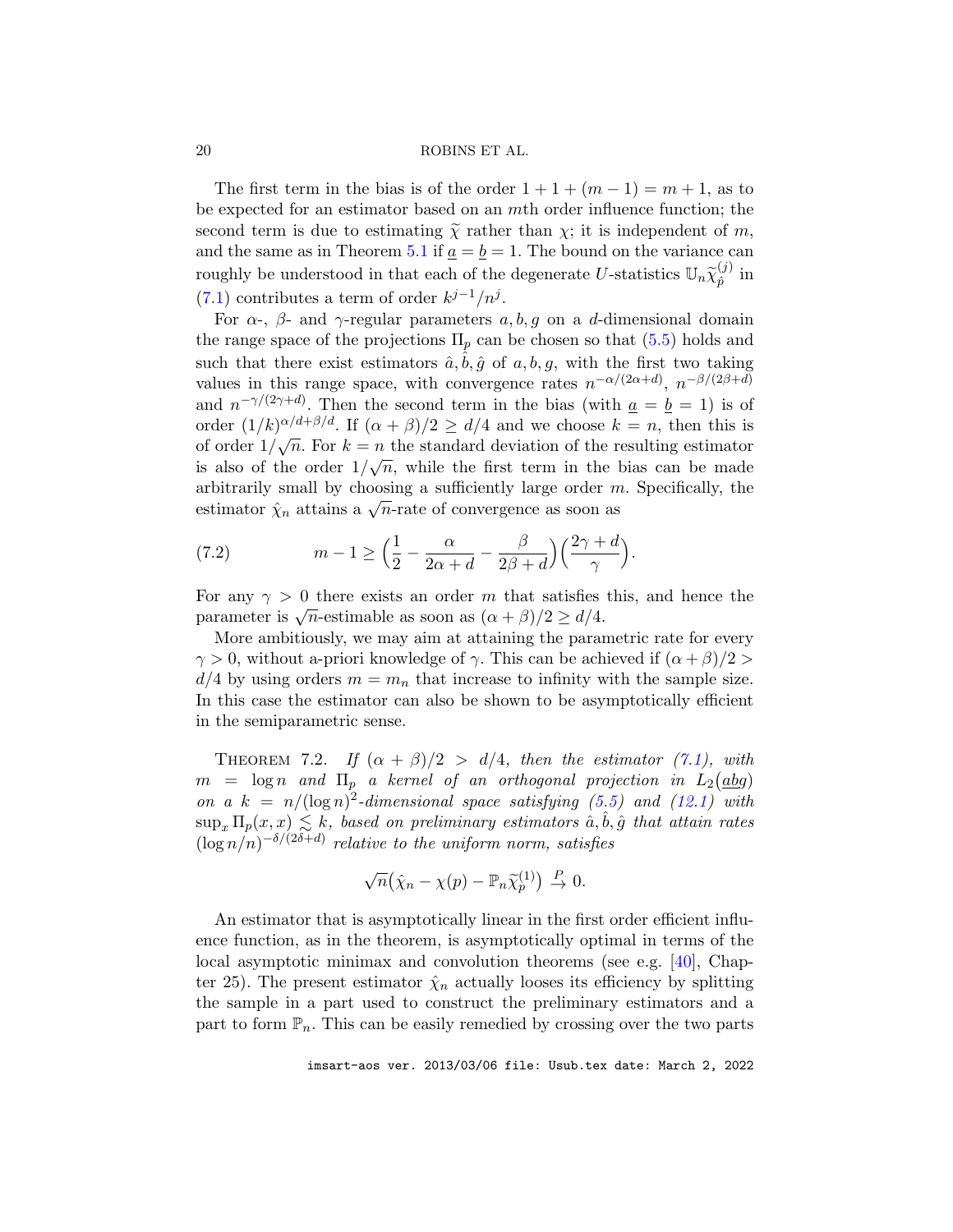The first term in the bias is of the order $1 + 1 + (m - 1) = m + 1$, as to be expected for an estimator based on an $m$th order influence function; the second term is due to estimating $\widetilde{\chi}$ rather than $\chi$; it is independent of $m$, and the same as in Theorem 5.1 if $\underline{a} = \underline{b} = 1$. The bound on the variance can roughly be understood in that each of the degenerate $U$-statistics $\mathbb{U}_n \widetilde{\chi}_{\hat{p}}^{(j)}$ in (7.1) contributes a term of order $k^{j-1}/n^j$.

For $\alpha$-, $\beta$- and $\gamma$-regular parameters $a, b, g$ on a $d$-dimensional domain the range space of the projections $\Pi_p$ can be chosen so that (5.5) holds and such that there exist estimators $\hat{a}, \hat{b}, \hat{g}$ of $a, b, g$, with the first two taking values in this range space, with convergence rates $n^{-\alpha/(2\alpha+d)}$, $n^{-\beta/(2\beta+d)}$ and $n^{-\gamma/(2\gamma+d)}$. Then the second term in the bias (with $\underline{a} = \underline{b} = 1$) is of order $(1/k)^{\alpha/d+\beta/d}$. If $(\alpha + \beta)/2 \geq d/4$ and we choose $k = n$, then this is of order $1/\sqrt{n}$. For $k = n$ the standard deviation of the resulting estimator is also of the order $1/\sqrt{n}$, while the first term in the bias can be made arbitrarily small by choosing a sufficiently large order $m$. Specifically, the estimator $\hat{\chi}_n$ attains a $\sqrt{n}$-rate of convergence as soon as

$$m - 1 \geq \Big(\frac{1}{2} - \frac{\alpha}{2\alpha + d} - \frac{\beta}{2\beta + d}\Big)\Big(\frac{2\gamma + d}{\gamma}\Big). \tag{7.2}$$

For any $\gamma > 0$ there exists an order $m$ that satisfies this, and hence the parameter is $\sqrt{n}$-estimable as soon as $(\alpha + \beta)/2 \geq d/4$.

More ambitiously, we may aim at attaining the parametric rate for every $\gamma > 0$, without a-priori knowledge of $\gamma$. This can be achieved if $(\alpha + \beta)/2 > d/4$ by using orders $m = m_n$ that increase to infinity with the sample size. In this case the estimator can also be shown to be asymptotically efficient in the semiparametric sense.

THEOREM 7.2. *If $(\alpha + \beta)/2 > d/4$, then the estimator (7.1), with $m = \log n$ and $\Pi_p$ a kernel of an orthogonal projection in $L_2(\underline{abg})$ on a $k = n/(\log n)^2$-dimensional space satisfying (5.5) and (12.1) with $\sup_x \Pi_p(x, x) \lesssim k$, based on preliminary estimators $\hat{a}, \hat{b}, \hat{g}$ that attain rates $(\log n/n)^{-\delta/(2\delta+d)}$ relative to the uniform norm, satisfies*

$$\sqrt{n}\big(\hat{\chi}_n - \chi(p) - \mathbb{P}_n \widetilde{\chi}_p^{(1)}\big) \xrightarrow{P} 0.$$

An estimator that is asymptotically linear in the first order efficient influence function, as in the theorem, is asymptotically optimal in terms of the local asymptotic minimax and convolution theorems (see e.g. [40], Chapter 25). The present estimator $\hat{\chi}_n$ actually looses its efficiency by splitting the sample in a part used to construct the preliminary estimators and a part to form $\mathbb{P}_n$. This can be easily remedied by crossing over the two parts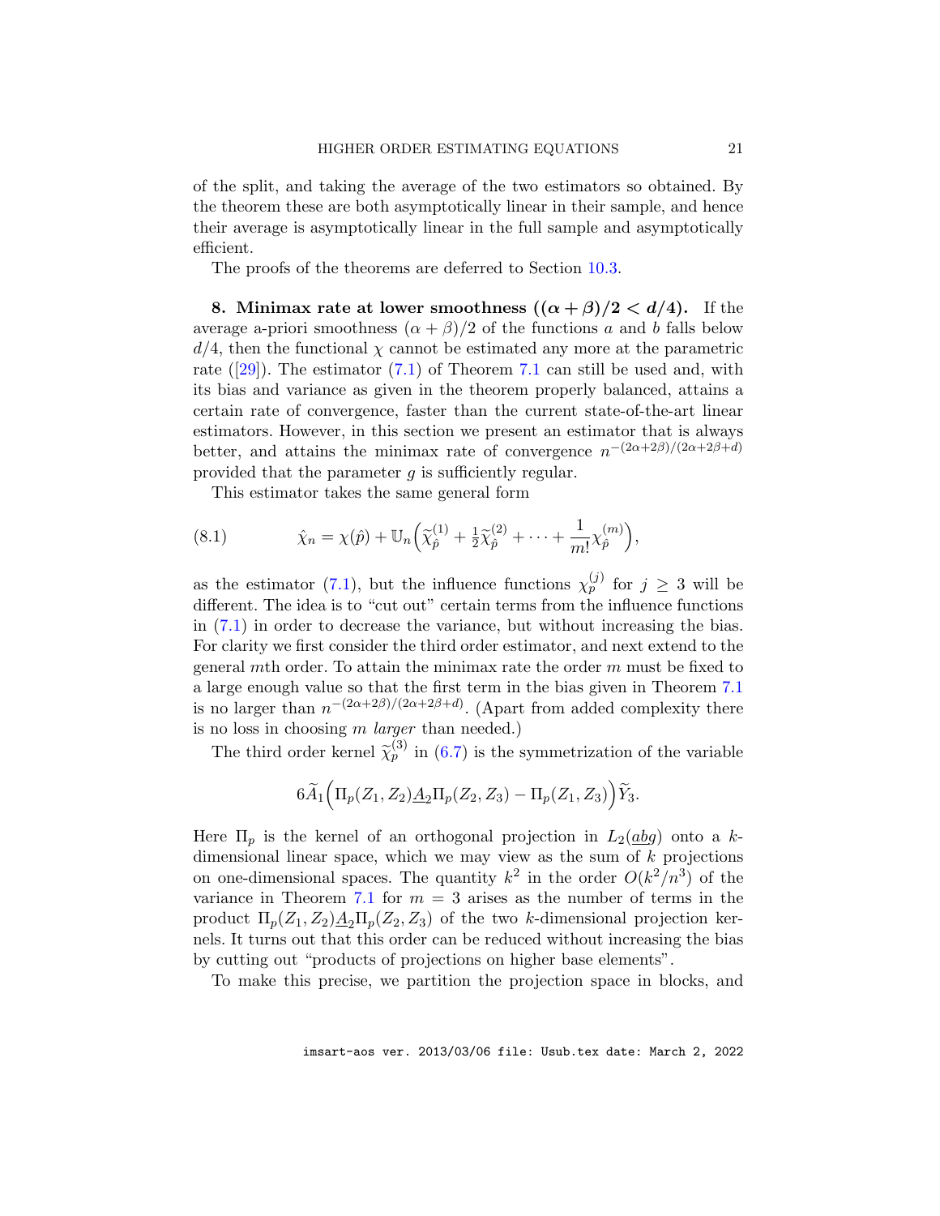of the split, and taking the average of the two estimators so obtained. By the theorem these are both asymptotically linear in their sample, and hence their average is asymptotically linear in the full sample and asymptotically efficient.

The proofs of the theorems are deferred to Section 10.3.

## 8. Minimax rate at lower smoothness ($(\alpha+\beta)/2 < d/4$).

If the average a-priori smoothness $(\alpha+\beta)/2$ of the functions $a$ and $b$ falls below $d/4$, then the functional $\chi$ cannot be estimated any more at the parametric rate ([29]). The estimator (7.1) of Theorem 7.1 can still be used and, with its bias and variance as given in the theorem properly balanced, attains a certain rate of convergence, faster than the current state-of-the-art linear estimators. However, in this section we present an estimator that is always better, and attains the minimax rate of convergence $n^{-(2\alpha+2\beta)/(2\alpha+2\beta+d)}$ provided that the parameter $g$ is sufficiently regular.

This estimator takes the same general form

$$\hat\chi_n = \chi(\hat p) + \mathbb{U}_n\Bigl(\widetilde\chi_{\hat p}^{(1)} + \tfrac12 \widetilde\chi_{\hat p}^{(2)} + \cdots + \frac{1}{m!}\chi_{\hat p}^{(m)}\Bigr), \tag{8.1}$$

as the estimator (7.1), but the influence functions $\chi_p^{(j)}$ for $j \geq 3$ will be different. The idea is to "cut out" certain terms from the influence functions in (7.1) in order to decrease the variance, but without increasing the bias. For clarity we first consider the third order estimator, and next extend to the general $m$th order. To attain the minimax rate the order $m$ must be fixed to a large enough value so that the first term in the bias given in Theorem 7.1 is no larger than $n^{-(2\alpha+2\beta)/(2\alpha+2\beta+d)}$. (Apart from added complexity there is no loss in choosing $m$ *larger* than needed.)

The third order kernel $\widetilde\chi_p^{(3)}$ in (6.7) is the symmetrization of the variable

$$6\widetilde A_1\Bigl(\Pi_p(Z_1,Z_2)\underline{A}_2\Pi_p(Z_2,Z_3) - \Pi_p(Z_1,Z_3)\Bigr)\widetilde Y_3.$$

Here $\Pi_p$ is the kernel of an orthogonal projection in $L_2(\underline{abg})$ onto a $k$-dimensional linear space, which we may view as the sum of $k$ projections on one-dimensional spaces. The quantity $k^2$ in the order $O(k^2/n^3)$ of the variance in Theorem 7.1 for $m=3$ arises as the number of terms in the product $\Pi_p(Z_1,Z_2)\underline{A}_2\Pi_p(Z_2,Z_3)$ of the two $k$-dimensional projection kernels. It turns out that this order can be reduced without increasing the bias by cutting out "products of projections on higher base elements".

To make this precise, we partition the projection space in blocks, and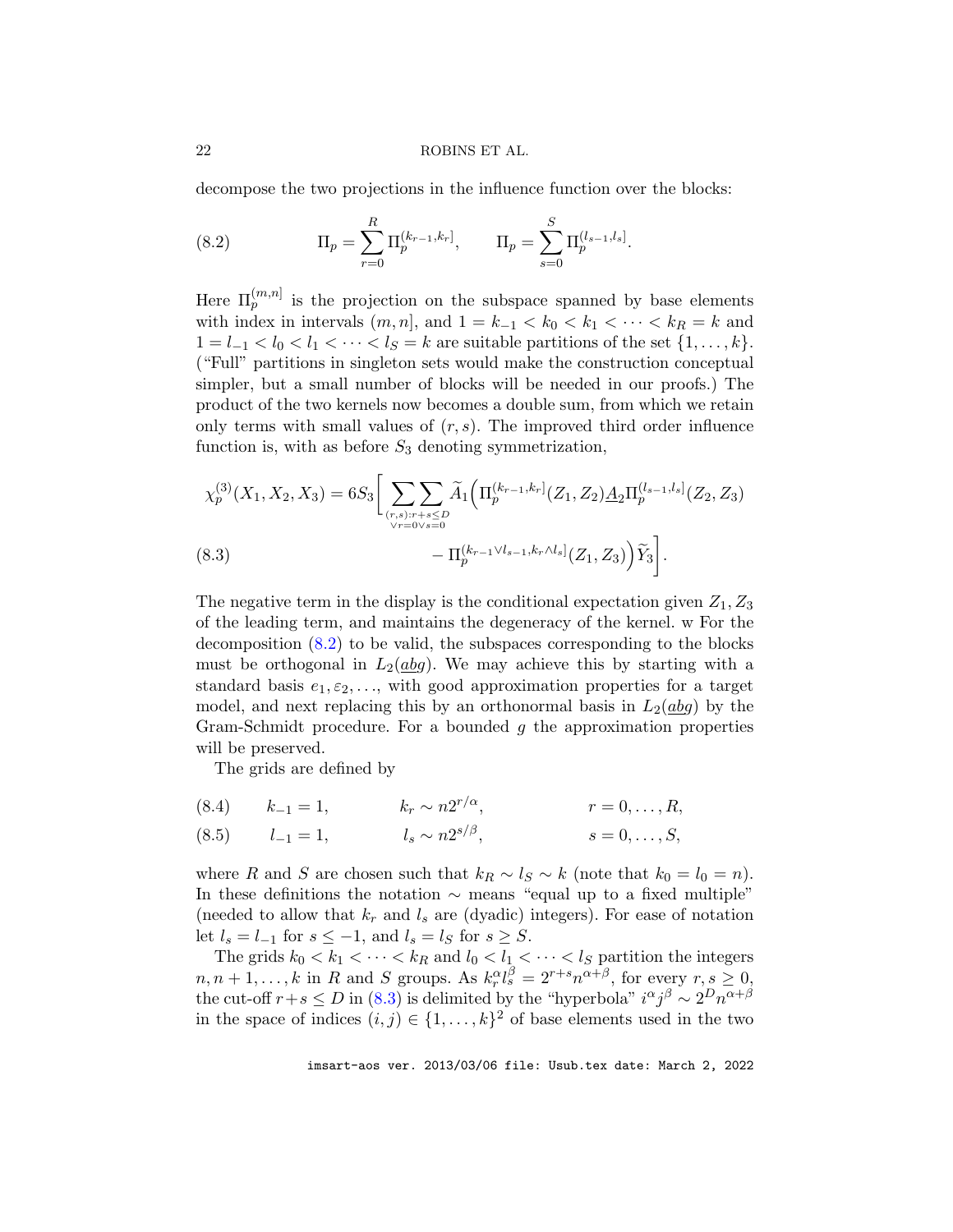decompose the two projections in the influence function over the blocks:

$$\Pi_p = \sum_{r=0}^{R} \Pi_p^{(k_{r-1},k_r]}, \qquad \Pi_p = \sum_{s=0}^{S} \Pi_p^{(l_{s-1},l_s]}. \tag{8.2}$$

Here $\Pi_p^{(m,n]}$ is the projection on the subspace spanned by base elements with index in intervals $(m,n]$, and $1 = k_{-1} < k_0 < k_1 < \cdots < k_R = k$ and $1 = l_{-1} < l_0 < l_1 < \cdots < l_S = k$ are suitable partitions of the set $\{1,\ldots,k\}$. ("Full" partitions in singleton sets would make the construction conceptual simpler, but a small number of blocks will be needed in our proofs.) The product of the two kernels now becomes a double sum, from which we retain only terms with small values of $(r,s)$. The improved third order influence function is, with as before $S_3$ denoting symmetrization,

$$\begin{aligned}\chi_p^{(3)}(X_1,X_2,X_3) = 6S_3\Bigg[\sum\sum_{\substack{(r,s):r+s\le D\\ \vee r=0\vee s=0}} \widetilde{A}_1\Big(\Pi_p^{(k_{r-1},k_r]}(Z_1,Z_2)\underline{A}_2\Pi_p^{(l_{s-1},l_s]}(Z_2,Z_3)\\ - \Pi_p^{(k_{r-1}\vee l_{s-1},k_r\wedge l_s]}(Z_1,Z_3)\Big)\widetilde{Y}_3\Bigg].\end{aligned} \tag{8.3}$$

The negative term in the display is the conditional expectation given $Z_1, Z_3$ of the leading term, and maintains the degeneracy of the kernel. w For the decomposition (8.2) to be valid, the subspaces corresponding to the blocks must be orthogonal in $L_2(\underline{a}\underline{b}g)$. We may achieve this by starting with a standard basis $e_1, \varepsilon_2, \ldots$, with good approximation properties for a target model, and next replacing this by an orthonormal basis in $L_2(\underline{a}\underline{b}g)$ by the Gram-Schmidt procedure. For a bounded $g$ the approximation properties will be preserved.

The grids are defined by

$$k_{-1} = 1, \qquad k_r \sim n2^{r/\alpha}, \qquad r = 0,\ldots,R, \tag{8.4}$$

$$l_{-1} = 1, \qquad l_s \sim n2^{s/\beta}, \qquad s = 0,\ldots,S, \tag{8.5}$$

where $R$ and $S$ are chosen such that $k_R \sim l_S \sim k$ (note that $k_0 = l_0 = n$). In these definitions the notation $\sim$ means "equal up to a fixed multiple" (needed to allow that $k_r$ and $l_s$ are (dyadic) integers). For ease of notation let $l_s = l_{-1}$ for $s \le -1$, and $l_s = l_S$ for $s \ge S$.

The grids $k_0 < k_1 < \cdots < k_R$ and $l_0 < l_1 < \cdots < l_S$ partition the integers $n, n+1, \ldots, k$ in $R$ and $S$ groups. As $k_r^\alpha l_s^\beta = 2^{r+s}n^{\alpha+\beta}$, for every $r,s \ge 0$, the cut-off $r+s \le D$ in (8.3) is delimited by the "hyperbola" $i^\alpha j^\beta \sim 2^D n^{\alpha+\beta}$ in the space of indices $(i,j) \in \{1,\ldots,k\}^2$ of base elements used in the two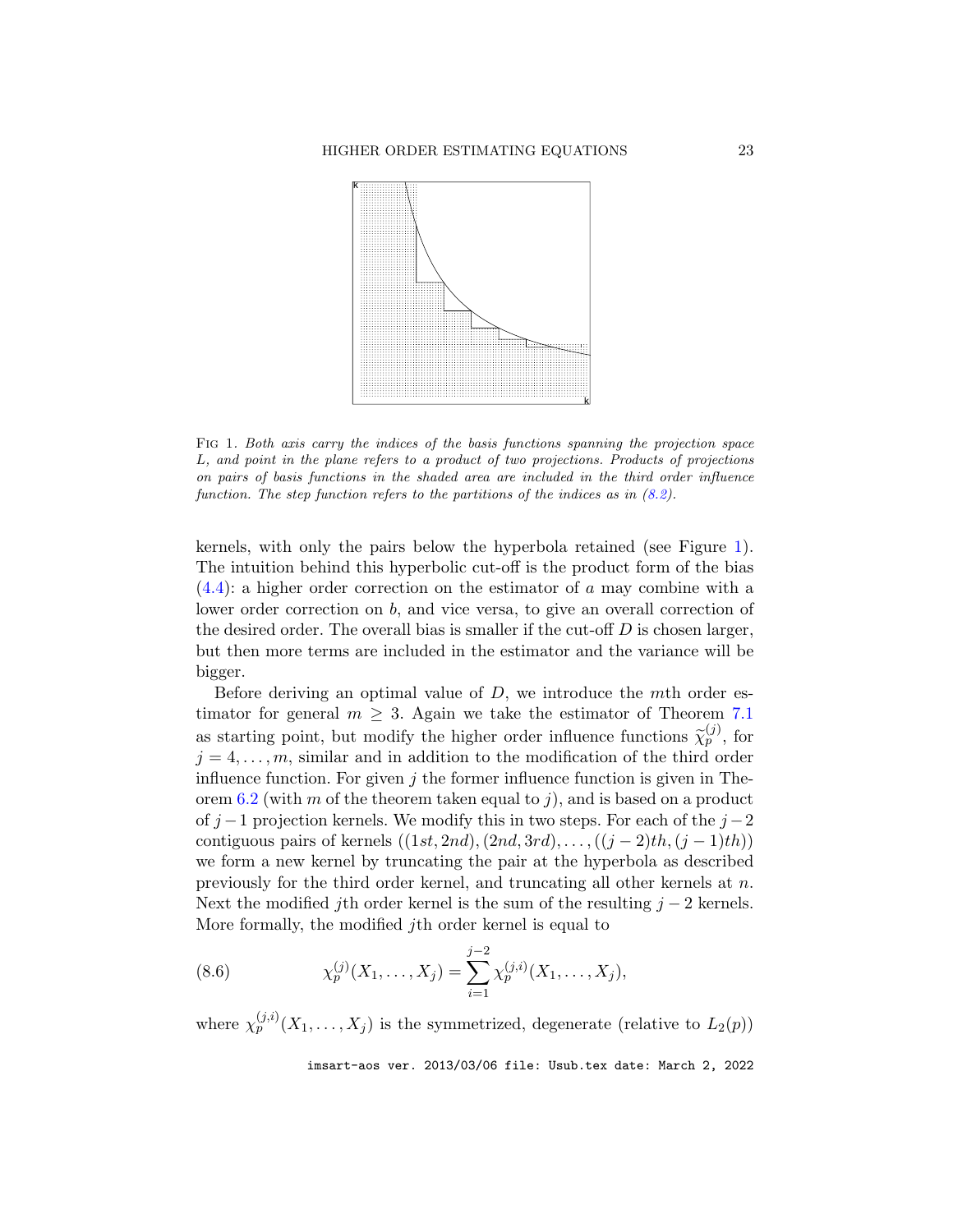FIG 1. *Both axis carry the indices of the basis functions spanning the projection space L, and point in the plane refers to a product of two projections. Products of projections on pairs of basis functions in the shaded area are included in the third order influence function. The step function refers to the partitions of the indices as in (8.2).*

kernels, with only the pairs below the hyperbola retained (see Figure 1). The intuition behind this hyperbolic cut-off is the product form of the bias (4.4): a higher order correction on the estimator of $a$ may combine with a lower order correction on $b$, and vice versa, to give an overall correction of the desired order. The overall bias is smaller if the cut-off $D$ is chosen larger, but then more terms are included in the estimator and the variance will be bigger.

Before deriving an optimal value of $D$, we introduce the $m$th order estimator for general $m \geq 3$. Again we take the estimator of Theorem 7.1 as starting point, but modify the higher order influence functions $\widetilde{\chi}_p^{(j)}$, for $j = 4, \ldots, m$, similar and in addition to the modification of the third order influence function. For given $j$ the former influence function is given in Theorem 6.2 (with $m$ of the theorem taken equal to $j$), and is based on a product of $j-1$ projection kernels. We modify this in two steps. For each of the $j-2$ contiguous pairs of kernels $((1st, 2nd), (2nd, 3rd), \ldots, ((j-2)th, (j-1)th))$ we form a new kernel by truncating the pair at the hyperbola as described previously for the third order kernel, and truncating all other kernels at $n$. Next the modified $j$th order kernel is the sum of the resulting $j-2$ kernels. More formally, the modified $j$th order kernel is equal to

$$\chi_p^{(j)}(X_1, \ldots, X_j) = \sum_{i=1}^{j-2} \chi_p^{(j,i)}(X_1, \ldots, X_j), \tag{8.6}$$

where $\chi_p^{(j,i)}(X_1, \ldots, X_j)$ is the symmetrized, degenerate (relative to $L_2(p)$)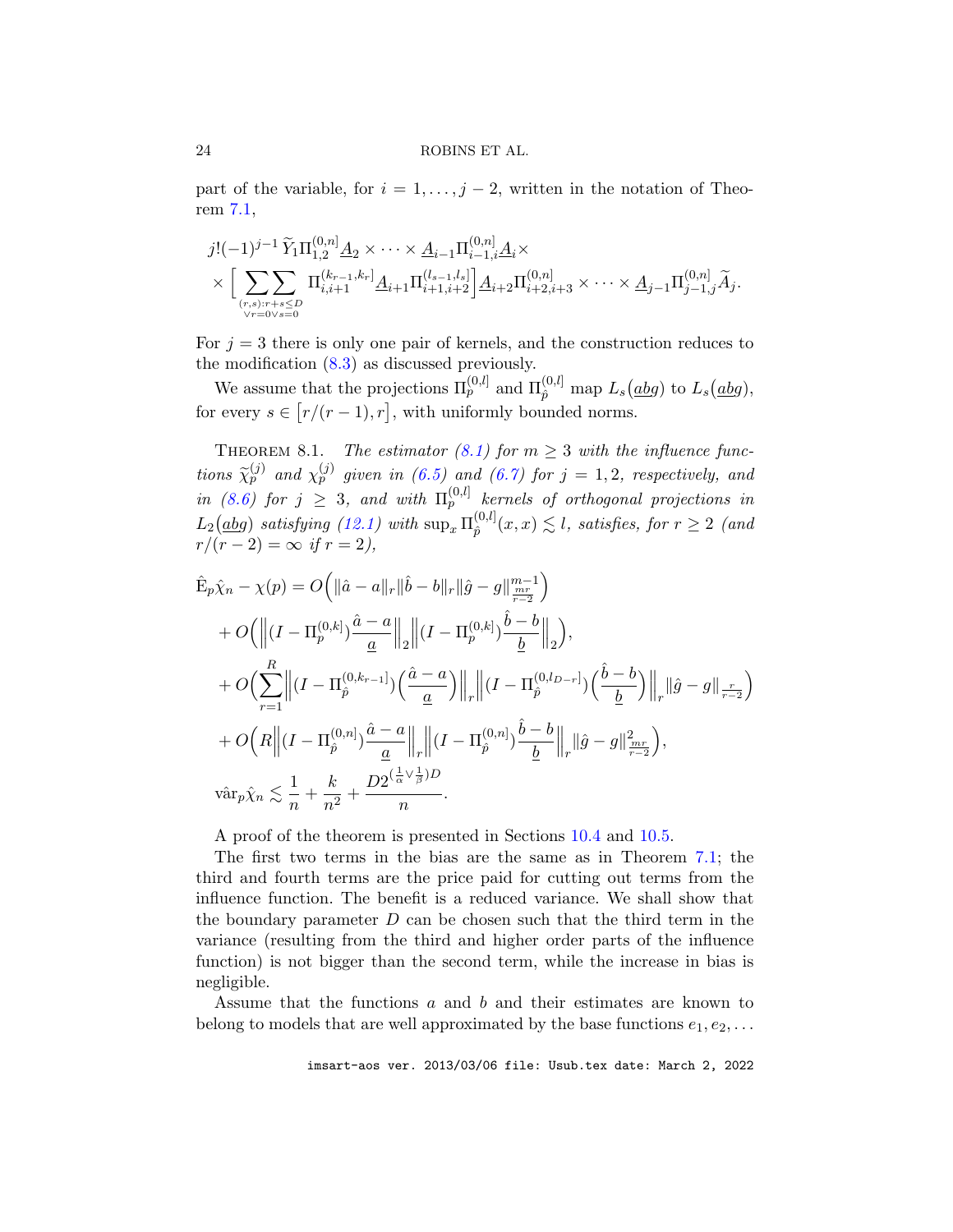part of the variable, for $i = 1, \ldots, j-2$, written in the notation of Theorem 7.1,

$$
\begin{aligned}
&j!(-1)^{j-1}\, \widetilde{Y}_1 \Pi_{1,2}^{(0,n]} \underline{A}_2 \times \cdots \times \underline{A}_{i-1} \Pi_{i-1,i}^{(0,n]} \underline{A}_i \times \\
&\times \Big[ \sum_{\substack{(r,s): r+s \leq D \\ \vee r=0 \vee s=0}} \sum \Pi_{i,i+1}^{(k_{r-1},k_r]} \underline{A}_{i+1} \Pi_{i+1,i+2}^{(l_{s-1},l_s]} \Big] \underline{A}_{i+2} \Pi_{i+2,i+3}^{(0,n]} \times \cdots \times \underline{A}_{j-1} \Pi_{j-1,j}^{(0,n]} \widetilde{A}_j.
\end{aligned}
$$

For $j = 3$ there is only one pair of kernels, and the construction reduces to the modification (8.3) as discussed previously.

We assume that the projections $\Pi_p^{(0,l]}$ and $\Pi_{\hat{p}}^{(0,l]}$ map $L_s(\underline{a}\underline{b}g)$ to $L_s(\underline{a}\underline{b}g)$, for every $s \in [r/(r-1), r]$, with uniformly bounded norms.

THEOREM 8.1. *The estimator (8.1) for $m \geq 3$ with the influence functions $\widetilde{\chi}_p^{(j)}$ and $\chi_p^{(j)}$ given in (6.5) and (6.7) for $j = 1, 2$, respectively, and in (8.6) for $j \geq 3$, and with $\Pi_p^{(0,l]}$ kernels of orthogonal projections in $L_2(\underline{a}\underline{b}g)$ satisfying (12.1) with $\sup_x \Pi_{\hat{p}}^{(0,l]}(x,x) \lesssim l$, satisfies, for $r \geq 2$ (and $r/(r-2) = \infty$ if $r = 2$),*

$$
\begin{aligned}
\hat{\mathrm{E}}_p \hat{\chi}_n - \chi(p) &= O\Big( \|\hat{a} - a\|_r \|\hat{b} - b\|_r \|\hat{g} - g\|_{\frac{mr}{r-2}}^{m-1} \Big) \\
&+ O\Big( \Big\| (I - \Pi_p^{(0,k]}) \frac{\hat{a} - a}{\underline{a}} \Big\|_2 \Big\| (I - \Pi_p^{(0,k]}) \frac{\hat{b} - b}{\underline{b}} \Big\|_2 \Big), \\
&+ O\Big( \sum_{r=1}^R \Big\| (I - \Pi_{\hat{p}}^{(0,k_{r-1}]}) \Big( \frac{\hat{a} - a}{\underline{a}} \Big) \Big\|_r \Big\| (I - \Pi_{\hat{p}}^{(0,l_{D-r}]}) \Big( \frac{\hat{b} - b}{\underline{b}} \Big) \Big\|_r \|\hat{g} - g\|_{\frac{r}{r-2}} \Big) \\
&+ O\Big( R \Big\| (I - \Pi_{\hat{p}}^{(0,n]}) \frac{\hat{a} - a}{\underline{a}} \Big\|_r \Big\| (I - \Pi_{\hat{p}}^{(0,n]}) \frac{\hat{b} - b}{\underline{b}} \Big\|_r \|\hat{g} - g\|_{\frac{mr}{r-2}}^2 \Big), \\
\hat{\mathrm{var}}_p \hat{\chi}_n &\lesssim \frac{1}{n} + \frac{k}{n^2} + \frac{D 2^{(\frac{1}{\alpha} \vee \frac{1}{\beta})D}}{n}.
\end{aligned}
$$

A proof of the theorem is presented in Sections 10.4 and 10.5.

The first two terms in the bias are the same as in Theorem 7.1; the third and fourth terms are the price paid for cutting out terms from the influence function. The benefit is a reduced variance. We shall show that the boundary parameter $D$ can be chosen such that the third term in the variance (resulting from the third and higher order parts of the influence function) is not bigger than the second term, while the increase in bias is negligible.

Assume that the functions $a$ and $b$ and their estimates are known to belong to models that are well approximated by the base functions $e_1, e_2, \ldots$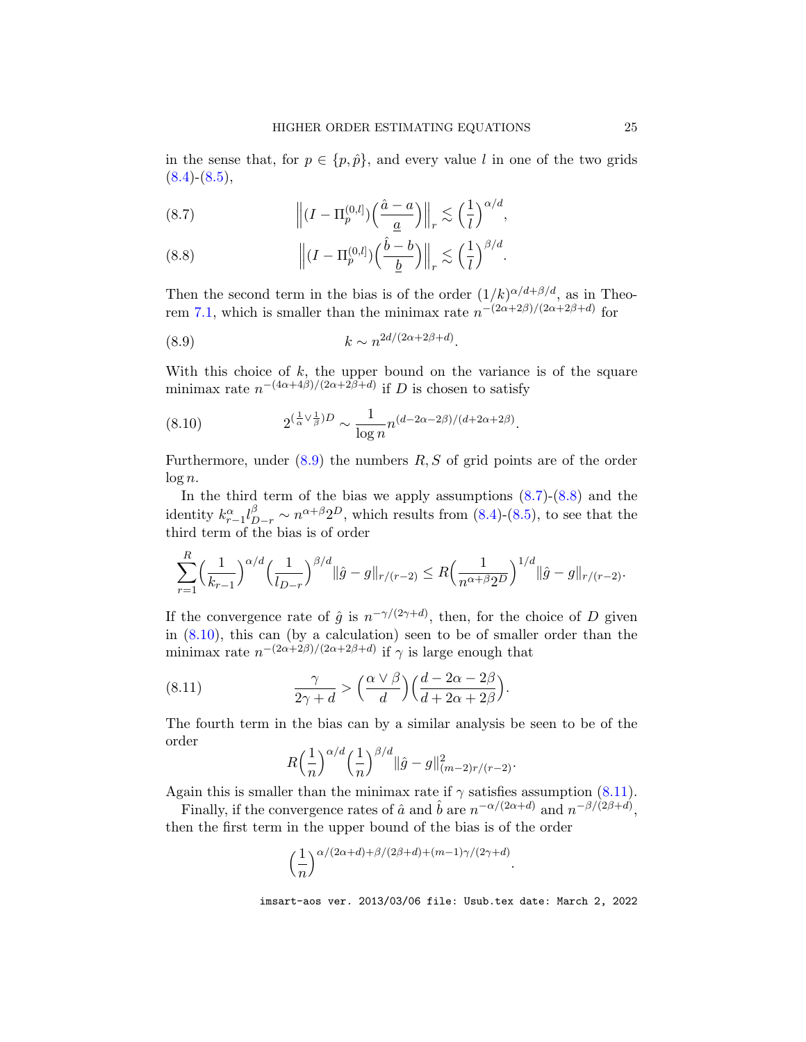in the sense that, for $p \in \{p, \hat{p}\}$, and every value $l$ in one of the two grids (8.4)-(8.5),

$$\Big\| (I - \Pi_p^{(0,l]}) \Big( \frac{\hat{a} - a}{\underline{a}} \Big) \Big\|_r \lesssim \Big( \frac{1}{l} \Big)^{\alpha/d}, \tag{8.7}$$

$$\Big\| (I - \Pi_p^{(0,l]}) \Big( \frac{\hat{b} - b}{\underline{b}} \Big) \Big\|_r \lesssim \Big( \frac{1}{l} \Big)^{\beta/d}. \tag{8.8}$$

Then the second term in the bias is of the order $(1/k)^{\alpha/d + \beta/d}$, as in Theorem 7.1, which is smaller than the minimax rate $n^{-(2\alpha+2\beta)/(2\alpha+2\beta+d)}$ for

$$k \sim n^{2d/(2\alpha+2\beta+d)}. \tag{8.9}$$

With this choice of $k$, the upper bound on the variance is of the square minimax rate $n^{-(4\alpha+4\beta)/(2\alpha+2\beta+d)}$ if $D$ is chosen to satisfy

$$2^{(\frac{1}{\alpha} \vee \frac{1}{\beta})D} \sim \frac{1}{\log n} n^{(d-2\alpha-2\beta)/(d+2\alpha+2\beta)}. \tag{8.10}$$

Furthermore, under (8.9) the numbers $R, S$ of grid points are of the order $\log n$.

In the third term of the bias we apply assumptions (8.7)-(8.8) and the identity $k_{r-1}^{\alpha} l_{D-r}^{\beta} \sim n^{\alpha+\beta} 2^D$, which results from (8.4)-(8.5), to see that the third term of the bias is of order

$$\sum_{r=1}^{R} \Big( \frac{1}{k_{r-1}} \Big)^{\alpha/d} \Big( \frac{1}{l_{D-r}} \Big)^{\beta/d} \|\hat{g} - g\|_{r/(r-2)} \leq R \Big( \frac{1}{n^{\alpha+\beta} 2^D} \Big)^{1/d} \|\hat{g} - g\|_{r/(r-2)}.$$

If the convergence rate of $\hat{g}$ is $n^{-\gamma/(2\gamma+d)}$, then, for the choice of $D$ given in (8.10), this can (by a calculation) seen to be of smaller order than the minimax rate $n^{-(2\alpha+2\beta)/(2\alpha+2\beta+d)}$ if $\gamma$ is large enough that

$$\frac{\gamma}{2\gamma + d} > \Big( \frac{\alpha \vee \beta}{d} \Big) \Big( \frac{d - 2\alpha - 2\beta}{d + 2\alpha + 2\beta} \Big). \tag{8.11}$$

The fourth term in the bias can by a similar analysis be seen to be of the order

$$R \Big( \frac{1}{n} \Big)^{\alpha/d} \Big( \frac{1}{n} \Big)^{\beta/d} \|\hat{g} - g\|^2_{(m-2)r/(r-2)}.$$

Again this is smaller than the minimax rate if $\gamma$ satisfies assumption (8.11).

Finally, if the convergence rates of $\hat{a}$ and $\hat{b}$ are $n^{-\alpha/(2\alpha+d)}$ and $n^{-\beta/(2\beta+d)}$, then the first term in the upper bound of the bias is of the order

$$\Big( \frac{1}{n} \Big)^{\alpha/(2\alpha+d) + \beta/(2\beta+d) + (m-1)\gamma/(2\gamma+d)}.$$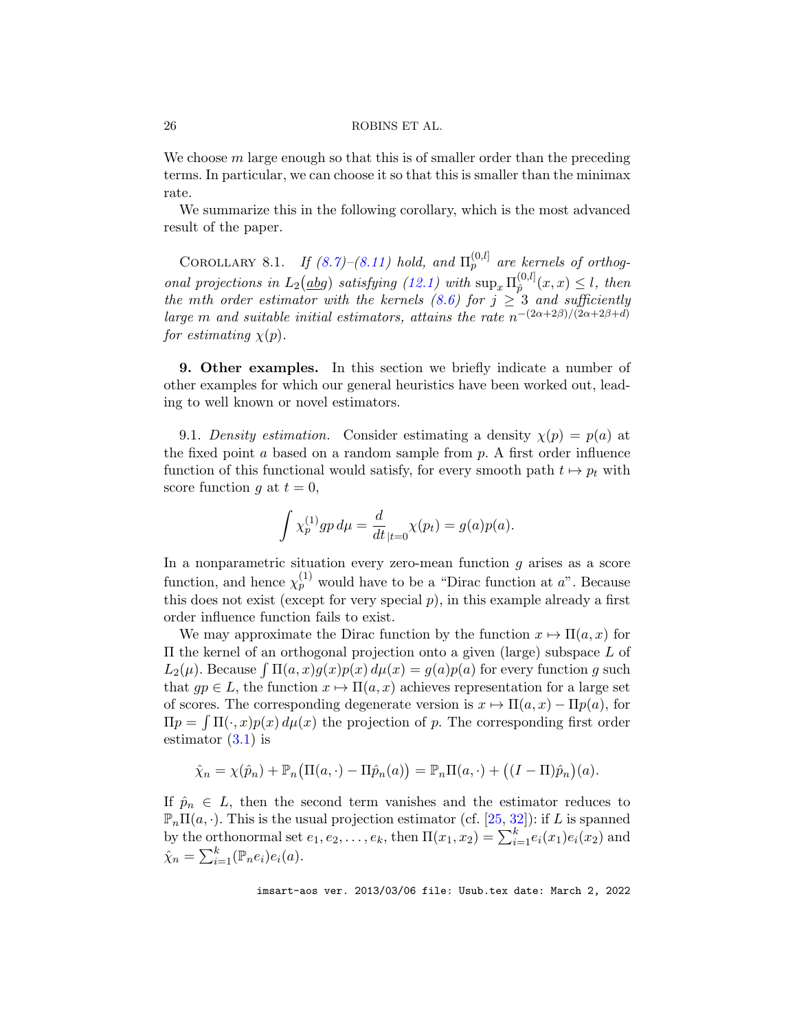We choose $m$ large enough so that this is of smaller order than the preceding terms. In particular, we can choose it so that this is smaller than the minimax rate.

We summarize this in the following corollary, which is the most advanced result of the paper.

COROLLARY 8.1. *If (8.7)–(8.11) hold, and $\Pi_p^{[0,l]}$ are kernels of orthogonal projections in $L_2(\underline{a}bg)$ satisfying (12.1) with $\sup_x \Pi_{\hat{p}}^{[0,l]}(x,x) \leq l$, then the $m$th order estimator with the kernels (8.6) for $j \geq 3$ and sufficiently large $m$ and suitable initial estimators, attains the rate $n^{-(2\alpha+2\beta)/(2\alpha+2\beta+d)}$ for estimating $\chi(p)$.*

## 9. Other examples.

In this section we briefly indicate a number of other examples for which our general heuristics have been worked out, leading to well known or novel estimators.

9.1. *Density estimation.* Consider estimating a density $\chi(p) = p(a)$ at the fixed point $a$ based on a random sample from $p$. A first order influence function of this functional would satisfy, for every smooth path $t \mapsto p_t$ with score function $g$ at $t = 0$,

$$\int \chi_p^{(1)} gp \, d\mu = \frac{d}{dt}_{|t=0} \chi(p_t) = g(a)p(a).$$

In a nonparametric situation every zero-mean function $g$ arises as a score function, and hence $\chi_p^{(1)}$ would have to be a "Dirac function at $a$". Because this does not exist (except for very special $p$), in this example already a first order influence function fails to exist.

We may approximate the Dirac function by the function $x \mapsto \Pi(a,x)$ for $\Pi$ the kernel of an orthogonal projection onto a given (large) subspace $L$ of $L_2(\mu)$. Because $\int \Pi(a,x)g(x)p(x)\,d\mu(x) = g(a)p(a)$ for every function $g$ such that $gp \in L$, the function $x \mapsto \Pi(a,x)$ achieves representation for a large set of scores. The corresponding degenerate version is $x \mapsto \Pi(a,x) - \Pi p(a)$, for $\Pi p = \int \Pi(\cdot,x)p(x)\,d\mu(x)$ the projection of $p$. The corresponding first order estimator (3.1) is

$$\hat{\chi}_n = \chi(\hat{p}_n) + \mathbb{P}_n\big(\Pi(a,\cdot) - \Pi\hat{p}_n(a)\big) = \mathbb{P}_n\Pi(a,\cdot) + \big((I-\Pi)\hat{p}_n\big)(a).$$

If $\hat{p}_n \in L$, then the second term vanishes and the estimator reduces to $\mathbb{P}_n\Pi(a,\cdot)$. This is the usual projection estimator (cf. [25, 32]): if $L$ is spanned by the orthonormal set $e_1, e_2, \ldots, e_k$, then $\Pi(x_1,x_2) = \sum_{i=1}^k e_i(x_1)e_i(x_2)$ and $\hat{\chi}_n = \sum_{i=1}^k (\mathbb{P}_n e_i)e_i(a)$.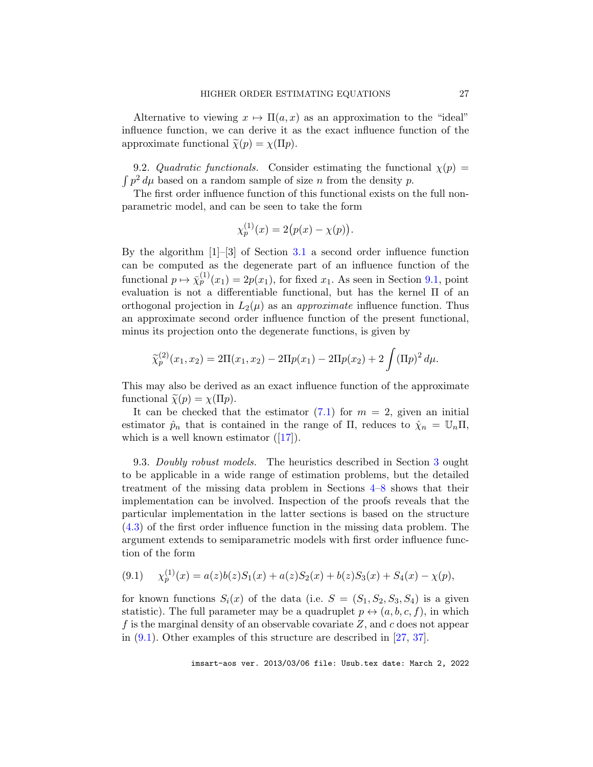Alternative to viewing $x \mapsto \Pi(a,x)$ as an approximation to the "ideal" influence function, we can derive it as the exact influence function of the approximate functional $\widetilde{\chi}(p) = \chi(\Pi p)$.

9.2. *Quadratic functionals.* Consider estimating the functional $\chi(p) = \int p^2\,d\mu$ based on a random sample of size $n$ from the density $p$.

The first order influence function of this functional exists on the full nonparametric model, and can be seen to take the form

$$\chi_p^{(1)}(x) = 2\bigl(p(x) - \chi(p)\bigr).$$

By the algorithm [1]–[3] of Section 3.1 a second order influence function can be computed as the degenerate part of an influence function of the functional $p \mapsto \bar{\chi}_p^{(1)}(x_1) = 2p(x_1)$, for fixed $x_1$. As seen in Section 9.1, point evaluation is not a differentiable functional, but has the kernel $\Pi$ of an orthogonal projection in $L_2(\mu)$ as an *approximate* influence function. Thus an approximate second order influence function of the present functional, minus its projection onto the degenerate functions, is given by

$$\widetilde{\chi}_p^{(2)}(x_1,x_2) = 2\Pi(x_1,x_2) - 2\Pi p(x_1) - 2\Pi p(x_2) + 2\int (\Pi p)^2\,d\mu.$$

This may also be derived as an exact influence function of the approximate functional $\widetilde{\chi}(p) = \chi(\Pi p)$.

It can be checked that the estimator (7.1) for $m = 2$, given an initial estimator $\hat{p}_n$ that is contained in the range of $\Pi$, reduces to $\hat{\chi}_n = \mathbb{U}_n \Pi$, which is a well known estimator ([17]).

9.3. *Doubly robust models.* The heuristics described in Section 3 ought to be applicable in a wide range of estimation problems, but the detailed treatment of the missing data problem in Sections 4–8 shows that their implementation can be involved. Inspection of the proofs reveals that the particular implementation in the latter sections is based on the structure (4.3) of the first order influence function in the missing data problem. The argument extends to semiparametric models with first order influence function of the form

$$\chi_p^{(1)}(x) = a(z)b(z)S_1(x) + a(z)S_2(x) + b(z)S_3(x) + S_4(x) - \chi(p), \tag{9.1}$$

for known functions $S_i(x)$ of the data (i.e. $S = (S_1, S_2, S_3, S_4)$ is a given statistic). The full parameter may be a quadruplet $p \leftrightarrow (a,b,c,f)$, in which $f$ is the marginal density of an observable covariate $Z$, and $c$ does not appear in (9.1). Other examples of this structure are described in [27, 37].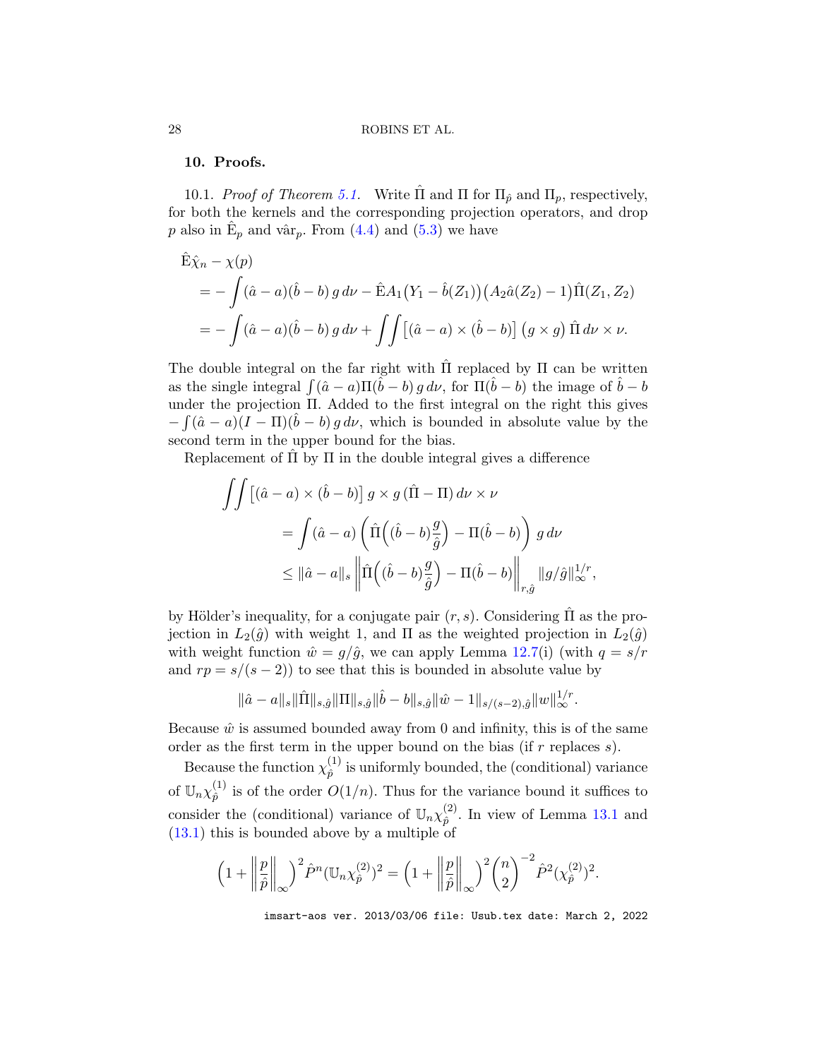## 10. Proofs.

10.1. *Proof of Theorem 5.1.* Write $\hat{\Pi}$ and $\Pi$ for $\Pi_{\hat{p}}$ and $\Pi_p$, respectively, for both the kernels and the corresponding projection operators, and drop $p$ also in $\hat{\mathrm{E}}_p$ and $\hat{\mathrm{var}}_p$. From (4.4) and (5.3) we have

$$
\begin{aligned}
\hat{\mathrm{E}}\hat{\chi}_n - \chi(p)
&= -\int (\hat{a}-a)(\hat{b}-b)\, g\, d\nu - \hat{\mathrm{E}} A_1\big(Y_1 - \hat{b}(Z_1)\big)\big(A_2\hat{a}(Z_2) - 1\big)\hat{\Pi}(Z_1, Z_2)\\
&= -\int (\hat{a}-a)(\hat{b}-b)\, g\, d\nu + \iint \big[(\hat{a}-a)\times(\hat{b}-b)\big]\,(g\times g)\,\hat{\Pi}\, d\nu\times\nu.
\end{aligned}
$$

The double integral on the far right with $\hat{\Pi}$ replaced by $\Pi$ can be written as the single integral $\int (\hat{a}-a)\Pi(\hat{b}-b)\, g\, d\nu$, for $\Pi(\hat{b}-b)$ the image of $\hat{b}-b$ under the projection $\Pi$. Added to the first integral on the right this gives $-\int (\hat{a}-a)(I-\Pi)(\hat{b}-b)\, g\, d\nu$, which is bounded in absolute value by the second term in the upper bound for the bias.

Replacement of $\hat{\Pi}$ by $\Pi$ in the double integral gives a difference

$$
\begin{aligned}
\iint \big[(\hat{a}-a)\times(\hat{b}-b)\big]\, g\times g\,(\hat{\Pi}-\Pi)\, d\nu\times\nu
&= \int (\hat{a}-a)\left(\hat{\Pi}\Big((\hat{b}-b)\frac{g}{\hat{g}}\Big) - \Pi(\hat{b}-b)\right) g\, d\nu\\
&\le \|\hat{a}-a\|_s \left\|\hat{\Pi}\Big((\hat{b}-b)\frac{g}{\hat{g}}\Big) - \Pi(\hat{b}-b)\right\|_{r,\hat{g}} \|g/\hat{g}\|_\infty^{1/r},
\end{aligned}
$$

by Hölder's inequality, for a conjugate pair $(r,s)$. Considering $\hat{\Pi}$ as the projection in $L_2(\hat{g})$ with weight 1, and $\Pi$ as the weighted projection in $L_2(\hat{g})$ with weight function $\hat{w} = g/\hat{g}$, we can apply Lemma 12.7(i) (with $q = s/r$ and $rp = s/(s-2)$) to see that this is bounded in absolute value by

$$
\|\hat{a}-a\|_s \|\hat{\Pi}\|_{s,\hat{g}} \|\Pi\|_{s,\hat{g}} \|\hat{b}-b\|_{s,\hat{g}} \|\hat{w}-1\|_{s/(s-2),\hat{g}} \|w\|_\infty^{1/r}.
$$

Because $\hat{w}$ is assumed bounded away from 0 and infinity, this is of the same order as the first term in the upper bound on the bias (if $r$ replaces $s$).

Because the function $\chi_{\hat{p}}^{(1)}$ is uniformly bounded, the (conditional) variance of $\mathbb{U}_n\chi_{\hat{p}}^{(1)}$ is of the order $O(1/n)$. Thus for the variance bound it suffices to consider the (conditional) variance of $\mathbb{U}_n\chi_{\hat{p}}^{(2)}$. In view of Lemma 13.1 and (13.1) this is bounded above by a multiple of

$$
\Big(1 + \Big\|\frac{p}{\hat{p}}\Big\|_\infty\Big)^2 \hat{P}^n(\mathbb{U}_n\chi_{\hat{p}}^{(2)})^2 = \Big(1 + \Big\|\frac{p}{\hat{p}}\Big\|_\infty\Big)^2 \binom{n}{2}^{-2} \hat{P}^2(\chi_{\hat{p}}^{(2)})^2.
$$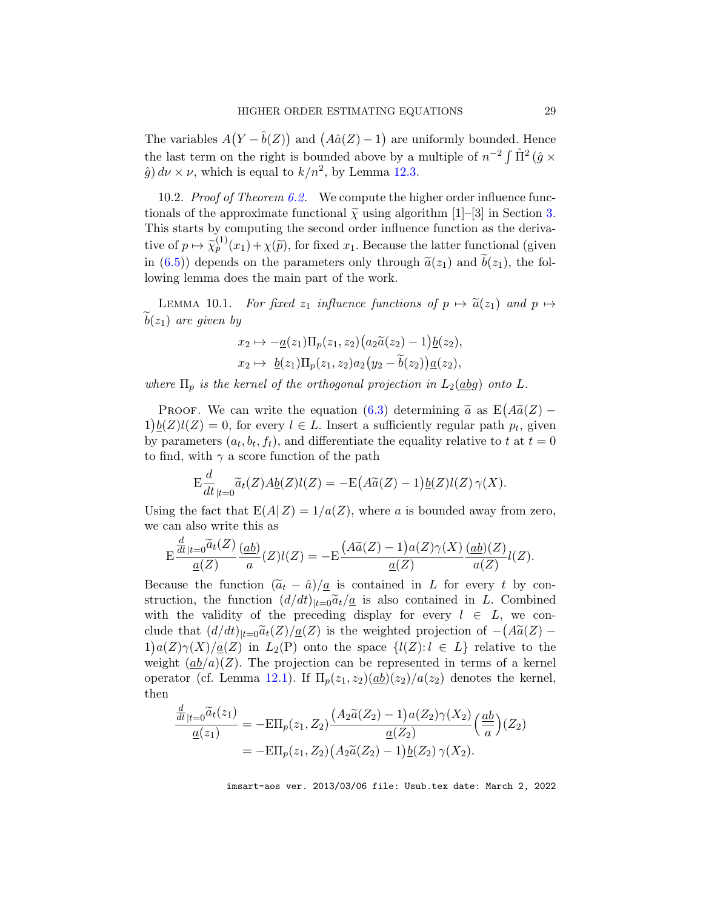The variables $A\big(Y - \hat{b}(Z)\big)$ and $\big(A\hat{a}(Z) - 1\big)$ are uniformly bounded. Hence the last term on the right is bounded above by a multiple of $n^{-2}\int \hat{\Pi}^2\,(\hat{g}\times\hat{g})\,d\nu\times\nu$, which is equal to $k/n^2$, by Lemma 12.3.

10.2. *Proof of Theorem 6.2.* We compute the higher order influence functionals of the approximate functional $\widetilde{\chi}$ using algorithm [1]–[3] in Section 3. This starts by computing the second order influence function as the derivative of $p \mapsto \widetilde{\chi}_p^{(1)}(x_1) + \chi(\widetilde{p})$, for fixed $x_1$. Because the latter functional (given in (6.5)) depends on the parameters only through $\widetilde{a}(z_1)$ and $\widetilde{b}(z_1)$, the following lemma does the main part of the work.

LEMMA 10.1. *For fixed $z_1$ influence functions of $p \mapsto \widetilde{a}(z_1)$ and $p \mapsto \widetilde{b}(z_1)$ are given by*

$$x_2 \mapsto -\underline{a}(z_1)\Pi_p(z_1,z_2)\big(a_2\widetilde{a}(z_2)-1\big)\underline{b}(z_2),$$
$$x_2 \mapsto \ \underline{b}(z_1)\Pi_p(z_1,z_2)a_2\big(y_2-\widetilde{b}(z_2)\big)\underline{a}(z_2),$$

*where $\Pi_p$ is the kernel of the orthogonal projection in $L_2(\underline{ab}g)$ onto $L$.*

PROOF. We can write the equation (6.3) determining $\widetilde{a}$ as $\mathrm{E}\big(A\widetilde{a}(Z) - 1\big)\underline{b}(Z)l(Z) = 0$, for every $l \in L$. Insert a sufficiently regular path $p_t$, given by parameters $(a_t, b_t, f_t)$, and differentiate the equality relative to $t$ at $t = 0$ to find, with $\gamma$ a score function of the path

$$\mathrm{E}\frac{d}{dt}_{|t=0}\widetilde{a}_t(Z)A\underline{b}(Z)l(Z) = -\mathrm{E}\big(A\widetilde{a}(Z)-1\big)\underline{b}(Z)l(Z)\,\gamma(X).$$

Using the fact that $\mathrm{E}(A|\,Z) = 1/a(Z)$, where $a$ is bounded away from zero, we can also write this as

$$\mathrm{E}\frac{\frac{d}{dt}_{|t=0}\widetilde{a}_t(Z)}{\underline{a}(Z)}\frac{(\underline{ab})}{a}(Z)l(Z) = -\mathrm{E}\frac{\big(A\widetilde{a}(Z)-1\big)a(Z)\gamma(X)}{\underline{a}(Z)}\frac{(\underline{ab})(Z)}{a(Z)}l(Z).$$

Because the function $(\widetilde{a}_t - \hat{a})/\underline{a}$ is contained in $L$ for every $t$ by construction, the function $(d/dt)_{|t=0}\widetilde{a}_t/\underline{a}$ is also contained in $L$. Combined with the validity of the preceding display for every $l \in L$, we conclude that $(d/dt)_{|t=0}\widetilde{a}_t(Z)/\underline{a}(Z)$ is the weighted projection of $-\big(A\widetilde{a}(Z) - 1\big)a(Z)\gamma(X)/\underline{a}(Z)$ in $L_2(\mathrm{P})$ onto the space $\{l(Z): l \in L\}$ relative to the weight $(\underline{ab}/a)(Z)$. The projection can be represented in terms of a kernel operator (cf. Lemma 12.1). If $\Pi_p(z_1,z_2)(\underline{ab})(z_2)/a(z_2)$ denotes the kernel, then

$$\begin{aligned}
\frac{\frac{d}{dt}_{|t=0}\widetilde{a}_t(z_1)}{\underline{a}(z_1)} &= -\mathrm{E}\Pi_p(z_1,Z_2)\frac{\big(A_2\widetilde{a}(Z_2)-1\big)a(Z_2)\gamma(X_2)}{\underline{a}(Z_2)}\Big(\frac{\underline{ab}}{a}\Big)(Z_2)\\
&= -\mathrm{E}\Pi_p(z_1,Z_2)\big(A_2\widetilde{a}(Z_2)-1\big)\underline{b}(Z_2)\,\gamma(X_2).
\end{aligned}$$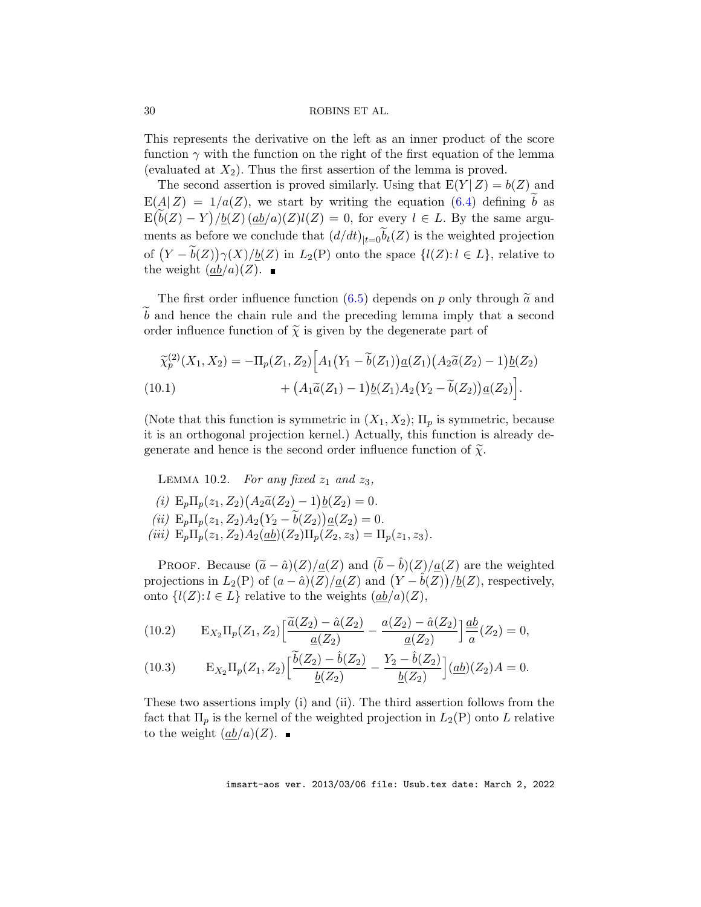This represents the derivative on the left as an inner product of the score function $\gamma$ with the function on the right of the first equation of the lemma (evaluated at $X_2$). Thus the first assertion of the lemma is proved.

The second assertion is proved similarly. Using that $\mathrm{E}(Y|\, Z) = b(Z)$ and $\mathrm{E}(A|\, Z) = 1/a(Z)$, we start by writing the equation (6.4) defining $\widetilde{b}$ as $\mathrm{E}\big(\widetilde{b}(Z) - Y\big)/\underline{b}(Z)\,(\underline{a}\underline{b}/a)(Z)l(Z) = 0$, for every $l \in L$. By the same arguments as before we conclude that $(d/dt)_{|t=0}\widetilde{b}_t(Z)$ is the weighted projection of $\big(Y - \widetilde{b}(Z)\big)\gamma(X)/\underline{b}(Z)$ in $L_2(\mathrm{P})$ onto the space $\{l(Z)\colon l \in L\}$, relative to the weight $(\underline{a}\underline{b}/a)(Z)$. ∎

The first order influence function (6.5) depends on $p$ only through $\widetilde{a}$ and $\widetilde{b}$ and hence the chain rule and the preceding lemma imply that a second order influence function of $\widetilde{\chi}$ is given by the degenerate part of

$$\begin{aligned}\widetilde{\chi}_p^{(2)}(X_1, X_2) = -\Pi_p(Z_1, Z_2)\Big[&A_1\big(Y_1 - \widetilde{b}(Z_1)\big)\underline{a}(Z_1)\big(A_2\widetilde{a}(Z_2) - 1\big)\underline{b}(Z_2)\\ &+ \big(A_1\widetilde{a}(Z_1) - 1\big)\underline{b}(Z_1)A_2\big(Y_2 - \widetilde{b}(Z_2)\big)\underline{a}(Z_2)\Big].\end{aligned} \tag{10.1}$$

(Note that this function is symmetric in $(X_1, X_2)$; $\Pi_p$ is symmetric, because it is an orthogonal projection kernel.) Actually, this function is already degenerate and hence is the second order influence function of $\widetilde{\chi}$.

LEMMA 10.2. *For any fixed $z_1$ and $z_3$,*

*(i)* $\mathrm{E}_p\Pi_p(z_1, Z_2)\big(A_2\widetilde{a}(Z_2) - 1\big)\underline{b}(Z_2) = 0$.

*(ii)* $\mathrm{E}_p\Pi_p(z_1, Z_2)A_2\big(Y_2 - \widetilde{b}(Z_2)\big)\underline{a}(Z_2) = 0$.

*(iii)* $\mathrm{E}_p\Pi_p(z_1, Z_2)A_2(\underline{a}\underline{b})(Z_2)\Pi_p(Z_2, z_3) = \Pi_p(z_1, z_3)$.

PROOF. Because $(\widetilde{a} - \hat{a})(Z)/\underline{a}(Z)$ and $(\widetilde{b} - \hat{b})(Z)/\underline{a}(Z)$ are the weighted projections in $L_2(\mathrm{P})$ of $(a - \hat{a})(Z)/\underline{a}(Z)$ and $\big(Y - \hat{b}(Z)\big)/\underline{b}(Z)$, respectively, onto $\{l(Z)\colon l \in L\}$ relative to the weights $(\underline{a}\underline{b}/a)(Z)$,

$$\mathrm{E}_{X_2}\Pi_p(Z_1, Z_2)\Big[\frac{\widetilde{a}(Z_2) - \hat{a}(Z_2)}{\underline{a}(Z_2)} - \frac{a(Z_2) - \hat{a}(Z_2)}{\underline{a}(Z_2)}\Big]\frac{\underline{a}\underline{b}}{a}(Z_2) = 0, \tag{10.2}$$

$$\mathrm{E}_{X_2}\Pi_p(Z_1, Z_2)\Big[\frac{\widetilde{b}(Z_2) - \hat{b}(Z_2)}{\underline{b}(Z_2)} - \frac{Y_2 - \hat{b}(Z_2)}{\underline{b}(Z_2)}\Big](\underline{a}\underline{b})(Z_2)A = 0. \tag{10.3}$$

These two assertions imply (i) and (ii). The third assertion follows from the fact that $\Pi_p$ is the kernel of the weighted projection in $L_2(\mathrm{P})$ onto $L$ relative to the weight $(\underline{a}\underline{b}/a)(Z)$. ∎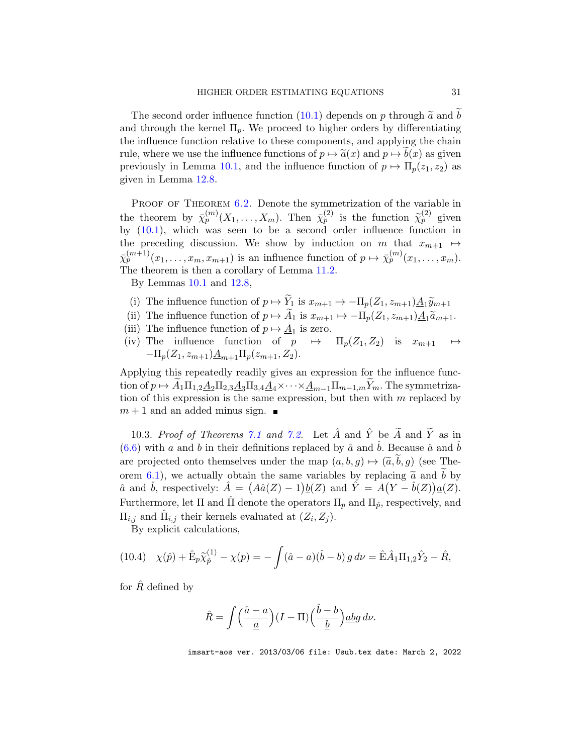The second order influence function (10.1) depends on $p$ through $\widetilde{a}$ and $\widetilde{b}$ and through the kernel $\Pi_p$. We proceed to higher orders by differentiating the influence function relative to these components, and applying the chain rule, where we use the influence functions of $p \mapsto \widetilde{a}(x)$ and $p \mapsto \widetilde{b}(x)$ as given previously in Lemma 10.1, and the influence function of $p \mapsto \Pi_p(z_1, z_2)$ as given in Lemma 12.8.

Proof of Theorem 6.2. Denote the symmetrization of the variable in the theorem by $\bar{\chi}_p^{(m)}(X_1, \ldots, X_m)$. Then $\bar{\chi}_p^{(2)}$ is the function $\widetilde{\chi}_p^{(2)}$ given by (10.1), which was seen to be a second order influence function in the preceding discussion. We show by induction on $m$ that $x_{m+1} \mapsto \bar{\chi}_p^{(m+1)}(x_1, \ldots, x_m, x_{m+1})$ is an influence function of $p \mapsto \bar{\chi}_p^{(m)}(x_1, \ldots, x_m)$. The theorem is then a corollary of Lemma 11.2.

By Lemmas 10.1 and 12.8,

(i) The influence function of $p \mapsto \widetilde{Y}_1$ is $x_{m+1} \mapsto -\Pi_p(Z_1, z_{m+1})\underline{A}_1\widetilde{y}_{m+1}$

(ii) The influence function of $p \mapsto \widetilde{A}_1$ is $x_{m+1} \mapsto -\Pi_p(Z_1, z_{m+1})\underline{A}_1\widetilde{a}_{m+1}$.

(iii) The influence function of $p \mapsto \underline{A}_1$ is zero.

(iv) The influence function of $p \mapsto \Pi_p(Z_1, Z_2)$ is $x_{m+1} \mapsto -\Pi_p(Z_1, z_{m+1})\underline{A}_{m+1}\Pi_p(z_{m+1}, Z_2)$.

Applying this repeatedly readily gives an expression for the influence function of $p \mapsto \widetilde{A}_1\Pi_{1,2}\underline{A}_2\Pi_{2,3}\underline{A}_3\Pi_{3,4}\underline{A}_4 \times \cdots \times \underline{A}_{m-1}\Pi_{m-1,m}\widetilde{Y}_m$. The symmetrization of this expression is the same expression, but then with $m$ replaced by $m+1$ and an added minus sign. ∎

10.3. *Proof of Theorems 7.1 and 7.2.* Let $\hat{A}$ and $\hat{Y}$ be $\widetilde{A}$ and $\widetilde{Y}$ as in (6.6) with $a$ and $b$ in their definitions replaced by $\hat{a}$ and $\hat{b}$. Because $\hat{a}$ and $\hat{b}$ are projected onto themselves under the map $(a, b, g) \mapsto (\widetilde{a}, \widetilde{b}, g)$ (see Theorem 6.1), we actually obtain the same variables by replacing $\widetilde{a}$ and $\widetilde{b}$ by $\hat{a}$ and $\hat{b}$, respectively: $\hat{A} = \big(A\hat{a}(Z) - 1\big)\underline{b}(Z)$ and $\hat{Y} = A\big(Y - \hat{b}(Z)\big)\underline{a}(Z)$. Furthermore, let $\Pi$ and $\hat{\Pi}$ denote the operators $\Pi_p$ and $\Pi_{\hat{p}}$, respectively, and $\Pi_{i,j}$ and $\hat{\Pi}_{i,j}$ their kernels evaluated at $(Z_i, Z_j)$.

By explicit calculations,

$$\chi(\hat{p}) + \hat{\mathrm{E}}_p\widetilde{\chi}_{\hat{p}}^{(1)} - \chi(p) = -\int (\hat{a} - a)(\hat{b} - b)\, g\, d\nu = \hat{\mathrm{E}}\hat{A}_1\Pi_{1,2}\hat{Y}_2 - \hat{R}, \tag{10.4}$$

for $\hat{R}$ defined by

$$\hat{R} = \int \Big(\frac{\hat{a} - a}{\underline{a}}\Big)(I - \Pi)\Big(\frac{\hat{b} - b}{\underline{b}}\Big)\underline{a}\underline{b}g\, d\nu.$$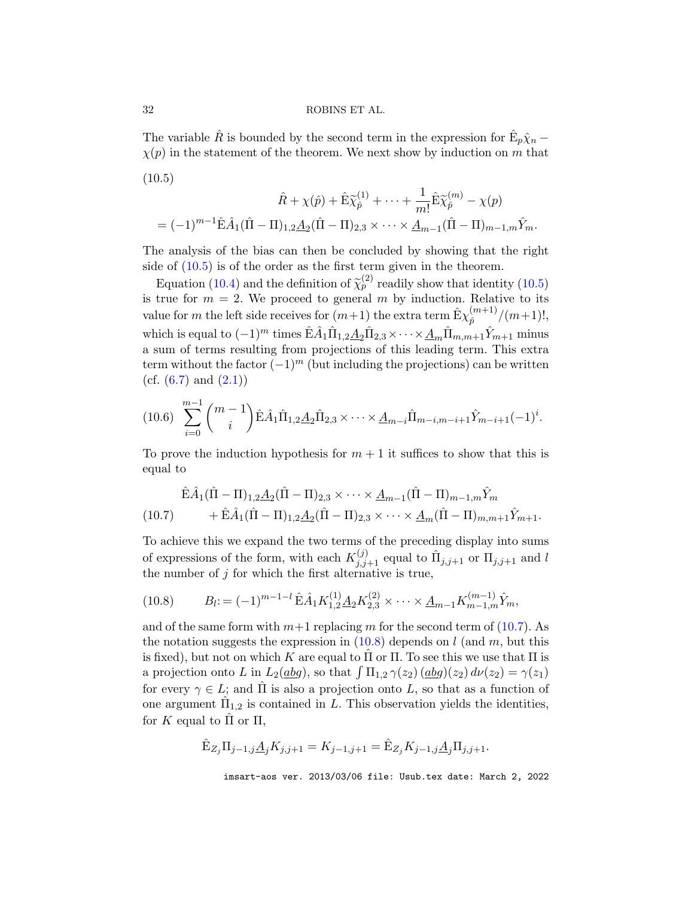The variable $\hat R$ is bounded by the second term in the expression for $\hat{\mathrm{E}}_p\hat\chi_n - \chi(p)$ in the statement of the theorem. We next show by induction on $m$ that

(10.5)

$$\hat R + \chi(\hat p) + \hat{\mathrm{E}}\widetilde\chi_{\hat p}^{(1)} + \cdots + \frac{1}{m!}\hat{\mathrm{E}}\widetilde\chi_{\hat p}^{(m)} - \chi(p)$$
$$= (-1)^{m-1}\hat{\mathrm{E}}\hat A_1(\hat\Pi - \Pi)_{1,2}\underline{A}_2(\hat\Pi-\Pi)_{2,3}\times\cdots\times\underline{A}_{m-1}(\hat\Pi-\Pi)_{m-1,m}\hat Y_m.$$

The analysis of the bias can then be concluded by showing that the right side of (10.5) is of the order as the first term given in the theorem.

Equation (10.4) and the definition of $\widetilde\chi_p^{(2)}$ readily show that identity (10.5) is true for $m=2$. We proceed to general $m$ by induction. Relative to its value for $m$ the left side receives for $(m+1)$ the extra term $\hat{\mathrm{E}}\chi_{\hat p}^{(m+1)}/(m+1)!$, which is equal to $(-1)^m$ times $\hat{\mathrm{E}}\hat A_1\hat\Pi_{1,2}\underline{A}_2\hat\Pi_{2,3}\times\cdots\times\underline{A}_m\hat\Pi_{m,m+1}\hat Y_{m+1}$ minus a sum of terms resulting from projections of this leading term. This extra term without the factor $(-1)^m$ (but including the projections) can be written (cf. (6.7) and (2.1))

$$\sum_{i=0}^{m-1}\binom{m-1}{i}\hat{\mathrm{E}}\hat A_1\hat\Pi_{1,2}\underline{A}_2\hat\Pi_{2,3}\times\cdots\times\underline{A}_{m-i}\hat\Pi_{m-i,m-i+1}\hat Y_{m-i+1}(-1)^i. \tag{10.6}$$

To prove the induction hypothesis for $m+1$ it suffices to show that this is equal to

$$\hat{\mathrm{E}}\hat A_1(\hat\Pi-\Pi)_{1,2}\underline{A}_2(\hat\Pi-\Pi)_{2,3}\times\cdots\times\underline{A}_{m-1}(\hat\Pi-\Pi)_{m-1,m}\hat Y_m$$
$$+\,\hat{\mathrm{E}}\hat A_1(\hat\Pi-\Pi)_{1,2}\underline{A}_2(\hat\Pi-\Pi)_{2,3}\times\cdots\times\underline{A}_{m}(\hat\Pi-\Pi)_{m,m+1}\hat Y_{m+1}. \tag{10.7}$$

To achieve this we expand the two terms of the preceding display into sums of expressions of the form, with each $K_{j,j+1}^{(j)}$ equal to $\hat\Pi_{j,j+1}$ or $\Pi_{j,j+1}$ and $l$ the number of $j$ for which the first alternative is true,

$$B_l := (-1)^{m-1-l}\,\hat{\mathrm{E}}\hat A_1 K_{1,2}^{(1)}\underline{A}_2 K_{2,3}^{(2)}\times\cdots\times\underline{A}_{m-1}K_{m-1,m}^{(m-1)}\hat Y_m, \tag{10.8}$$

and of the same form with $m+1$ replacing $m$ for the second term of (10.7). As the notation suggests the expression in (10.8) depends on $l$ (and $m$, but this is fixed), but not on which $K$ are equal to $\hat\Pi$ or $\Pi$. To see this we use that $\Pi$ is a projection onto $L$ in $L_2(\underline{abg})$, so that $\int \Pi_{1,2}\,\gamma(z_2)\,(\underline{abg})(z_2)\,d\nu(z_2) = \gamma(z_1)$ for every $\gamma\in L$; and $\hat\Pi$ is also a projection onto $L$, so that as a function of one argument $\hat\Pi_{1,2}$ is contained in $L$. This observation yields the identities, for $K$ equal to $\hat\Pi$ or $\Pi$,

$$\hat{\mathrm{E}}_{Z_j}\Pi_{j-1,j}\underline{A}_j K_{j,j+1} = K_{j-1,j+1} = \hat{\mathrm{E}}_{Z_j}K_{j-1,j}\underline{A}_j\Pi_{j,j+1}.$$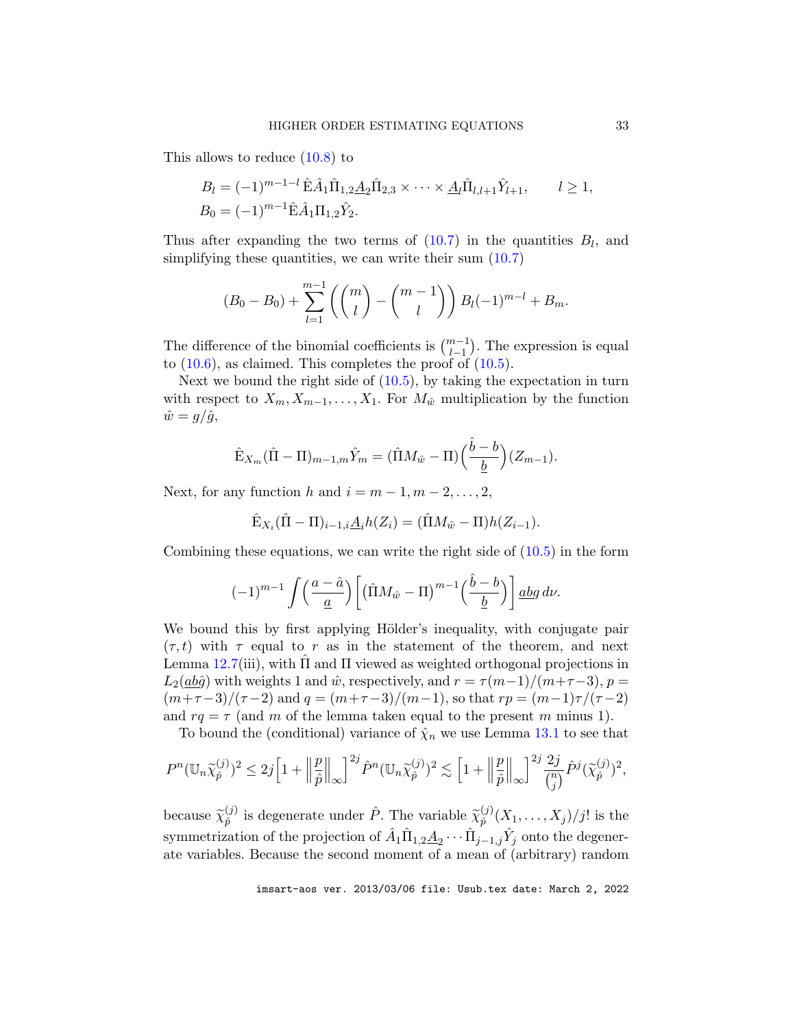This allows to reduce (10.8) to

$$B_l = (-1)^{m-1-l}\, \hat{\mathrm{E}}\hat{A}_1\hat{\Pi}_{1,2}\underline{A}_2\hat{\Pi}_{2,3} \times \cdots \times \underline{A}_l\hat{\Pi}_{l,l+1}\hat{Y}_{l+1}, \qquad l \geq 1,$$
$$B_0 = (-1)^{m-1}\hat{\mathrm{E}}\hat{A}_1\Pi_{1,2}\hat{Y}_2.$$

Thus after expanding the two terms of (10.7) in the quantities $B_l$, and simplifying these quantities, we can write their sum (10.7)

$$(B_0 - B_0) + \sum_{l=1}^{m-1}\left(\binom{m}{l} - \binom{m-1}{l}\right) B_l(-1)^{m-l} + B_m.$$

The difference of the binomial coefficients is $\binom{m-1}{l-1}$. The expression is equal to (10.6), as claimed. This completes the proof of (10.5).

Next we bound the right side of (10.5), by taking the expectation in turn with respect to $X_m, X_{m-1}, \ldots, X_1$. For $M_{\hat{w}}$ multiplication by the function $\hat{w} = g/\hat{g}$,

$$\hat{\mathrm{E}}_{X_m}(\hat{\Pi} - \Pi)_{m-1,m}\hat{Y}_m = (\hat{\Pi}M_{\hat{w}} - \Pi)\Big(\frac{\hat{b} - b}{\underline{b}}\Big)(Z_{m-1}).$$

Next, for any function $h$ and $i = m-1, m-2, \ldots, 2$,

$$\hat{\mathrm{E}}_{X_i}(\hat{\Pi} - \Pi)_{i-1,i}\underline{A}_i h(Z_i) = (\hat{\Pi}M_{\hat{w}} - \Pi)h(Z_{i-1}).$$

Combining these equations, we can write the right side of (10.5) in the form

$$(-1)^{m-1}\int\Big(\frac{a - \hat{a}}{\underline{a}}\Big)\Big[\big(\hat{\Pi}M_{\hat{w}} - \Pi\big)^{m-1}\Big(\frac{\hat{b} - b}{\underline{b}}\Big)\Big]\,\underline{ab}g\,d\nu.$$

We bound this by first applying Hölder's inequality, with conjugate pair $(\tau, t)$ with $\tau$ equal to $r$ as in the statement of the theorem, and next Lemma 12.7(iii), with $\hat{\Pi}$ and $\Pi$ viewed as weighted orthogonal projections in $L_2(\underline{ab}\hat{g})$ with weights 1 and $\hat{w}$, respectively, and $r = \tau(m-1)/(m+\tau-3)$, $p = (m+\tau-3)/(\tau-2)$ and $q = (m+\tau-3)/(m-1)$, so that $rp = (m-1)\tau/(\tau-2)$ and $rq = \tau$ (and $m$ of the lemma taken equal to the present $m$ minus 1).

To bound the (conditional) variance of $\hat{\chi}_n$ we use Lemma 13.1 to see that

$$P^n(\mathbb{U}_n\widetilde{\chi}_{\hat{p}}^{(j)})^2 \leq 2j\Big[1 + \Big\|\frac{p}{\hat{p}}\Big\|_\infty\Big]^{2j}\hat{P}^n(\mathbb{U}_n\widetilde{\chi}_{\hat{p}}^{(j)})^2 \lesssim \Big[1 + \Big\|\frac{p}{\hat{p}}\Big\|_\infty\Big]^{2j}\frac{2j}{\binom{n}{j}}\hat{P}^j(\widetilde{\chi}_{\hat{p}}^{(j)})^2,$$

because $\widetilde{\chi}_{\hat{p}}^{(j)}$ is degenerate under $\hat{P}$. The variable $\widetilde{\chi}_{\hat{p}}^{(j)}(X_1, \ldots, X_j)/j!$ is the symmetrization of the projection of $\hat{A}_1\hat{\Pi}_{1,2}\underline{A}_2 \cdots \hat{\Pi}_{j-1,j}\hat{Y}_j$ onto the degenerate variables. Because the second moment of a mean of (arbitrary) random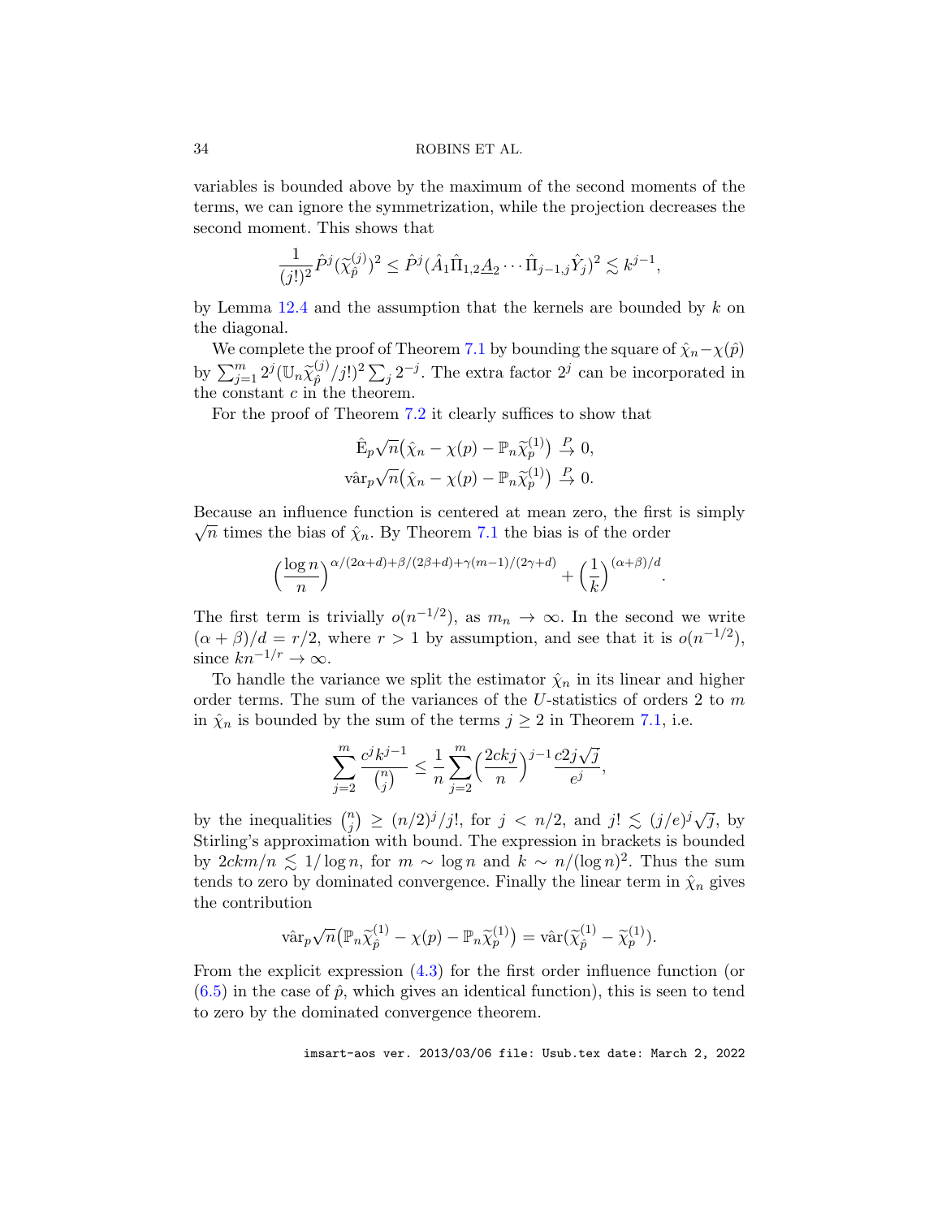variables is bounded above by the maximum of the second moments of the terms, we can ignore the symmetrization, while the projection decreases the second moment. This shows that

$$\frac{1}{(j!)^2}\hat{P}^j(\widetilde{\chi}_{\hat{p}}^{(j)})^2 \le \hat{P}^j(\hat{A}_1\hat{\Pi}_{1,2}\underline{A}_2\cdots\hat{\Pi}_{j-1,j}\hat{Y}_j)^2 \lesssim k^{j-1},$$

by Lemma 12.4 and the assumption that the kernels are bounded by $k$ on the diagonal.

We complete the proof of Theorem 7.1 by bounding the square of $\hat{\chi}_n - \chi(\hat{p})$ by $\sum_{j=1}^m 2^j(\mathbb{U}_n\widetilde{\chi}_{\hat{p}}^{(j)}/j!)^2\sum_j 2^{-j}$. The extra factor $2^j$ can be incorporated in the constant $c$ in the theorem.

For the proof of Theorem 7.2 it clearly suffices to show that

$$\hat{\mathrm{E}}_p\sqrt{n}\big(\hat{\chi}_n - \chi(p) - \mathbb{P}_n\widetilde{\chi}_p^{(1)}\big) \overset{P}{\to} 0,$$
$$\hat{\mathrm{var}}_p\sqrt{n}\big(\hat{\chi}_n - \chi(p) - \mathbb{P}_n\widetilde{\chi}_p^{(1)}\big) \overset{P}{\to} 0.$$

Because an influence function is centered at mean zero, the first is simply $\sqrt{n}$ times the bias of $\hat{\chi}_n$. By Theorem 7.1 the bias is of the order

$$\Big(\frac{\log n}{n}\Big)^{\alpha/(2\alpha+d)+\beta/(2\beta+d)+\gamma(m-1)/(2\gamma+d)} + \Big(\frac{1}{k}\Big)^{(\alpha+\beta)/d}.$$

The first term is trivially $o(n^{-1/2})$, as $m_n\to\infty$. In the second we write $(\alpha+\beta)/d = r/2$, where $r>1$ by assumption, and see that it is $o(n^{-1/2})$, since $kn^{-1/r}\to\infty$.

To handle the variance we split the estimator $\hat{\chi}_n$ in its linear and higher order terms. The sum of the variances of the $U$-statistics of orders 2 to $m$ in $\hat{\chi}_n$ is bounded by the sum of the terms $j\ge 2$ in Theorem 7.1, i.e.

$$\sum_{j=2}^m \frac{c^jk^{j-1}}{\binom{n}{j}} \le \frac{1}{n}\sum_{j=2}^m\Big(\frac{2ckj}{n}\Big)^{j-1}\frac{c2j\sqrt{j}}{e^j},$$

by the inequalities $\binom{n}{j}\ge (n/2)^j/j!$, for $j<n/2$, and $j!\lesssim (j/e)^j\sqrt{j}$, by Stirling's approximation with bound. The expression in brackets is bounded by $2ckm/n\lesssim 1/\log n$, for $m\sim\log n$ and $k\sim n/(\log n)^2$. Thus the sum tends to zero by dominated convergence. Finally the linear term in $\hat{\chi}_n$ gives the contribution

$$\hat{\mathrm{var}}_p\sqrt{n}\big(\mathbb{P}_n\widetilde{\chi}_{\hat{p}}^{(1)} - \chi(p) - \mathbb{P}_n\widetilde{\chi}_p^{(1)}\big) = \hat{\mathrm{var}}(\widetilde{\chi}_{\hat{p}}^{(1)} - \widetilde{\chi}_p^{(1)}).$$

From the explicit expression (4.3) for the first order influence function (or (6.5) in the case of $\hat{p}$, which gives an identical function), this is seen to tend to zero by the dominated convergence theorem.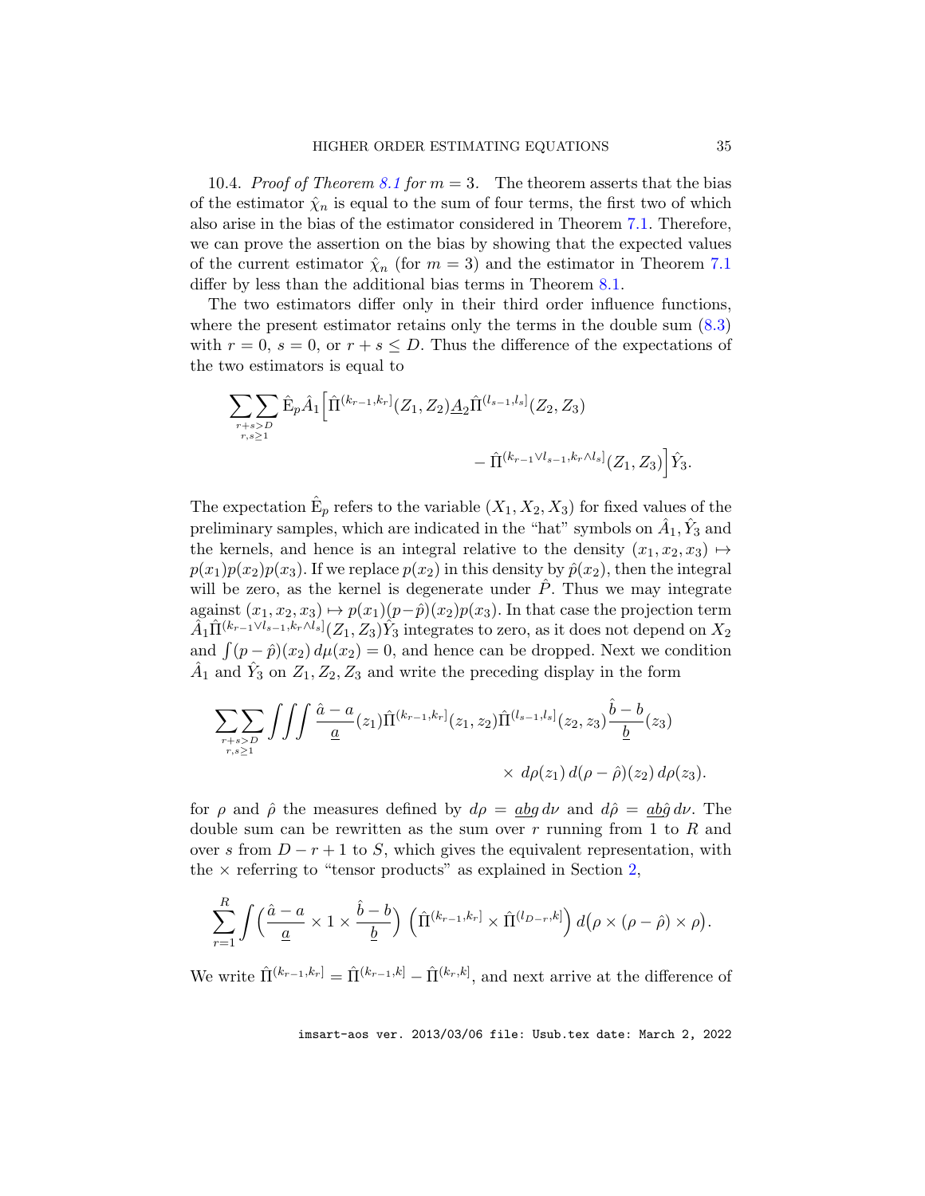10.4. *Proof of Theorem 8.1 for $m = 3$.* The theorem asserts that the bias of the estimator $\hat\chi_n$ is equal to the sum of four terms, the first two of which also arise in the bias of the estimator considered in Theorem 7.1. Therefore, we can prove the assertion on the bias by showing that the expected values of the current estimator $\hat\chi_n$ (for $m = 3$) and the estimator in Theorem 7.1 differ by less than the additional bias terms in Theorem 8.1.

The two estimators differ only in their third order influence functions, where the present estimator retains only the terms in the double sum (8.3) with $r = 0$, $s = 0$, or $r + s \le D$. Thus the difference of the expectations of the two estimators is equal to

$$\sum_{\substack{r+s>D\\ r,s\ge 1}}\sum \hat{\mathrm{E}}_p \hat A_1\Big[\hat\Pi^{(k_{r-1},k_r]}(Z_1,Z_2)\underline{A}_2\hat\Pi^{(l_{s-1},l_s]}(Z_2,Z_3) \\ - \hat\Pi^{(k_{r-1}\vee l_{s-1},k_r\wedge l_s]}(Z_1,Z_3)\Big]\hat Y_3.$$

The expectation $\hat{\mathrm{E}}_p$ refers to the variable $(X_1,X_2,X_3)$ for fixed values of the preliminary samples, which are indicated in the "hat" symbols on $\hat A_1, \hat Y_3$ and the kernels, and hence is an integral relative to the density $(x_1,x_2,x_3)\mapsto p(x_1)p(x_2)p(x_3)$. If we replace $p(x_2)$ in this density by $\hat p(x_2)$, then the integral will be zero, as the kernel is degenerate under $\hat P$. Thus we may integrate against $(x_1,x_2,x_3)\mapsto p(x_1)(p-\hat p)(x_2)p(x_3)$. In that case the projection term $\hat A_1\hat\Pi^{(k_{r-1}\vee l_{s-1},k_r\wedge l_s]}(Z_1,Z_3)\hat Y_3$ integrates to zero, as it does not depend on $X_2$ and $\int (p-\hat p)(x_2)\,d\mu(x_2)=0$, and hence can be dropped. Next we condition $\hat A_1$ and $\hat Y_3$ on $Z_1,Z_2,Z_3$ and write the preceding display in the form

$$\sum_{\substack{r+s>D\\ r,s\ge 1}}\sum \iiint \frac{\hat a - a}{\underline{a}}(z_1)\hat\Pi^{(k_{r-1},k_r]}(z_1,z_2)\hat\Pi^{(l_{s-1},l_s]}(z_2,z_3)\frac{\hat b - b}{\underline{b}}(z_3) \\ \times\, d\rho(z_1)\,d(\rho-\hat\rho)(z_2)\,d\rho(z_3).$$

for $\rho$ and $\hat\rho$ the measures defined by $d\rho = \underline{ab}g\,d\nu$ and $d\hat\rho = \underline{ab}\hat g\,d\nu$. The double sum can be rewritten as the sum over $r$ running from 1 to $R$ and over $s$ from $D-r+1$ to $S$, which gives the equivalent representation, with the $\times$ referring to "tensor products" as explained in Section 2,

$$\sum_{r=1}^R \int \Big(\frac{\hat a - a}{\underline{a}}\times 1\times \frac{\hat b - b}{\underline{b}}\Big)\,\Big(\hat\Pi^{(k_{r-1},k_r]}\times\hat\Pi^{(l_{D-r},k]}\Big)\,d\big(\rho\times(\rho-\hat\rho)\times\rho\big).$$

We write $\hat\Pi^{(k_{r-1},k_r]} = \hat\Pi^{(k_{r-1},k]} - \hat\Pi^{(k_r,k]}$, and next arrive at the difference of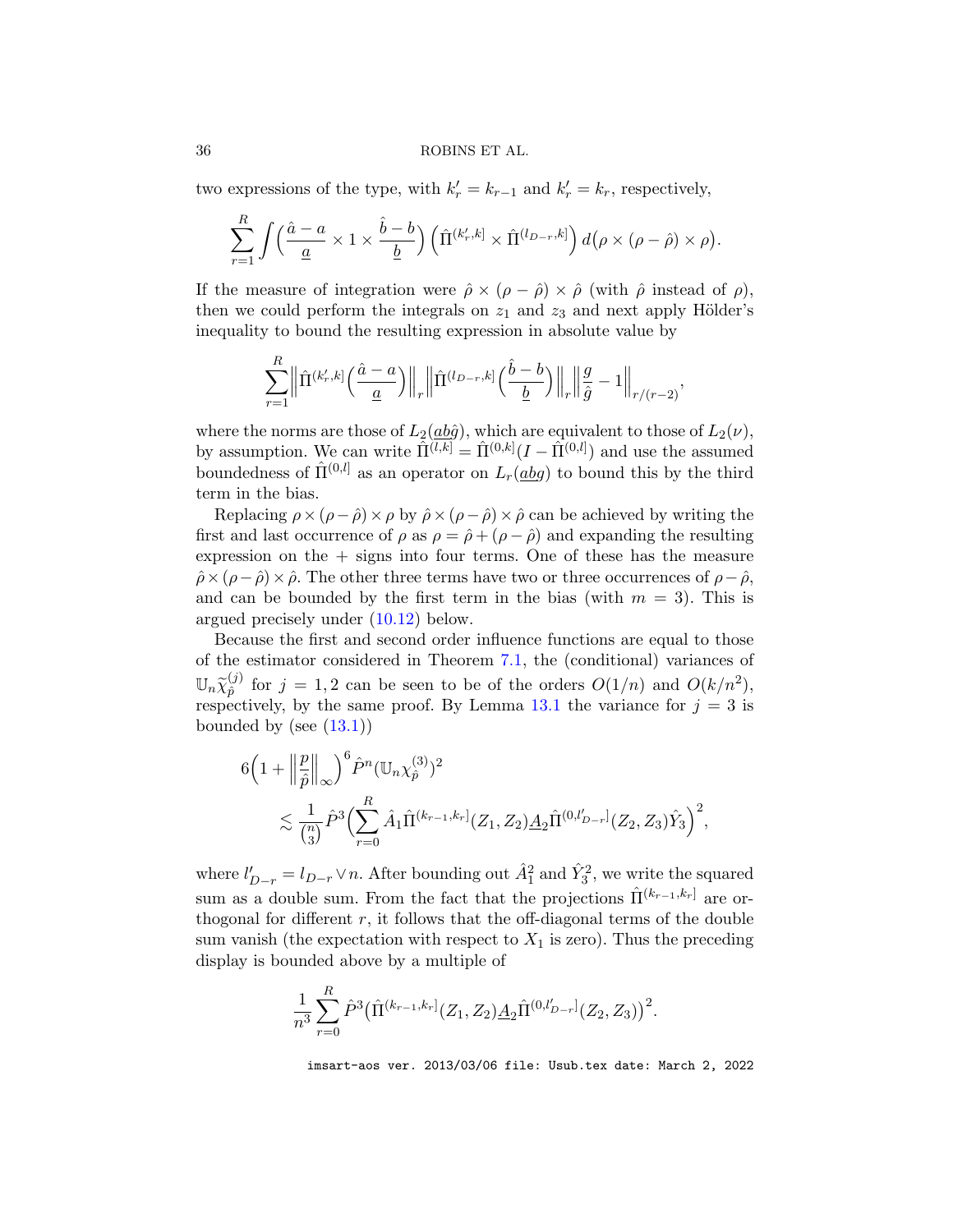two expressions of the type, with $k_r' = k_{r-1}$ and $k_r' = k_r$, respectively,

$$\sum_{r=1}^{R} \int \Big( \frac{\hat{a}-a}{\underline{a}} \times 1 \times \frac{\hat{b}-b}{\underline{b}} \Big) \Big( \hat{\Pi}^{(k_r',k]} \times \hat{\Pi}^{(l_{D-r},k]} \Big) \, d\big(\rho \times (\rho - \hat{\rho}) \times \rho\big).$$

If the measure of integration were $\hat{\rho} \times (\rho - \hat{\rho}) \times \hat{\rho}$ (with $\hat{\rho}$ instead of $\rho$), then we could perform the integrals on $z_1$ and $z_3$ and next apply Hölder's inequality to bound the resulting expression in absolute value by

$$\sum_{r=1}^{R} \Big\| \hat{\Pi}^{(k_r',k]} \Big( \frac{\hat{a}-a}{\underline{a}} \Big) \Big\|_r \Big\| \hat{\Pi}^{(l_{D-r},k]} \Big( \frac{\hat{b}-b}{\underline{b}} \Big) \Big\|_r \Big\| \frac{g}{\hat{g}} - 1 \Big\|_{r/(r-2)},$$

where the norms are those of $L_2(\underline{ab}\hat{g})$, which are equivalent to those of $L_2(\nu)$, by assumption. We can write $\hat{\Pi}^{(l,k]} = \hat{\Pi}^{(0,k]}(I - \hat{\Pi}^{(0,l]})$ and use the assumed boundedness of $\hat{\Pi}^{(0,l]}$ as an operator on $L_r(\underline{abg})$ to bound this by the third term in the bias.

Replacing $\rho \times (\rho - \hat{\rho}) \times \rho$ by $\hat{\rho} \times (\rho - \hat{\rho}) \times \hat{\rho}$ can be achieved by writing the first and last occurrence of $\rho$ as $\rho = \hat{\rho} + (\rho - \hat{\rho})$ and expanding the resulting expression on the + signs into four terms. One of these has the measure $\hat{\rho} \times (\rho - \hat{\rho}) \times \hat{\rho}$. The other three terms have two or three occurrences of $\rho - \hat{\rho}$, and can be bounded by the first term in the bias (with $m = 3$). This is argued precisely under (10.12) below.

Because the first and second order influence functions are equal to those of the estimator considered in Theorem 7.1, the (conditional) variances of $\mathbb{U}_n \widetilde{\chi}_{\hat{p}}^{(j)}$ for $j = 1, 2$ can be seen to be of the orders $O(1/n)$ and $O(k/n^2)$, respectively, by the same proof. By Lemma 13.1 the variance for $j = 3$ is bounded by (see (13.1))

$$\begin{aligned}
6\Big(1 + \Big\| \frac{p}{\hat{p}} \Big\|_\infty \Big)^6 \hat{P}^n (\mathbb{U}_n \chi_{\hat{p}}^{(3)})^2 \\
\lesssim \frac{1}{\binom{n}{3}} \hat{P}^3 \Big( \sum_{r=0}^{R} \hat{A}_1 \hat{\Pi}^{(k_{r-1},k_r]}(Z_1, Z_2) \underline{A}_2 \hat{\Pi}^{(0,l_{D-r}']}(Z_2, Z_3) \hat{Y}_3 \Big)^2,
\end{aligned}$$

where $l_{D-r}' = l_{D-r} \vee n$. After bounding out $\hat{A}_1^2$ and $\hat{Y}_3^2$, we write the squared sum as a double sum. From the fact that the projections $\hat{\Pi}^{(k_{r-1},k_r]}$ are orthogonal for different $r$, it follows that the off-diagonal terms of the double sum vanish (the expectation with respect to $X_1$ is zero). Thus the preceding display is bounded above by a multiple of

$$\frac{1}{n^3} \sum_{r=0}^{R} \hat{P}^3 \big( \hat{\Pi}^{(k_{r-1},k_r]}(Z_1, Z_2) \underline{A}_2 \hat{\Pi}^{(0,l_{D-r}']}(Z_2, Z_3) \big)^2.$$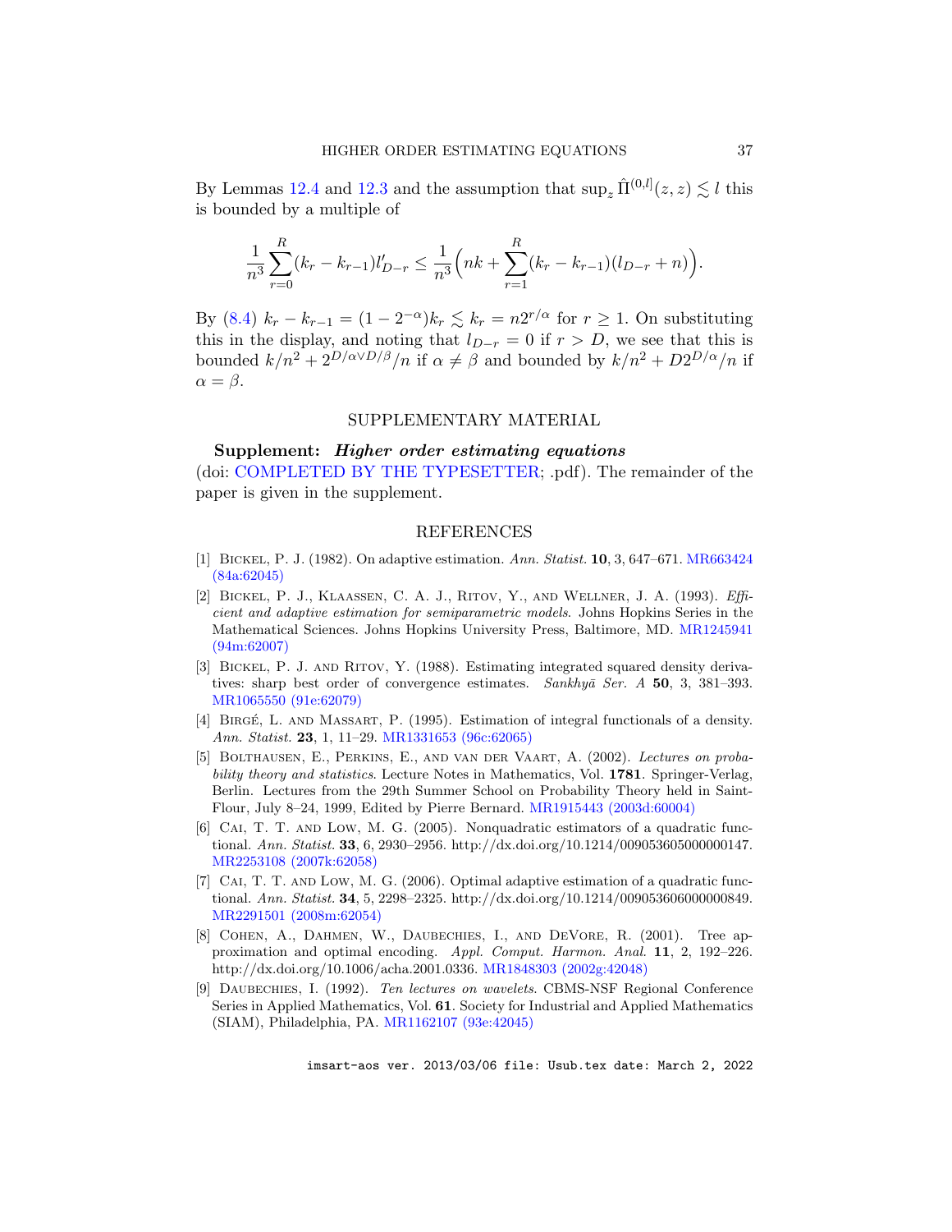By Lemmas 12.4 and 12.3 and the assumption that $\sup_z \hat\Pi^{(0,l]}(z,z) \lesssim l$ this is bounded by a multiple of

$$\frac{1}{n^3}\sum_{r=0}^{R}(k_r - k_{r-1})l'_{D-r} \leq \frac{1}{n^3}\Big(nk + \sum_{r=1}^{R}(k_r - k_{r-1})(l_{D-r} + n)\Big).$$

By (8.4) $k_r - k_{r-1} = (1 - 2^{-\alpha})k_r \lesssim k_r = n2^{r/\alpha}$ for $r \geq 1$. On substituting this in the display, and noting that $l_{D-r} = 0$ if $r > D$, we see that this is bounded $k/n^2 + 2^{D/\alpha \vee D/\beta}/n$ if $\alpha \neq \beta$ and bounded by $k/n^2 + D2^{D/\alpha}/n$ if $\alpha = \beta$.

## SUPPLEMENTARY MATERIAL

**Supplement: *Higher order estimating equations***
(doi: COMPLETED BY THE TYPESETTER; .pdf). The remainder of the paper is given in the supplement.

## REFERENCES

[1] Bickel, P. J. (1982). On adaptive estimation. *Ann. Statist.* **10**, 3, 647–671. MR663424 (84a:62045)

[2] Bickel, P. J., Klaassen, C. A. J., Ritov, Y., and Wellner, J. A. (1993). *Efficient and adaptive estimation for semiparametric models*. Johns Hopkins Series in the Mathematical Sciences. Johns Hopkins University Press, Baltimore, MD. MR1245941 (94m:62007)

[3] Bickel, P. J. and Ritov, Y. (1988). Estimating integrated squared density derivatives: sharp best order of convergence estimates. *Sankhyā Ser. A* **50**, 3, 381–393. MR1065550 (91e:62079)

[4] Birgé, L. and Massart, P. (1995). Estimation of integral functionals of a density. *Ann. Statist.* **23**, 1, 11–29. MR1331653 (96c:62065)

[5] Bolthausen, E., Perkins, E., and van der Vaart, A. (2002). *Lectures on probability theory and statistics*. Lecture Notes in Mathematics, Vol. **1781**. Springer-Verlag, Berlin. Lectures from the 29th Summer School on Probability Theory held in Saint-Flour, July 8–24, 1999, Edited by Pierre Bernard. MR1915443 (2003d:60004)

[6] Cai, T. T. and Low, M. G. (2005). Nonquadratic estimators of a quadratic functional. *Ann. Statist.* **33**, 6, 2930–2956. http://dx.doi.org/10.1214/009053605000000147. MR2253108 (2007k:62058)

[7] Cai, T. T. and Low, M. G. (2006). Optimal adaptive estimation of a quadratic functional. *Ann. Statist.* **34**, 5, 2298–2325. http://dx.doi.org/10.1214/009053606000000849. MR2291501 (2008m:62054)

[8] Cohen, A., Dahmen, W., Daubechies, I., and DeVore, R. (2001). Tree approximation and optimal encoding. *Appl. Comput. Harmon. Anal.* **11**, 2, 192–226. http://dx.doi.org/10.1006/acha.2001.0336. MR1848303 (2002g:42048)

[9] Daubechies, I. (1992). *Ten lectures on wavelets*. CBMS-NSF Regional Conference Series in Applied Mathematics, Vol. **61**. Society for Industrial and Applied Mathematics (SIAM), Philadelphia, PA. MR1162107 (93e:42045)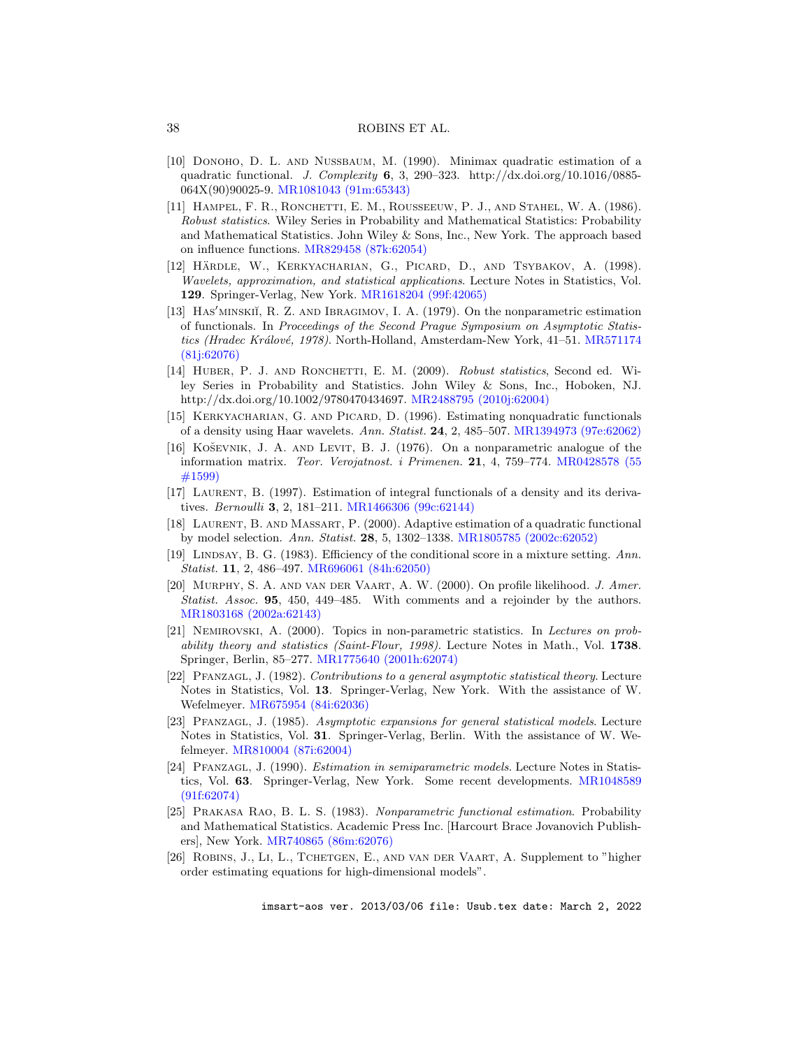[10] Donoho, D. L. and Nussbaum, M. (1990). Minimax quadratic estimation of a quadratic functional. *J. Complexity* **6**, 3, 290–323. http://dx.doi.org/10.1016/0885-064X(90)90025-9. MR1081043 (91m:65343)

[11] Hampel, F. R., Ronchetti, E. M., Rousseeuw, P. J., and Stahel, W. A. (1986). *Robust statistics*. Wiley Series in Probability and Mathematical Statistics: Probability and Mathematical Statistics. John Wiley & Sons, Inc., New York. The approach based on influence functions. MR829458 (87k:62054)

[12] Härdle, W., Kerkyacharian, G., Picard, D., and Tsybakov, A. (1998). *Wavelets, approximation, and statistical applications*. Lecture Notes in Statistics, Vol. **129**. Springer-Verlag, New York. MR1618204 (99f:42065)

[13] Has′minskiĭ, R. Z. and Ibragimov, I. A. (1979). On the nonparametric estimation of functionals. In *Proceedings of the Second Prague Symposium on Asymptotic Statistics (Hradec Králové, 1978)*. North-Holland, Amsterdam-New York, 41–51. MR571174 (81j:62076)

[14] Huber, P. J. and Ronchetti, E. M. (2009). *Robust statistics*, Second ed. Wiley Series in Probability and Statistics. John Wiley & Sons, Inc., Hoboken, NJ. http://dx.doi.org/10.1002/9780470434697. MR2488795 (2010j:62004)

[15] Kerkyacharian, G. and Picard, D. (1996). Estimating nonquadratic functionals of a density using Haar wavelets. *Ann. Statist.* **24**, 2, 485–507. MR1394973 (97e:62062)

[16] Koševnik, J. A. and Levit, B. J. (1976). On a nonparametric analogue of the information matrix. *Teor. Verojatnost. i Primenen.* **21**, 4, 759–774. MR0428578 (55 #1599)

[17] Laurent, B. (1997). Estimation of integral functionals of a density and its derivatives. *Bernoulli* **3**, 2, 181–211. MR1466306 (99c:62144)

[18] Laurent, B. and Massart, P. (2000). Adaptive estimation of a quadratic functional by model selection. *Ann. Statist.* **28**, 5, 1302–1338. MR1805785 (2002c:62052)

[19] Lindsay, B. G. (1983). Efficiency of the conditional score in a mixture setting. *Ann. Statist.* **11**, 2, 486–497. MR696061 (84h:62050)

[20] Murphy, S. A. and van der Vaart, A. W. (2000). On profile likelihood. *J. Amer. Statist. Assoc.* **95**, 450, 449–485. With comments and a rejoinder by the authors. MR1803168 (2002a:62143)

[21] Nemirovski, A. (2000). Topics in non-parametric statistics. In *Lectures on probability theory and statistics (Saint-Flour, 1998)*. Lecture Notes in Math., Vol. **1738**. Springer, Berlin, 85–277. MR1775640 (2001h:62074)

[22] Pfanzagl, J. (1982). *Contributions to a general asymptotic statistical theory*. Lecture Notes in Statistics, Vol. **13**. Springer-Verlag, New York. With the assistance of W. Wefelmeyer. MR675954 (84i:62036)

[23] Pfanzagl, J. (1985). *Asymptotic expansions for general statistical models*. Lecture Notes in Statistics, Vol. **31**. Springer-Verlag, Berlin. With the assistance of W. Wefelmeyer. MR810004 (87i:62004)

[24] Pfanzagl, J. (1990). *Estimation in semiparametric models*. Lecture Notes in Statistics, Vol. **63**. Springer-Verlag, New York. Some recent developments. MR1048589 (91f:62074)

[25] Prakasa Rao, B. L. S. (1983). *Nonparametric functional estimation*. Probability and Mathematical Statistics. Academic Press Inc. [Harcourt Brace Jovanovich Publishers], New York. MR740865 (86m:62076)

[26] Robins, J., Li, L., Tchetgen, E., and van der Vaart, A. Supplement to "higher order estimating equations for high-dimensional models".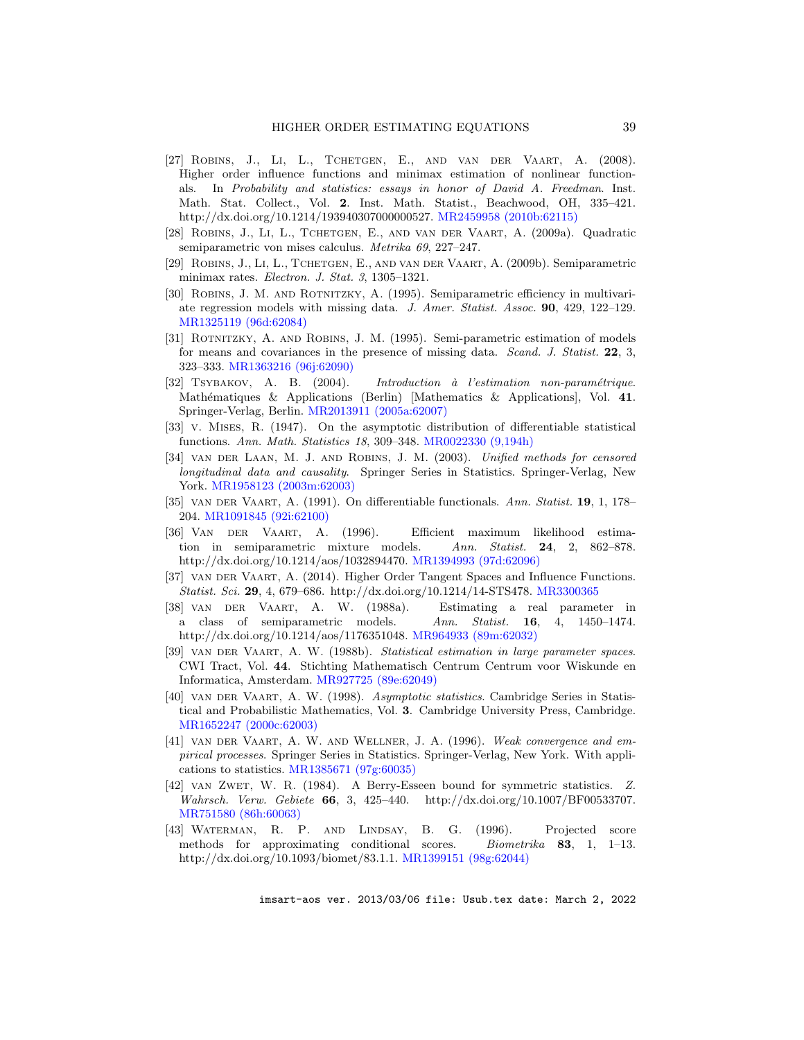[27] Robins, J., Li, L., Tchetgen, E., and van der Vaart, A. (2008). Higher order influence functions and minimax estimation of nonlinear functionals. In *Probability and statistics: essays in honor of David A. Freedman*. Inst. Math. Stat. Collect., Vol. **2**. Inst. Math. Statist., Beachwood, OH, 335–421. http://dx.doi.org/10.1214/193940307000000527. MR2459958 (2010b:62115)

[28] Robins, J., Li, L., Tchetgen, E., and van der Vaart, A. (2009a). Quadratic semiparametric von mises calculus. *Metrika 69*, 227–247.

[29] Robins, J., Li, L., Tchetgen, E., and van der Vaart, A. (2009b). Semiparametric minimax rates. *Electron. J. Stat. 3*, 1305–1321.

[30] Robins, J. M. and Rotnitzky, A. (1995). Semiparametric efficiency in multivariate regression models with missing data. *J. Amer. Statist. Assoc.* **90**, 429, 122–129. MR1325119 (96d:62084)

[31] Rotnitzky, A. and Robins, J. M. (1995). Semi-parametric estimation of models for means and covariances in the presence of missing data. *Scand. J. Statist.* **22**, 3, 323–333. MR1363216 (96j:62090)

[32] Tsybakov, A. B. (2004). *Introduction à l'estimation non-paramétrique*. Mathématiques & Applications (Berlin) [Mathematics & Applications], Vol. **41**. Springer-Verlag, Berlin. MR2013911 (2005a:62007)

[33] v. Mises, R. (1947). On the asymptotic distribution of differentiable statistical functions. *Ann. Math. Statistics 18*, 309–348. MR0022330 (9,194h)

[34] van der Laan, M. J. and Robins, J. M. (2003). *Unified methods for censored longitudinal data and causality*. Springer Series in Statistics. Springer-Verlag, New York. MR1958123 (2003m:62003)

[35] van der Vaart, A. (1991). On differentiable functionals. *Ann. Statist.* **19**, 1, 178–204. MR1091845 (92i:62100)

[36] Van der Vaart, A. (1996). Efficient maximum likelihood estimation in semiparametric mixture models. *Ann. Statist.* **24**, 2, 862–878. http://dx.doi.org/10.1214/aos/1032894470. MR1394993 (97d:62096)

[37] van der Vaart, A. (2014). Higher Order Tangent Spaces and Influence Functions. *Statist. Sci.* **29**, 4, 679–686. http://dx.doi.org/10.1214/14-STS478. MR3300365

[38] van der Vaart, A. W. (1988a). Estimating a real parameter in a class of semiparametric models. *Ann. Statist.* **16**, 4, 1450–1474. http://dx.doi.org/10.1214/aos/1176351048. MR964933 (89m:62032)

[39] van der Vaart, A. W. (1988b). *Statistical estimation in large parameter spaces*. CWI Tract, Vol. **44**. Stichting Mathematisch Centrum Centrum voor Wiskunde en Informatica, Amsterdam. MR927725 (89e:62049)

[40] van der Vaart, A. W. (1998). *Asymptotic statistics*. Cambridge Series in Statistical and Probabilistic Mathematics, Vol. **3**. Cambridge University Press, Cambridge. MR1652247 (2000c:62003)

[41] van der Vaart, A. W. and Wellner, J. A. (1996). *Weak convergence and empirical processes*. Springer Series in Statistics. Springer-Verlag, New York. With applications to statistics. MR1385671 (97g:60035)

[42] van Zwet, W. R. (1984). A Berry-Esseen bound for symmetric statistics. *Z. Wahrsch. Verw. Gebiete* **66**, 3, 425–440. http://dx.doi.org/10.1007/BF00533707. MR751580 (86h:60063)

[43] Waterman, R. P. and Lindsay, B. G. (1996). Projected score methods for approximating conditional scores. *Biometrika* **83**, 1, 1–13. http://dx.doi.org/10.1093/biomet/83.1.1. MR1399151 (98g:62044)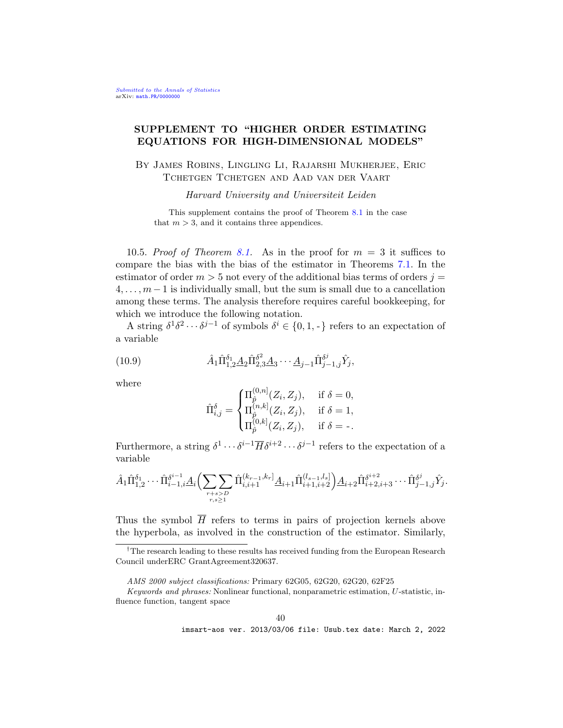Submitted to the Annals of Statistics
arXiv: math.PR/0000000

# SUPPLEMENT TO "HIGHER ORDER ESTIMATING EQUATIONS FOR HIGH-DIMENSIONAL MODELS"

By James Robins, Lingling Li, Rajarshi Mukherjee, Eric Tchetgen Tchetgen and Aad van der Vaart

*Harvard University and Universiteit Leiden*

This supplement contains the proof of Theorem 8.1 in the case that $m > 3$, and it contains three appendices.

10.5. *Proof of Theorem 8.1.* As in the proof for $m = 3$ it suffices to compare the bias with the bias of the estimator in Theorems 7.1. In the estimator of order $m > 5$ not every of the additional bias terms of orders $j = 4, \ldots, m-1$ is individually small, but the sum is small due to a cancellation among these terms. The analysis therefore requires careful bookkeeping, for which we introduce the following notation.

A string $\delta^1\delta^2\cdots\delta^{j-1}$ of symbols $\delta^i \in \{0, 1, \text{-}\}$ refers to an expectation of a variable

$$\hat{A}_1\hat{\Pi}^{\delta_1}_{1,2}\underline{A}_2\hat{\Pi}^{\delta^2}_{2,3}\underline{A}_3\cdots\underline{A}_{j-1}\hat{\Pi}^{\delta^j}_{j-1,j}\hat{Y}_j, \tag{10.9}$$

where

$$\hat{\Pi}^{\delta}_{i,j} = \begin{cases} \Pi^{(0,n]}_{\hat{p}}(Z_i, Z_j), & \text{if } \delta = 0, \\ \Pi^{(n,k]}_{\hat{p}}(Z_i, Z_j), & \text{if } \delta = 1, \\ \Pi^{(0,k]}_{\hat{p}}(Z_i, Z_j), & \text{if } \delta = \text{-}. \end{cases}$$

Furthermore, a string $\delta^1\cdots\delta^{i-1}\overline{H}\delta^{i+2}\cdots\delta^{j-1}$ refers to the expectation of a variable

$$\hat{A}_1\hat{\Pi}^{\delta_1}_{1,2}\cdots\hat{\Pi}^{\delta^{i-1}}_{i-1,i}\underline{A}_i\Big(\sum_{\substack{r+s>D\\ r,s\geq 1}}\sum\hat{\Pi}^{(k_{r-1},k_r]}_{i,i+1}\underline{A}_{i+1}\hat{\Pi}^{(l_{s-1},l_s]}_{i+1,i+2}\Big)\underline{A}_{i+2}\hat{\Pi}^{\delta^{i+2}}_{i+2,i+3}\cdots\hat{\Pi}^{\delta^j}_{j-1,j}\hat{Y}_j.$$

Thus the symbol $\overline{H}$ refers to terms in pairs of projection kernels above the hyperbola, as involved in the construction of the estimator. Similarly,

---

[†]The research leading to these results has received funding from the European Research Council underERC GrantAgreement320637.

*AMS 2000 subject classifications:* Primary 62G05, 62G20, 62G20, 62F25

*Keywords and phrases:* Nonlinear functional, nonparametric estimation, $U$-statistic, influence function, tangent space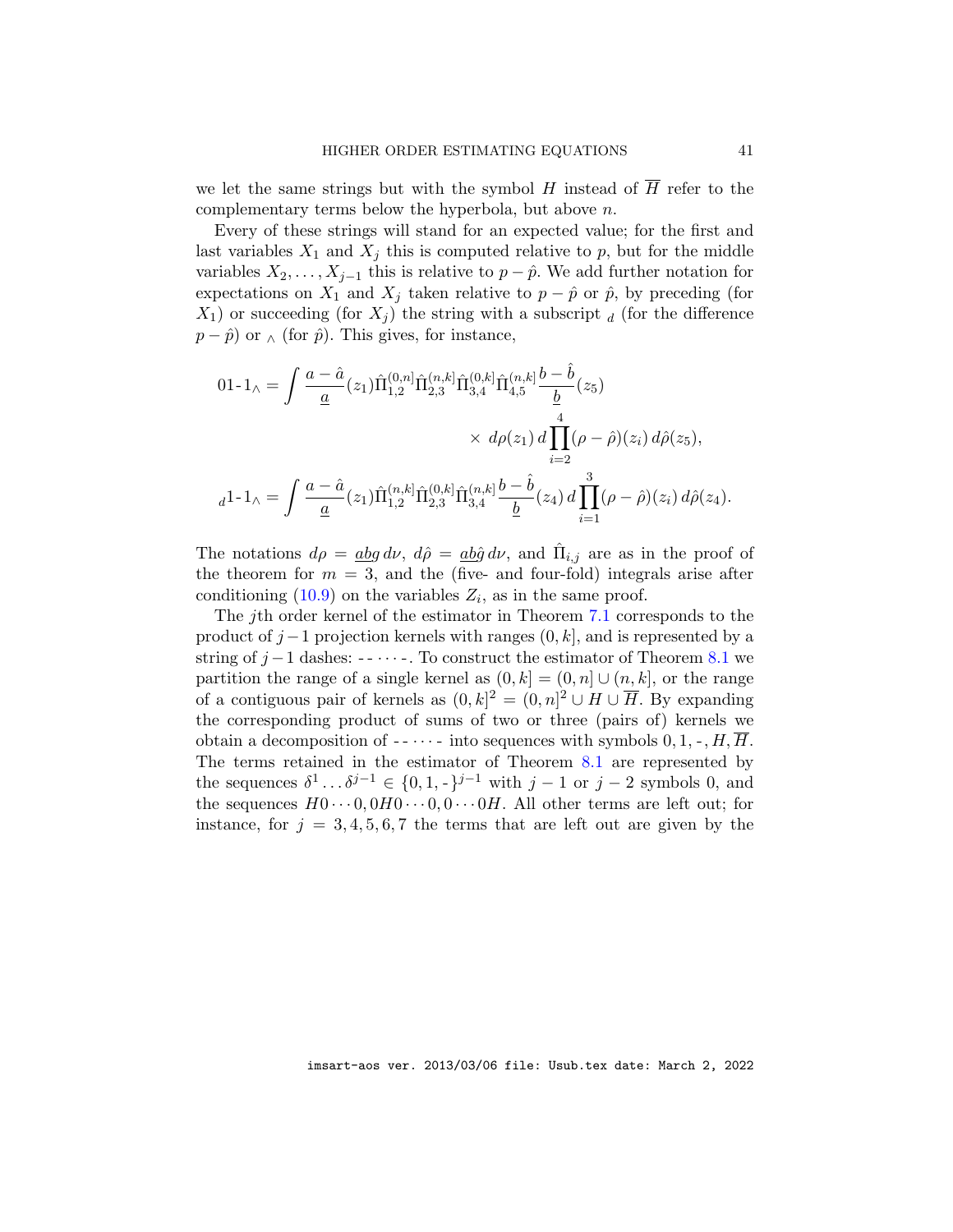we let the same strings but with the symbol $H$ instead of $\overline{H}$ refer to the complementary terms below the hyperbola, but above $n$.

Every of these strings will stand for an expected value; for the first and last variables $X_1$ and $X_j$ this is computed relative to $p$, but for the middle variables $X_2, \ldots, X_{j-1}$ this is relative to $p - \hat{p}$. We add further notation for expectations on $X_1$ and $X_j$ taken relative to $p - \hat{p}$ or $\hat{p}$, by preceding (for $X_1$) or succeeding (for $X_j$) the string with a subscript $_d$ (for the difference $p - \hat{p}$) or $_\wedge$ (for $\hat{p}$). This gives, for instance,

$$
\begin{aligned}
01\text{-}1_\wedge = \int \frac{a - \hat{a}}{\underline{a}}(z_1) \hat{\Pi}_{1,2}^{(0,n]} \hat{\Pi}_{2,3}^{(n,k]} \hat{\Pi}_{3,4}^{(0,k]} \hat{\Pi}_{4,5}^{(n,k]} \frac{b - \hat{b}}{\underline{b}}(z_5) \\
\times\, d\rho(z_1)\, d\prod_{i=2}^{4} (\rho - \hat{\rho})(z_i)\, d\hat{\rho}(z_5),
\end{aligned}
$$

$$
{}_d1\text{-}1_\wedge = \int \frac{a - \hat{a}}{\underline{a}}(z_1) \hat{\Pi}_{1,2}^{(n,k]} \hat{\Pi}_{2,3}^{(0,k]} \hat{\Pi}_{3,4}^{(n,k]} \frac{b - \hat{b}}{\underline{b}}(z_4)\, d\prod_{i=1}^{3} (\rho - \hat{\rho})(z_i)\, d\hat{\rho}(z_4).
$$

The notations $d\rho = \underline{a}b g\, d\nu$, $d\hat{\rho} = \underline{a}b\hat{g}\, d\nu$, and $\hat{\Pi}_{i,j}$ are as in the proof of the theorem for $m = 3$, and the (five- and four-fold) integrals arise after conditioning (10.9) on the variables $Z_i$, as in the same proof.

The $j$th order kernel of the estimator in Theorem 7.1 corresponds to the product of $j-1$ projection kernels with ranges $(0, k]$, and is represented by a string of $j-1$ dashes: - - $\cdots$ -. To construct the estimator of Theorem 8.1 we partition the range of a single kernel as $(0, k] = (0, n] \cup (n, k]$, or the range of a contiguous pair of kernels as $(0, k]^2 = (0, n]^2 \cup H \cup \overline{H}$. By expanding the corresponding product of sums of two or three (pairs of) kernels we obtain a decomposition of - - $\cdots$ - into sequences with symbols $0, 1,$ -, $H, \overline{H}$. The terms retained in the estimator of Theorem 8.1 are represented by the sequences $\delta^1 \ldots \delta^{j-1} \in \{0, 1, \text{-}\}^{j-1}$ with $j-1$ or $j-2$ symbols 0, and the sequences $H0 \cdots 0, 0H0 \cdots 0, 0 \cdots 0H$. All other terms are left out; for instance, for $j = 3, 4, 5, 6, 7$ the terms that are left out are given by the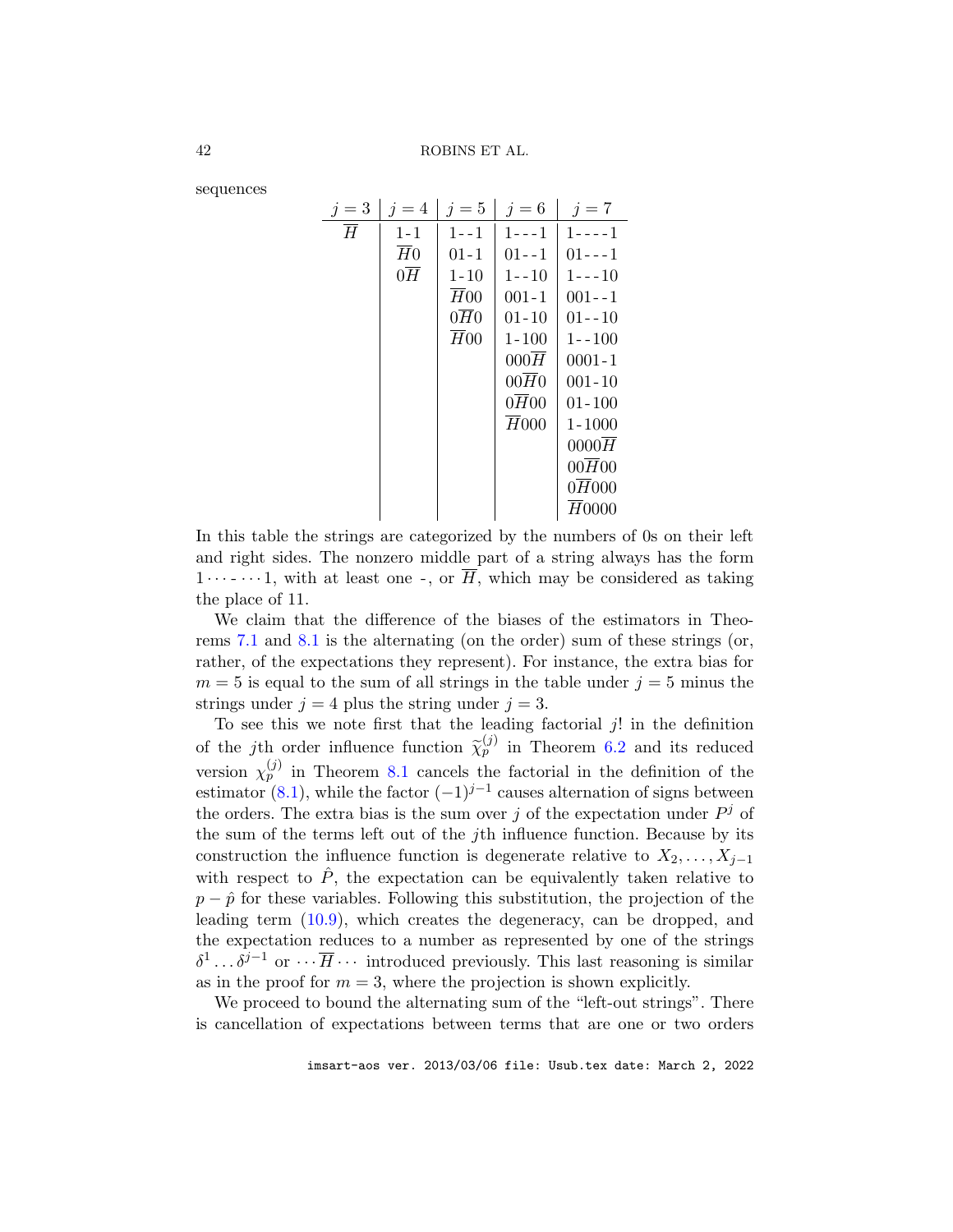sequences

| $j=3$ | $j=4$ | $j=5$ | $j=6$ | $j=7$ |
|---|---|---|---|---|
| $\overline{H}$ | 1-1 | 1--1 | 1---1 | 1----1 |
| | $\overline{H}0$ | 01-1 | 01--1 | 01---1 |
| | $0\overline{H}$ | 1-10 | 1--10 | 1---10 |
| | | $\overline{H}00$ | 001-1 | 001--1 |
| | | $0\overline{H}0$ | 01-10 | 01--10 |
| | | $\overline{H}00$ | 1-100 | 1--100 |
| | | | $000\overline{H}$ | 0001-1 |
| | | | $00\overline{H}0$ | 001-10 |
| | | | $0\overline{H}00$ | 01-100 |
| | | | $\overline{H}000$ | 1-1000 |
| | | | | $0000\overline{H}$ |
| | | | | $00\overline{H}00$ |
| | | | | $0\overline{H}000$ |
| | | | | $\overline{H}0000$ |

In this table the strings are categorized by the numbers of 0s on their left and right sides. The nonzero middle part of a string always has the form $1 \cdots\text{-}\cdots 1$, with at least one -, or $\overline{H}$, which may be considered as taking the place of 11.

We claim that the difference of the biases of the estimators in Theorems 7.1 and 8.1 is the alternating (on the order) sum of these strings (or, rather, of the expectations they represent). For instance, the extra bias for $m = 5$ is equal to the sum of all strings in the table under $j = 5$ minus the strings under $j = 4$ plus the string under $j = 3$.

To see this we note first that the leading factorial $j!$ in the definition of the $j$th order influence function $\widetilde{\chi}_p^{(j)}$ in Theorem 6.2 and its reduced version $\chi_p^{(j)}$ in Theorem 8.1 cancels the factorial in the definition of the estimator (8.1), while the factor $(-1)^{j-1}$ causes alternation of signs between the orders. The extra bias is the sum over $j$ of the expectation under $P^j$ of the sum of the terms left out of the $j$th influence function. Because by its construction the influence function is degenerate relative to $X_2, \ldots, X_{j-1}$ with respect to $\hat{P}$, the expectation can be equivalently taken relative to $p - \hat{p}$ for these variables. Following this substitution, the projection of the leading term (10.9), which creates the degeneracy, can be dropped, and the expectation reduces to a number as represented by one of the strings $\delta^1 \ldots \delta^{j-1}$ or $\cdots \overline{H} \cdots$ introduced previously. This last reasoning is similar as in the proof for $m = 3$, where the projection is shown explicitly.

We proceed to bound the alternating sum of the "left-out strings". There is cancellation of expectations between terms that are one or two orders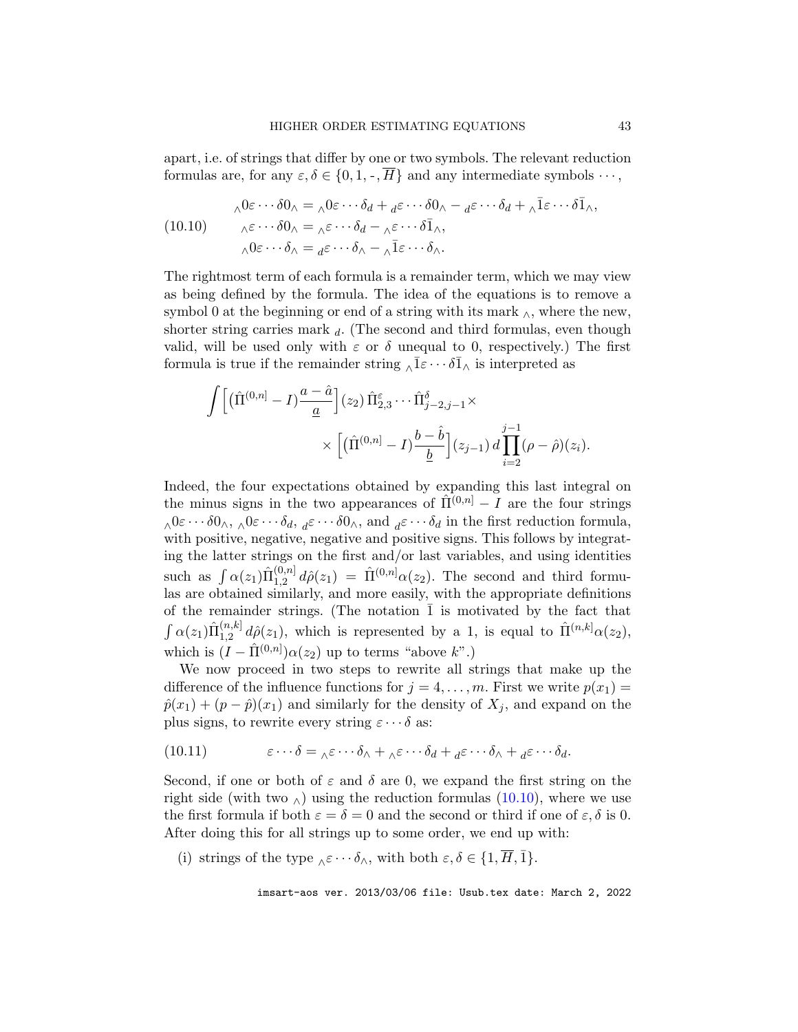apart, i.e. of strings that differ by one or two symbols. The relevant reduction formulas are, for any $\varepsilon, \delta \in \{0, 1, \text{-}, \overline{H}\}$ and any intermediate symbols $\cdots$,

$$
\begin{aligned}
&{}_\wedge 0\varepsilon\cdots\delta 0_\wedge = {}_\wedge 0\varepsilon\cdots\delta_d + {}_d\varepsilon\cdots\delta 0_\wedge - {}_d\varepsilon\cdots\delta_d + {}_\wedge\bar{1}\varepsilon\cdots\delta\bar{1}_\wedge,\\
&{}_\wedge\varepsilon\cdots\delta 0_\wedge = {}_\wedge\varepsilon\cdots\delta_d - {}_\wedge\varepsilon\cdots\delta\bar{1}_\wedge, \qquad (10.10)\\
&{}_\wedge 0\varepsilon\cdots\delta_\wedge = {}_d\varepsilon\cdots\delta_\wedge - {}_\wedge\bar{1}\varepsilon\cdots\delta_\wedge.
\end{aligned}
$$

The rightmost term of each formula is a remainder term, which we may view as being defined by the formula. The idea of the equations is to remove a symbol 0 at the beginning or end of a string with its mark ${}_\wedge$, where the new, shorter string carries mark ${}_d$. (The second and third formulas, even though valid, will be used only with $\varepsilon$ or $\delta$ unequal to 0, respectively.) The first formula is true if the remainder string ${}_\wedge\bar{1}\varepsilon\cdots\delta\bar{1}_\wedge$ is interpreted as

$$
\int \Big[\big(\hat\Pi^{(0,n]} - I\big)\frac{a-\hat a}{\underline{a}}\Big](z_2)\,\hat\Pi^{\varepsilon}_{2,3}\cdots\hat\Pi^{\delta}_{j-2,j-1}\times \\
\times\Big[\big(\hat\Pi^{(0,n]} - I\big)\frac{b-\hat b}{\underline{b}}\Big](z_{j-1})\,d\prod_{i=2}^{j-1}(\rho-\hat\rho)(z_i).
$$

Indeed, the four expectations obtained by expanding this last integral on the minus signs in the two appearances of $\hat\Pi^{(0,n]} - I$ are the four strings ${}_\wedge 0\varepsilon\cdots\delta 0_\wedge$, ${}_\wedge 0\varepsilon\cdots\delta_d$, ${}_d\varepsilon\cdots\delta 0_\wedge$, and ${}_d\varepsilon\cdots\delta_d$ in the first reduction formula, with positive, negative, negative and positive signs. This follows by integrating the latter strings on the first and/or last variables, and using identities such as $\int\alpha(z_1)\hat\Pi^{(0,n]}_{1,2}\,d\hat\rho(z_1) = \hat\Pi^{(0,n]}\alpha(z_2)$. The second and third formulas are obtained similarly, and more easily, with the appropriate definitions of the remainder strings. (The notation $\bar{1}$ is motivated by the fact that $\int\alpha(z_1)\hat\Pi^{(n,k]}_{1,2}\,d\hat\rho(z_1)$, which is represented by a 1, is equal to $\hat\Pi^{(n,k]}\alpha(z_2)$, which is $(I-\hat\Pi^{(0,n]})\alpha(z_2)$ up to terms "above $k$".)

We now proceed in two steps to rewrite all strings that make up the difference of the influence functions for $j = 4, \ldots, m$. First we write $p(x_1) = \hat p(x_1) + (p-\hat p)(x_1)$ and similarly for the density of $X_j$, and expand on the plus signs, to rewrite every string $\varepsilon\cdots\delta$ as:

$$
\varepsilon\cdots\delta = {}_\wedge\varepsilon\cdots\delta_\wedge + {}_\wedge\varepsilon\cdots\delta_d + {}_d\varepsilon\cdots\delta_\wedge + {}_d\varepsilon\cdots\delta_d. \qquad (10.11)
$$

Second, if one or both of $\varepsilon$ and $\delta$ are 0, we expand the first string on the right side (with two ${}_\wedge$) using the reduction formulas (10.10), where we use the first formula if both $\varepsilon = \delta = 0$ and the second or third if one of $\varepsilon, \delta$ is 0. After doing this for all strings up to some order, we end up with:

(i) strings of the type ${}_\wedge\varepsilon\cdots\delta_\wedge$, with both $\varepsilon, \delta \in \{1, \overline{H}, \bar{1}\}$.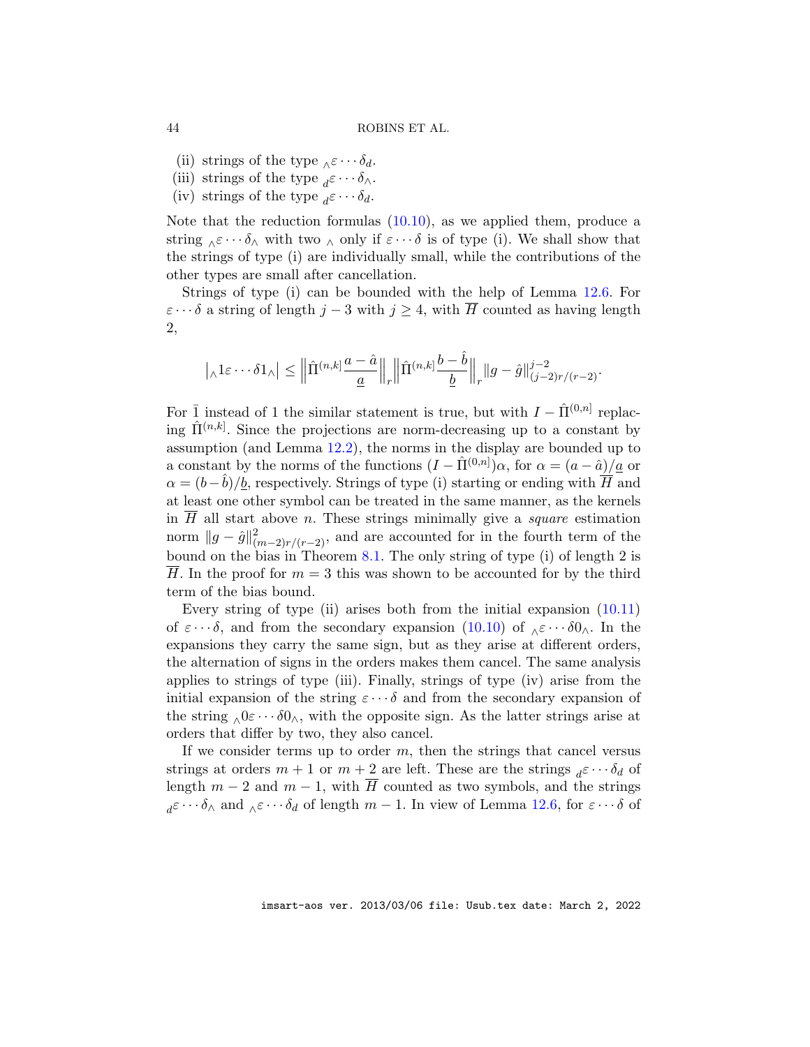(ii) strings of the type ${}_\wedge\varepsilon\cdots\delta_d$.
(iii) strings of the type ${}_d\varepsilon\cdots\delta_\wedge$.
(iv) strings of the type ${}_d\varepsilon\cdots\delta_d$.

Note that the reduction formulas (10.10), as we applied them, produce a string ${}_\wedge\varepsilon\cdots\delta_\wedge$ with two $\wedge$ only if $\varepsilon\cdots\delta$ is of type (i). We shall show that the strings of type (i) are individually small, while the contributions of the other types are small after cancellation.

Strings of type (i) can be bounded with the help of Lemma 12.6. For $\varepsilon\cdots\delta$ a string of length $j-3$ with $j\geq 4$, with $\overline{H}$ counted as having length 2,

$$\left|{}_\wedge 1\varepsilon\cdots\delta 1_\wedge\right| \leq \left\|\hat\Pi^{(n,k]}\frac{a-\hat a}{\underline{a}}\right\|_r \left\|\hat\Pi^{(n,k]}\frac{b-\hat b}{\underline{b}}\right\|_r \|g-\hat g\|^{j-2}_{(j-2)r/(r-2)}.$$

For $\bar 1$ instead of 1 the similar statement is true, but with $I-\hat\Pi^{(0,n]}$ replacing $\hat\Pi^{(n,k]}$. Since the projections are norm-decreasing up to a constant by assumption (and Lemma 12.2), the norms in the display are bounded up to a constant by the norms of the functions $(I-\hat\Pi^{(0,n]})\alpha$, for $\alpha=(a-\hat a)/\underline{a}$ or $\alpha=(b-\hat b)/\underline{b}$, respectively. Strings of type (i) starting or ending with $\overline{H}$ and at least one other symbol can be treated in the same manner, as the kernels in $\overline{H}$ all start above $n$. These strings minimally give a *square* estimation norm $\|g-\hat g\|^2_{(m-2)r/(r-2)}$, and are accounted for in the fourth term of the bound on the bias in Theorem 8.1. The only string of type (i) of length 2 is $\overline{H}$. In the proof for $m=3$ this was shown to be accounted for by the third term of the bias bound.

Every string of type (ii) arises both from the initial expansion (10.11) of $\varepsilon\cdots\delta$, and from the secondary expansion (10.10) of ${}_\wedge\varepsilon\cdots\delta 0_\wedge$. In the expansions they carry the same sign, but as they arise at different orders, the alternation of signs in the orders makes them cancel. The same analysis applies to strings of type (iii). Finally, strings of type (iv) arise from the initial expansion of the string $\varepsilon\cdots\delta$ and from the secondary expansion of the string ${}_\wedge 0\varepsilon\cdots\delta 0_\wedge$, with the opposite sign. As the latter strings arise at orders that differ by two, they also cancel.

If we consider terms up to order $m$, then the strings that cancel versus strings at orders $m+1$ or $m+2$ are left. These are the strings ${}_d\varepsilon\cdots\delta_d$ of length $m-2$ and $m-1$, with $\overline{H}$ counted as two symbols, and the strings ${}_d\varepsilon\cdots\delta_\wedge$ and ${}_\wedge\varepsilon\cdots\delta_d$ of length $m-1$. In view of Lemma 12.6, for $\varepsilon\cdots\delta$ of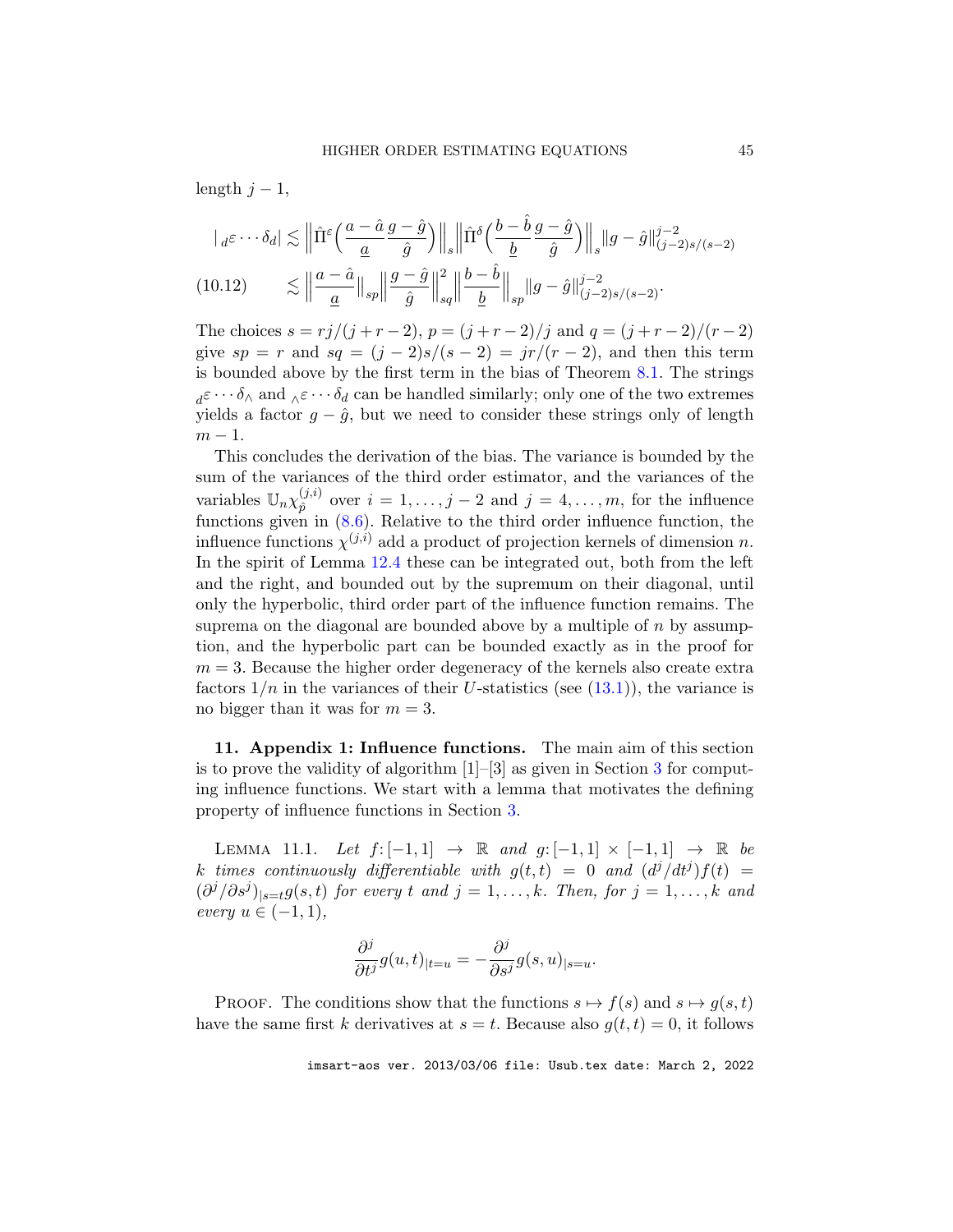length $j-1$,

$$
\begin{aligned}
|{}_{d}\varepsilon\cdots\delta_d| &\lesssim \Big\|\hat\Pi^{\varepsilon}\Big(\frac{a-\hat a}{\underline{a}}\frac{g-\hat g}{\hat g}\Big)\Big\|_s\Big\|\hat\Pi^{\delta}\Big(\frac{b-\hat b}{\underline{b}}\frac{g-\hat g}{\hat g}\Big)\Big\|_s\|g-\hat g\|_{(j-2)s/(s-2)}^{j-2}\\
&\lesssim \Big\|\frac{a-\hat a}{\underline{a}}\Big\|_{sp}\Big\|\frac{g-\hat g}{\hat g}\Big\|_{sq}^2\Big\|\frac{b-\hat b}{\underline{b}}\Big\|_{sp}\|g-\hat g\|_{(j-2)s/(s-2)}^{j-2}. \qquad (10.12)
\end{aligned}
$$

The choices $s=rj/(j+r-2)$, $p=(j+r-2)/j$ and $q=(j+r-2)/(r-2)$ give $sp=r$ and $sq=(j-2)s/(s-2)=jr/(r-2)$, and then this term is bounded above by the first term in the bias of Theorem 8.1. The strings ${}_{d}\varepsilon\cdots\delta_{\wedge}$ and ${}_{\wedge}\varepsilon\cdots\delta_d$ can be handled similarly; only one of the two extremes yields a factor $g-\hat g$, but we need to consider these strings only of length $m-1$.

This concludes the derivation of the bias. The variance is bounded by the sum of the variances of the third order estimator, and the variances of the variables $\mathbb{U}_n\chi_{\hat p}^{(j,i)}$ over $i=1,\ldots,j-2$ and $j=4,\ldots,m$, for the influence functions given in (8.6). Relative to the third order influence function, the influence functions $\chi^{(j,i)}$ add a product of projection kernels of dimension $n$. In the spirit of Lemma 12.4 these can be integrated out, both from the left and the right, and bounded out by the supremum on their diagonal, until only the hyperbolic, third order part of the influence function remains. The suprema on the diagonal are bounded above by a multiple of $n$ by assumption, and the hyperbolic part can be bounded exactly as in the proof for $m=3$. Because the higher order degeneracy of the kernels also create extra factors $1/n$ in the variances of their $U$-statistics (see (13.1)), the variance is no bigger than it was for $m=3$.

## 11. Appendix 1: Influence functions.

The main aim of this section is to prove the validity of algorithm [1]–[3] as given in Section 3 for computing influence functions. We start with a lemma that motivates the defining property of influence functions in Section 3.

LEMMA 11.1. *Let $f:[-1,1]\to\mathbb{R}$ and $g:[-1,1]\times[-1,1]\to\mathbb{R}$ be $k$ times continuously differentiable with $g(t,t)=0$ and $(d^j/dt^j)f(t)=(\partial^j/\partial s^j)_{|s=t}g(s,t)$ for every $t$ and $j=1,\ldots,k$. Then, for $j=1,\ldots,k$ and every $u\in(-1,1)$,*

$$
\frac{\partial^j}{\partial t^j}g(u,t)_{|t=u}=-\frac{\partial^j}{\partial s^j}g(s,u)_{|s=u}.
$$

PROOF. The conditions show that the functions $s\mapsto f(s)$ and $s\mapsto g(s,t)$ have the same first $k$ derivatives at $s=t$. Because also $g(t,t)=0$, it follows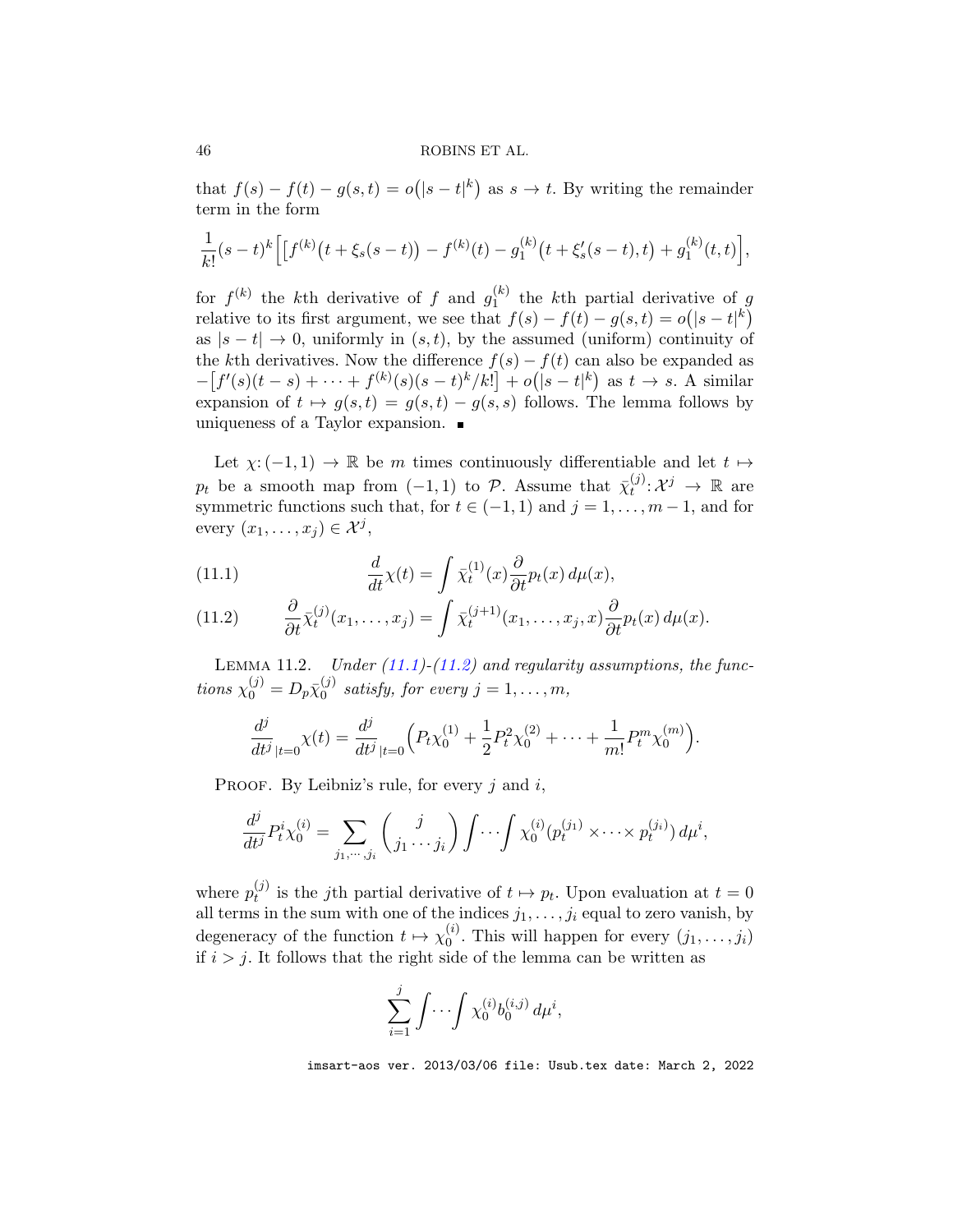that $f(s) - f(t) - g(s,t) = o\big(|s-t|^k\big)$ as $s \to t$. By writing the remainder term in the form

$$\frac{1}{k!}(s-t)^k\Big[\big[f^{(k)}\big(t+\xi_s(s-t)\big) - f^{(k)}(t) - g_1^{(k)}\big(t+\xi_s'(s-t),t\big) + g_1^{(k)}(t,t)\Big],$$

for $f^{(k)}$ the $k$th derivative of $f$ and $g_1^{(k)}$ the $k$th partial derivative of $g$ relative to its first argument, we see that $f(s) - f(t) - g(s,t) = o\big(|s-t|^k\big)$ as $|s-t| \to 0$, uniformly in $(s,t)$, by the assumed (uniform) continuity of the $k$th derivatives. Now the difference $f(s) - f(t)$ can also be expanded as $-\big[f'(s)(t-s) + \cdots + f^{(k)}(s)(s-t)^k/k!\big] + o\big(|s-t|^k\big)$ as $t \to s$. A similar expansion of $t \mapsto g(s,t) = g(s,t) - g(s,s)$ follows. The lemma follows by uniqueness of a Taylor expansion. ∎

Let $\chi: (-1,1) \to \mathbb{R}$ be $m$ times continuously differentiable and let $t \mapsto p_t$ be a smooth map from $(-1,1)$ to $\mathcal{P}$. Assume that $\bar\chi_t^{(j)}: \mathcal{X}^j \to \mathbb{R}$ are symmetric functions such that, for $t \in (-1,1)$ and $j = 1, \ldots, m-1$, and for every $(x_1, \ldots, x_j) \in \mathcal{X}^j$,

$$\frac{d}{dt}\chi(t) = \int \bar\chi_t^{(1)}(x) \frac{\partial}{\partial t} p_t(x)\, d\mu(x), \tag{11.1}$$

$$\frac{\partial}{\partial t}\bar\chi_t^{(j)}(x_1, \ldots, x_j) = \int \bar\chi_t^{(j+1)}(x_1, \ldots, x_j, x) \frac{\partial}{\partial t} p_t(x)\, d\mu(x). \tag{11.2}$$

LEMMA 11.2. *Under (11.1)-(11.2) and regularity assumptions, the functions $\chi_0^{(j)} = D_p \bar\chi_0^{(j)}$ satisfy, for every $j = 1, \ldots, m$,*

$$\frac{d^j}{dt^j}_{|t=0}\chi(t) = \frac{d^j}{dt^j}_{|t=0}\Big(P_t\chi_0^{(1)} + \frac{1}{2}P_t^2\chi_0^{(2)} + \cdots + \frac{1}{m!}P_t^m\chi_0^{(m)}\Big).$$

PROOF. By Leibniz's rule, for every $j$ and $i$,

$$\frac{d^j}{dt^j}P_t^i\chi_0^{(i)} = \sum_{j_1,\cdots,j_i}\binom{j}{j_1\cdots j_i}\int\cdots\int \chi_0^{(i)}(p_t^{(j_1)} \times \cdots \times p_t^{(j_i)})\, d\mu^i,$$

where $p_t^{(j)}$ is the $j$th partial derivative of $t \mapsto p_t$. Upon evaluation at $t = 0$ all terms in the sum with one of the indices $j_1, \ldots, j_i$ equal to zero vanish, by degeneracy of the function $t \mapsto \chi_0^{(i)}$. This will happen for every $(j_1, \ldots, j_i)$ if $i > j$. It follows that the right side of the lemma can be written as

$$\sum_{i=1}^{j}\int\cdots\int \chi_0^{(i)} b_0^{(i,j)}\, d\mu^i,$$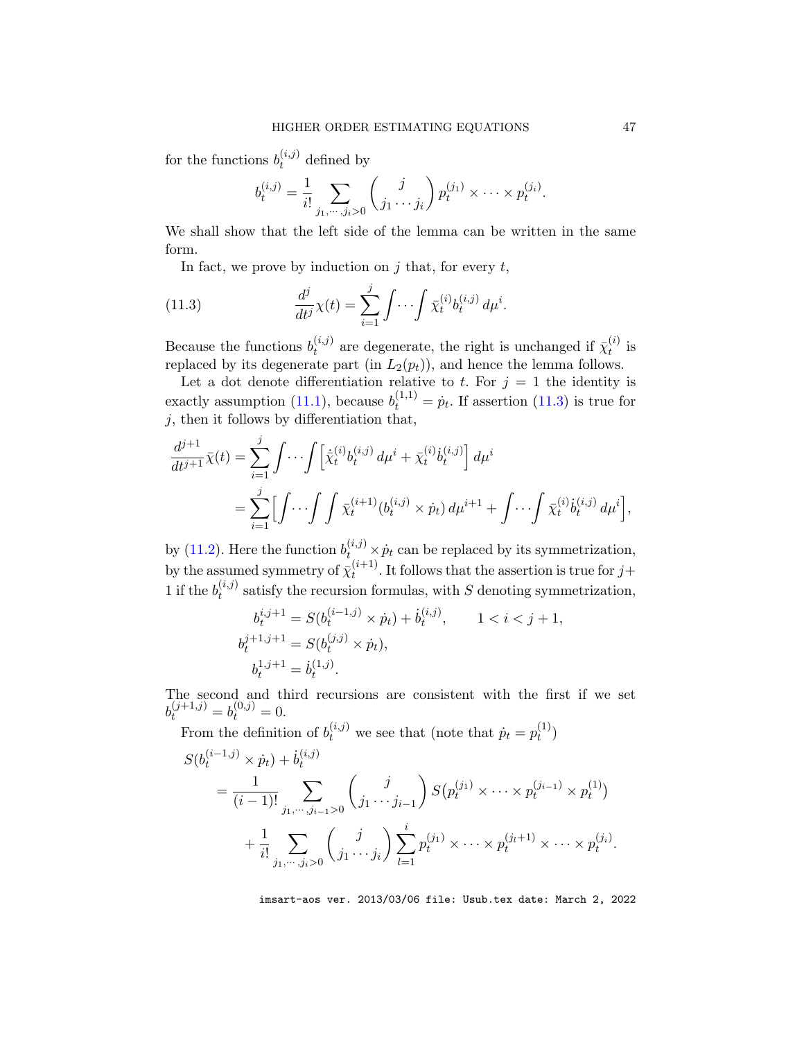for the functions $b_t^{(i,j)}$ defined by

$$b_t^{(i,j)} = \frac{1}{i!} \sum_{j_1,\cdots,j_i>0} \binom{j}{j_1 \cdots j_i} p_t^{(j_1)} \times \cdots \times p_t^{(j_i)}.$$

We shall show that the left side of the lemma can be written in the same form.

In fact, we prove by induction on $j$ that, for every $t$,

$$\frac{d^j}{dt^j}\chi(t) = \sum_{i=1}^{j} \int \cdots \int \bar{\chi}_t^{(i)} b_t^{(i,j)}\, d\mu^i. \tag{11.3}$$

Because the functions $b_t^{(i,j)}$ are degenerate, the right is unchanged if $\bar{\chi}_t^{(i)}$ is replaced by its degenerate part (in $L_2(p_t)$), and hence the lemma follows.

Let a dot denote differentiation relative to $t$. For $j = 1$ the identity is exactly assumption (11.1), because $b_t^{(1,1)} = \dot{p}_t$. If assertion (11.3) is true for $j$, then it follows by differentiation that,

$$\begin{aligned}
\frac{d^{j+1}}{dt^{j+1}}\bar{\chi}(t) &= \sum_{i=1}^{j} \int \cdots \int \Big[\dot{\bar{\chi}}_t^{(i)} b_t^{(i,j)}\, d\mu^i + \bar{\chi}_t^{(i)} \dot{b}_t^{(i,j)}\Big]\, d\mu^i \\
&= \sum_{i=1}^{j} \Big[\int \cdots \int \int \bar{\chi}_t^{(i+1)} (b_t^{(i,j)} \times \dot{p}_t)\, d\mu^{i+1} + \int \cdots \int \bar{\chi}_t^{(i)} \dot{b}_t^{(i,j)}\, d\mu^i\Big],
\end{aligned}$$

by (11.2). Here the function $b_t^{(i,j)} \times \dot{p}_t$ can be replaced by its symmetrization, by the assumed symmetry of $\bar{\chi}_t^{(i+1)}$. It follows that the assertion is true for $j+1$ if the $b_t^{(i,j)}$ satisfy the recursion formulas, with $S$ denoting symmetrization,

$$\begin{aligned}
b_t^{i,j+1} &= S(b_t^{(i-1,j)} \times \dot{p}_t) + \dot{b}_t^{(i,j)}, \qquad 1 < i < j+1, \\
b_t^{j+1,j+1} &= S(b_t^{(j,j)} \times \dot{p}_t), \\
b_t^{1,j+1} &= \dot{b}_t^{(1,j)}.
\end{aligned}$$

The second and third recursions are consistent with the first if we set $b_t^{(j+1,j)} = b_t^{(0,j)} = 0$.

From the definition of $b_t^{(i,j)}$ we see that (note that $\dot{p}_t = p_t^{(1)}$)

$$\begin{aligned}
&S(b_t^{(i-1,j)} \times \dot{p}_t) + \dot{b}_t^{(i,j)} \\
&\qquad = \frac{1}{(i-1)!} \sum_{j_1,\cdots,j_{i-1}>0} \binom{j}{j_1 \cdots j_{i-1}} S\big(p_t^{(j_1)} \times \cdots \times p_t^{(j_{i-1})} \times p_t^{(1)}\big) \\
&\qquad\quad + \frac{1}{i!} \sum_{j_1,\cdots,j_i>0} \binom{j}{j_1 \cdots j_i} \sum_{l=1}^{i} p_t^{(j_1)} \times \cdots \times p_t^{(j_l+1)} \times \cdots \times p_t^{(j_i)}.
\end{aligned}$$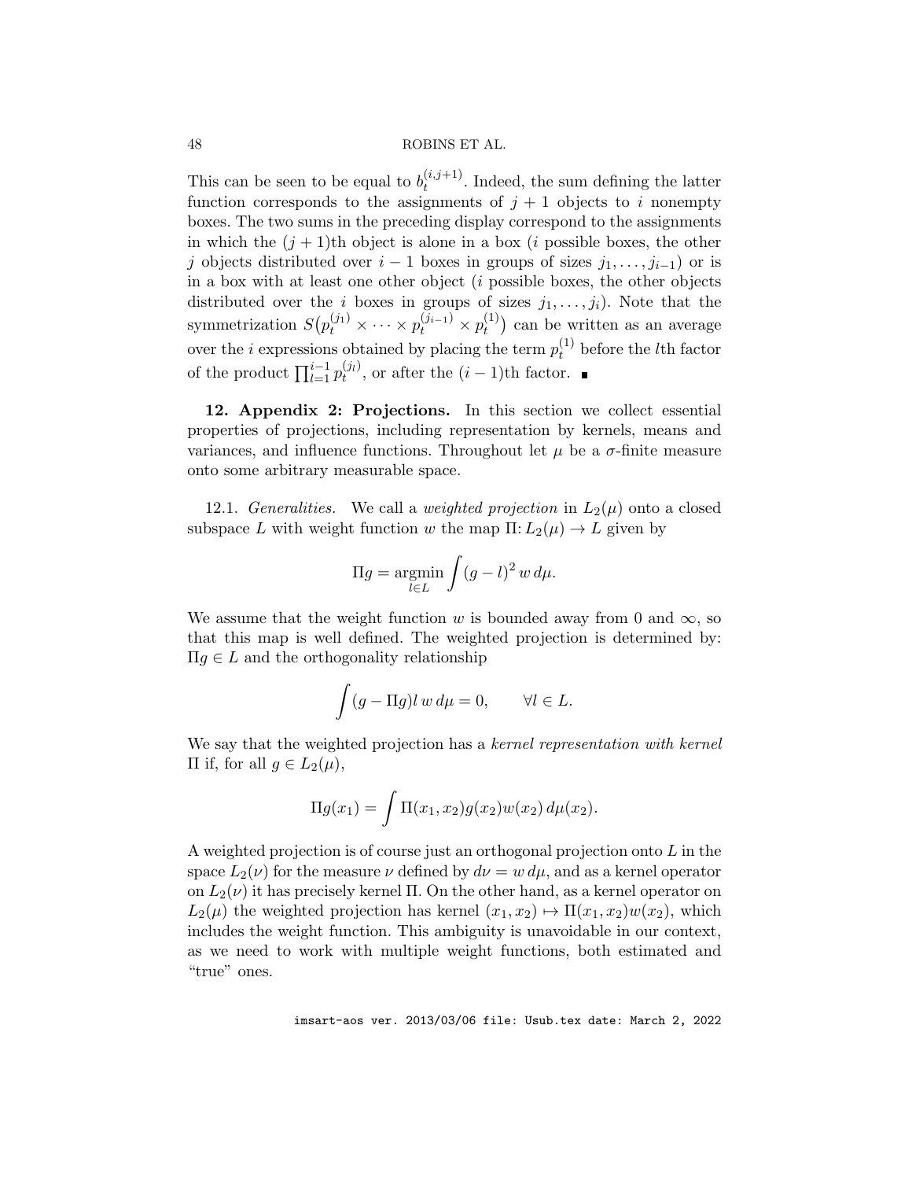This can be seen to be equal to $b_t^{(i,j+1)}$. Indeed, the sum defining the latter function corresponds to the assignments of $j+1$ objects to $i$ nonempty boxes. The two sums in the preceding display correspond to the assignments in which the $(j+1)$th object is alone in a box ($i$ possible boxes, the other $j$ objects distributed over $i-1$ boxes in groups of sizes $j_1, \ldots, j_{i-1}$) or is in a box with at least one other object ($i$ possible boxes, the other objects distributed over the $i$ boxes in groups of sizes $j_1, \ldots, j_i$). Note that the symmetrization $S\big(p_t^{(j_1)} \times \cdots \times p_t^{(j_{i-1})} \times p_t^{(1)}\big)$ can be written as an average over the $i$ expressions obtained by placing the term $p_t^{(1)}$ before the $l$th factor of the product $\prod_{l=1}^{i-1} p_t^{(j_l)}$, or after the $(i-1)$th factor. ∎

## 12. Appendix 2: Projections.

In this section we collect essential properties of projections, including representation by kernels, means and variances, and influence functions. Throughout let $\mu$ be a $\sigma$-finite measure onto some arbitrary measurable space.

12.1. *Generalities.* We call a *weighted projection* in $L_2(\mu)$ onto a closed subspace $L$ with weight function $w$ the map $\Pi\colon L_2(\mu) \to L$ given by

$$\Pi g = \operatorname*{argmin}_{l \in L} \int (g - l)^2 \, w \, d\mu.$$

We assume that the weight function $w$ is bounded away from 0 and $\infty$, so that this map is well defined. The weighted projection is determined by: $\Pi g \in L$ and the orthogonality relationship

$$\int (g - \Pi g) l \, w \, d\mu = 0, \qquad \forall l \in L.$$

We say that the weighted projection has a *kernel representation with kernel* $\Pi$ if, for all $g \in L_2(\mu)$,

$$\Pi g(x_1) = \int \Pi(x_1, x_2) g(x_2) w(x_2) \, d\mu(x_2).$$

A weighted projection is of course just an orthogonal projection onto $L$ in the space $L_2(\nu)$ for the measure $\nu$ defined by $d\nu = w \, d\mu$, and as a kernel operator on $L_2(\nu)$ it has precisely kernel $\Pi$. On the other hand, as a kernel operator on $L_2(\mu)$ the weighted projection has kernel $(x_1, x_2) \mapsto \Pi(x_1, x_2) w(x_2)$, which includes the weight function. This ambiguity is unavoidable in our context, as we need to work with multiple weight functions, both estimated and "true" ones.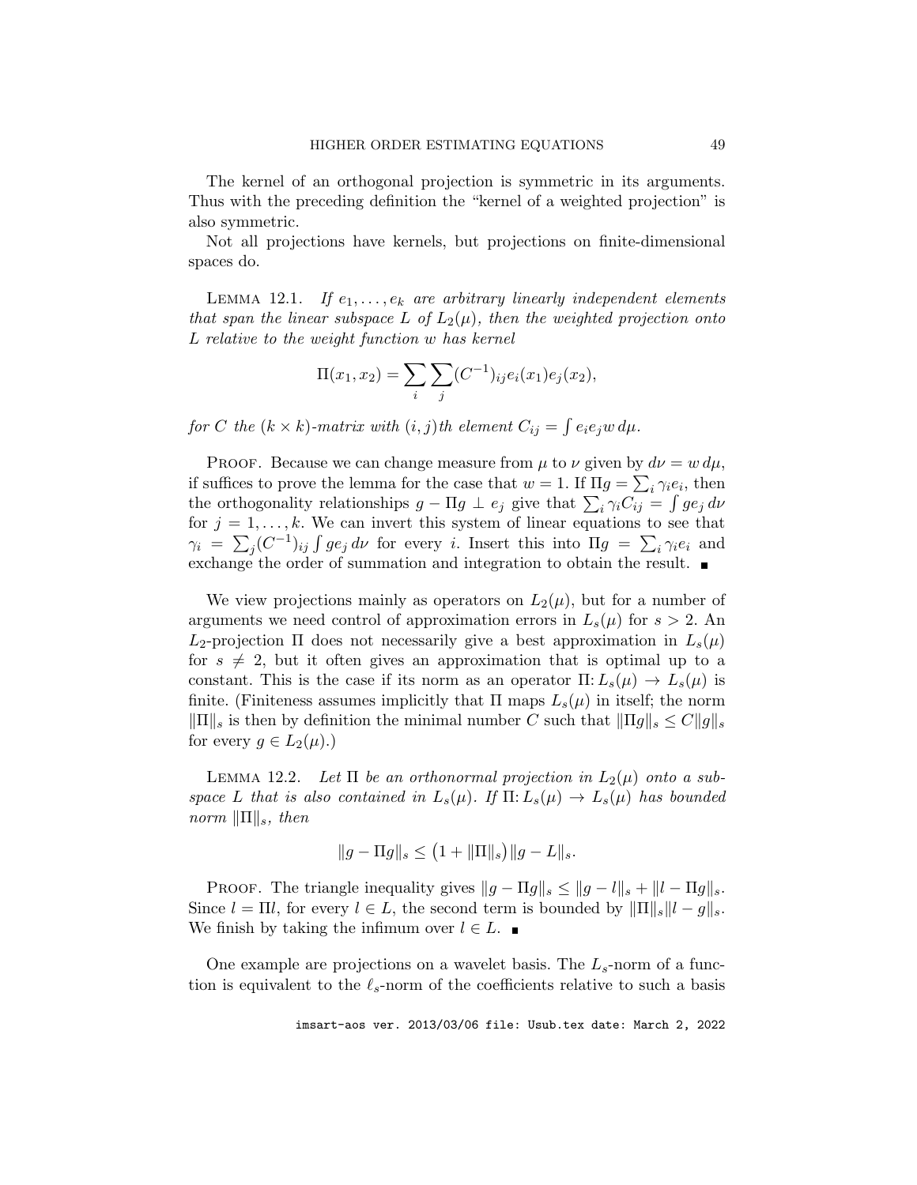The kernel of an orthogonal projection is symmetric in its arguments. Thus with the preceding definition the "kernel of a weighted projection" is also symmetric.

Not all projections have kernels, but projections on finite-dimensional spaces do.

LEMMA 12.1. *If $e_1, \ldots, e_k$ are arbitrary linearly independent elements that span the linear subspace $L$ of $L_2(\mu)$, then the weighted projection onto $L$ relative to the weight function $w$ has kernel*

$$\Pi(x_1, x_2) = \sum_i \sum_j (C^{-1})_{ij} e_i(x_1) e_j(x_2),$$

*for $C$ the $(k \times k)$-matrix with $(i,j)$th element $C_{ij} = \int e_i e_j w \, d\mu$.*

PROOF. Because we can change measure from $\mu$ to $\nu$ given by $d\nu = w \, d\mu$, if suffices to prove the lemma for the case that $w = 1$. If $\Pi g = \sum_i \gamma_i e_i$, then the orthogonality relationships $g - \Pi g \perp e_j$ give that $\sum_i \gamma_i C_{ij} = \int g e_j \, d\nu$ for $j = 1, \ldots, k$. We can invert this system of linear equations to see that $\gamma_i = \sum_j (C^{-1})_{ij} \int g e_j \, d\nu$ for every $i$. Insert this into $\Pi g = \sum_i \gamma_i e_i$ and exchange the order of summation and integration to obtain the result. ∎

We view projections mainly as operators on $L_2(\mu)$, but for a number of arguments we need control of approximation errors in $L_s(\mu)$ for $s > 2$. An $L_2$-projection $\Pi$ does not necessarily give a best approximation in $L_s(\mu)$ for $s \neq 2$, but it often gives an approximation that is optimal up to a constant. This is the case if its norm as an operator $\Pi \colon L_s(\mu) \to L_s(\mu)$ is finite. (Finiteness assumes implicitly that $\Pi$ maps $L_s(\mu)$ in itself; the norm $\|\Pi\|_s$ is then by definition the minimal number $C$ such that $\|\Pi g\|_s \leq C \|g\|_s$ for every $g \in L_2(\mu)$.)

LEMMA 12.2. *Let $\Pi$ be an orthonormal projection in $L_2(\mu)$ onto a subspace $L$ that is also contained in $L_s(\mu)$. If $\Pi \colon L_s(\mu) \to L_s(\mu)$ has bounded norm $\|\Pi\|_s$, then*

$$\|g - \Pi g\|_s \leq \big(1 + \|\Pi\|_s\big) \|g - L\|_s.$$

PROOF. The triangle inequality gives $\|g - \Pi g\|_s \leq \|g - l\|_s + \|l - \Pi g\|_s$. Since $l = \Pi l$, for every $l \in L$, the second term is bounded by $\|\Pi\|_s \|l - g\|_s$. We finish by taking the infimum over $l \in L$. ∎

One example are projections on a wavelet basis. The $L_s$-norm of a function is equivalent to the $\ell_s$-norm of the coefficients relative to such a basis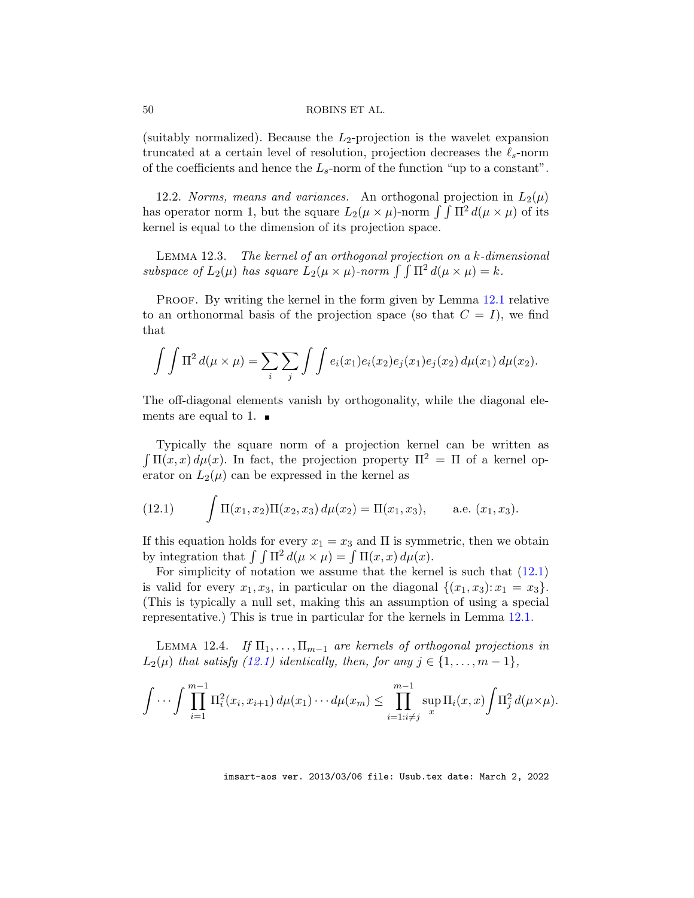(suitably normalized). Because the $L_2$-projection is the wavelet expansion truncated at a certain level of resolution, projection decreases the $\ell_s$-norm of the coefficients and hence the $L_s$-norm of the function "up to a constant".

12.2. *Norms, means and variances.* An orthogonal projection in $L_2(\mu)$ has operator norm 1, but the square $L_2(\mu \times \mu)$-norm $\int\int \Pi^2\, d(\mu \times \mu)$ of its kernel is equal to the dimension of its projection space.

LEMMA 12.3. *The kernel of an orthogonal projection on a $k$-dimensional subspace of $L_2(\mu)$ has square $L_2(\mu \times \mu)$-norm $\int\int \Pi^2\, d(\mu \times \mu) = k$.*

PROOF. By writing the kernel in the form given by Lemma 12.1 relative to an orthonormal basis of the projection space (so that $C = I$), we find that

$$\int\int \Pi^2\, d(\mu \times \mu) = \sum_i \sum_j \int\int e_i(x_1)e_i(x_2)e_j(x_1)e_j(x_2)\, d\mu(x_1)\, d\mu(x_2).$$

The off-diagonal elements vanish by orthogonality, while the diagonal elements are equal to 1. ∎

Typically the square norm of a projection kernel can be written as $\int \Pi(x, x)\, d\mu(x)$. In fact, the projection property $\Pi^2 = \Pi$ of a kernel operator on $L_2(\mu)$ can be expressed in the kernel as

$$\int \Pi(x_1, x_2)\Pi(x_2, x_3)\, d\mu(x_2) = \Pi(x_1, x_3), \qquad \text{a.e. } (x_1, x_3). \tag{12.1}$$

If this equation holds for every $x_1 = x_3$ and $\Pi$ is symmetric, then we obtain by integration that $\int\int \Pi^2\, d(\mu \times \mu) = \int \Pi(x, x)\, d\mu(x)$.

For simplicity of notation we assume that the kernel is such that (12.1) is valid for every $x_1, x_3$, in particular on the diagonal $\{(x_1, x_3) \colon x_1 = x_3\}$. (This is typically a null set, making this an assumption of using a special representative.) This is true in particular for the kernels in Lemma 12.1.

LEMMA 12.4. *If $\Pi_1, \ldots, \Pi_{m-1}$ are kernels of orthogonal projections in $L_2(\mu)$ that satisfy (12.1) identically, then, for any $j \in \{1, \ldots, m-1\}$,*

$$\int \cdots \int \prod_{i=1}^{m-1} \Pi_i^2(x_i, x_{i+1})\, d\mu(x_1) \cdots d\mu(x_m) \leq \prod_{i=1: i \neq j}^{m-1} \sup_x \Pi_i(x, x) \int \Pi_j^2\, d(\mu \times \mu).$$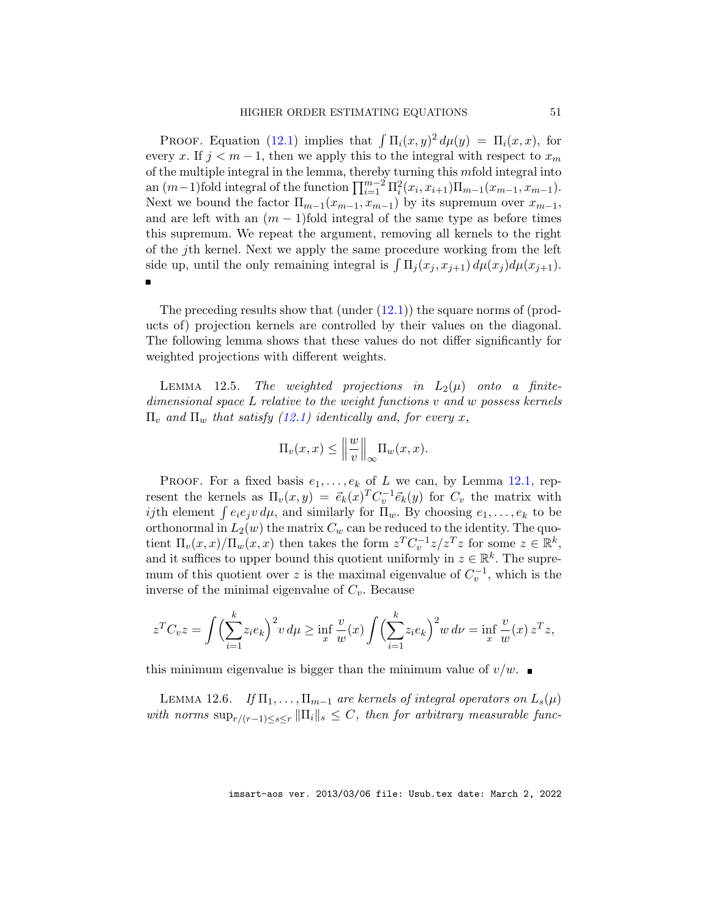PROOF. Equation (12.1) implies that $\int \Pi_i(x,y)^2 \, d\mu(y) = \Pi_i(x,x)$, for every $x$. If $j < m-1$, then we apply this to the integral with respect to $x_m$ of the multiple integral in the lemma, thereby turning this $m$fold integral into an $(m-1)$fold integral of the function $\prod_{i=1}^{m-2} \Pi_i^2(x_i, x_{i+1}) \Pi_{m-1}(x_{m-1}, x_{m-1})$. Next we bound the factor $\Pi_{m-1}(x_{m-1}, x_{m-1})$ by its supremum over $x_{m-1}$, and are left with an $(m-1)$fold integral of the same type as before times this supremum. We repeat the argument, removing all kernels to the right of the $j$th kernel. Next we apply the same procedure working from the left side up, until the only remaining integral is $\int \Pi_j(x_j, x_{j+1}) \, d\mu(x_j) d\mu(x_{j+1})$. ∎

The preceding results show that (under (12.1)) the square norms of (products of) projection kernels are controlled by their values on the diagonal. The following lemma shows that these values do not differ significantly for weighted projections with different weights.

LEMMA 12.5. *The weighted projections in $L_2(\mu)$ onto a finite-dimensional space $L$ relative to the weight functions $v$ and $w$ possess kernels $\Pi_v$ and $\Pi_w$ that satisfy (12.1) identically and, for every $x$,*

$$\Pi_v(x,x) \leq \left\| \frac{w}{v} \right\|_\infty \Pi_w(x,x).$$

PROOF. For a fixed basis $e_1, \ldots, e_k$ of $L$ we can, by Lemma 12.1, represent the kernels as $\Pi_v(x,y) = \vec{e}_k(x)^T C_v^{-1} \vec{e}_k(y)$ for $C_v$ the matrix with $ij$th element $\int e_i e_j v \, d\mu$, and similarly for $\Pi_w$. By choosing $e_1, \ldots, e_k$ to be orthonormal in $L_2(w)$ the matrix $C_w$ can be reduced to the identity. The quotient $\Pi_v(x,x)/\Pi_w(x,x)$ then takes the form $z^T C_v^{-1} z / z^T z$ for some $z \in \mathbb{R}^k$, and it suffices to upper bound this quotient uniformly in $z \in \mathbb{R}^k$. The supremum of this quotient over $z$ is the maximal eigenvalue of $C_v^{-1}$, which is the inverse of the minimal eigenvalue of $C_v$. Because

$$z^T C_v z = \int \Bigl( \sum_{i=1}^k z_i e_k \Bigr)^2 v \, d\mu \geq \inf_x \frac{v}{w}(x) \int \Bigl( \sum_{i=1}^k z_i e_k \Bigr)^2 w \, d\nu = \inf_x \frac{v}{w}(x) \, z^T z,$$

this minimum eigenvalue is bigger than the minimum value of $v/w$. ∎

LEMMA 12.6. *If $\Pi_1, \ldots, \Pi_{m-1}$ are kernels of integral operators on $L_s(\mu)$ with norms $\sup_{r/(r-1) \leq s \leq r} \|\Pi_i\|_s \leq C$, then for arbitrary measurable func-*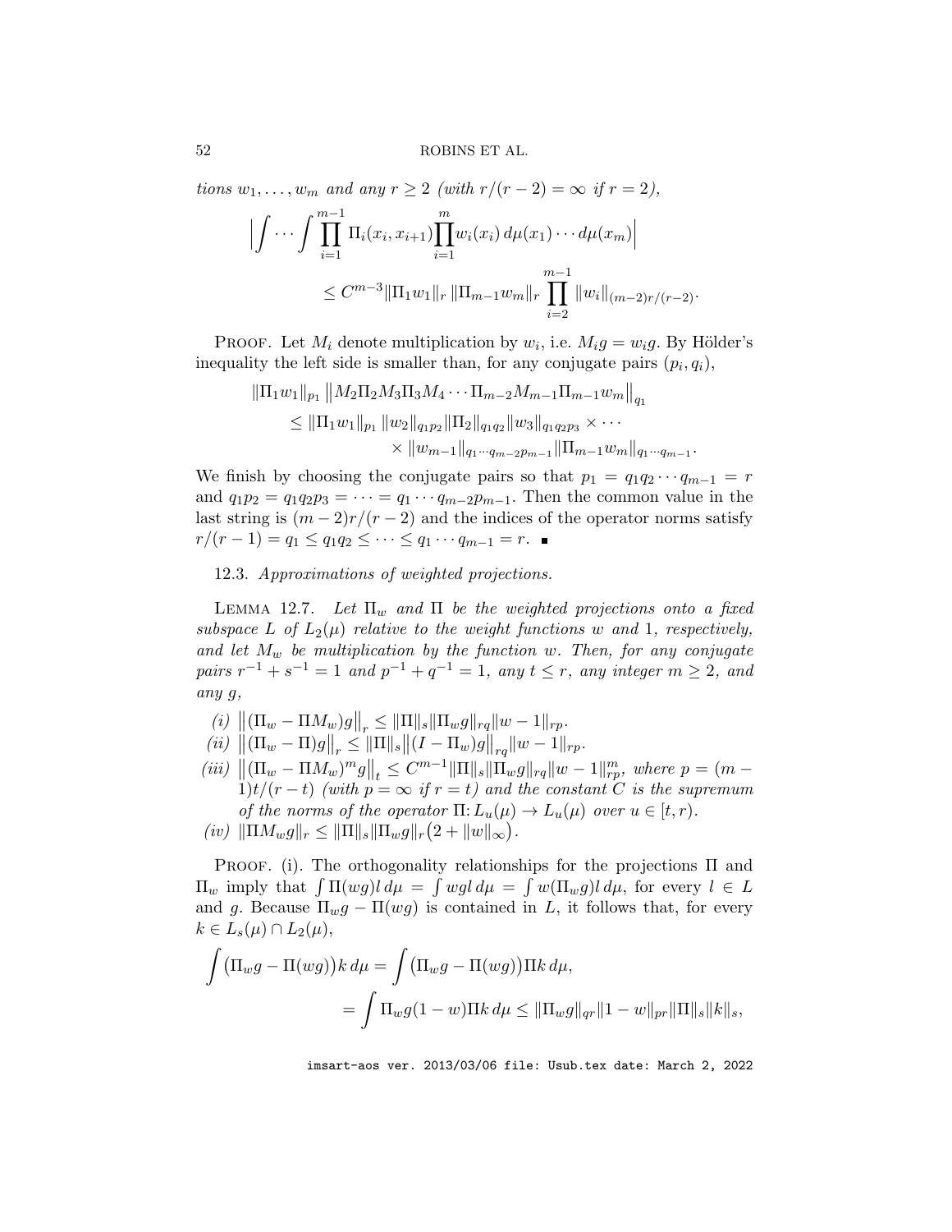tions $w_1, \ldots, w_m$ and any $r \geq 2$ (with $r/(r-2) = \infty$ if $r = 2$),

$$\Big| \int \cdots \int \prod_{i=1}^{m-1} \Pi_i(x_i, x_{i+1}) \prod_{i=1}^{m} w_i(x_i)\, d\mu(x_1) \cdots d\mu(x_m) \Big| \\ \leq C^{m-3} \|\Pi_1 w_1\|_r \, \|\Pi_{m-1} w_m\|_r \prod_{i=2}^{m-1} \|w_i\|_{(m-2)r/(r-2)}.$$

Proof. Let $M_i$ denote multiplication by $w_i$, i.e. $M_i g = w_i g$. By Hölder's inequality the left side is smaller than, for any conjugate pairs $(p_i, q_i)$,

$$\|\Pi_1 w_1\|_{p_1} \big\| M_2 \Pi_2 M_3 \Pi_3 M_4 \cdots \Pi_{m-2} M_{m-1} \Pi_{m-1} w_m \big\|_{q_1} \\ \leq \|\Pi_1 w_1\|_{p_1} \|w_2\|_{q_1 p_2} \|\Pi_2\|_{q_1 q_2} \|w_3\|_{q_1 q_2 p_3} \times \cdots \\ \times \|w_{m-1}\|_{q_1 \cdots q_{m-2} p_{m-1}} \|\Pi_{m-1} w_m\|_{q_1 \cdots q_{m-1}}.$$

We finish by choosing the conjugate pairs so that $p_1 = q_1 q_2 \cdots q_{m-1} = r$ and $q_1 p_2 = q_1 q_2 p_3 = \cdots = q_1 \cdots q_{m-2} p_{m-1}$. Then the common value in the last string is $(m-2)r/(r-2)$ and the indices of the operator norms satisfy $r/(r-1) = q_1 \leq q_1 q_2 \leq \cdots \leq q_1 \cdots q_{m-1} = r$. ∎

12.3. *Approximations of weighted projections.*

Lemma 12.7. *Let $\Pi_w$ and $\Pi$ be the weighted projections onto a fixed subspace $L$ of $L_2(\mu)$ relative to the weight functions $w$ and $1$, respectively, and let $M_w$ be multiplication by the function $w$. Then, for any conjugate pairs $r^{-1} + s^{-1} = 1$ and $p^{-1} + q^{-1} = 1$, any $t \leq r$, any integer $m \geq 2$, and any $g$,*

*(i)* $\big\|(\Pi_w - \Pi M_w) g\big\|_r \leq \|\Pi\|_s \|\Pi_w g\|_{rq} \|w - 1\|_{rp}$.

*(ii)* $\big\|(\Pi_w - \Pi) g\big\|_r \leq \|\Pi\|_s \big\|(I - \Pi_w) g\big\|_{rq} \|w - 1\|_{rp}$.

*(iii)* $\big\|(\Pi_w - \Pi M_w)^m g\big\|_t \leq C^{m-1} \|\Pi\|_s \|\Pi_w g\|_{rq} \|w - 1\|_{rp}^m$, *where $p = (m-1)t/(r-t)$ (with $p = \infty$ if $r = t$) and the constant $C$ is the supremum of the norms of the operator $\Pi\colon L_u(\mu) \to L_u(\mu)$ over $u \in [t, r)$.*

*(iv)* $\|\Pi M_w g\|_r \leq \|\Pi\|_s \|\Pi_w g\|_r \big(2 + \|w\|_\infty\big)$.

Proof. (i). The orthogonality relationships for the projections $\Pi$ and $\Pi_w$ imply that $\int \Pi(wg) l \, d\mu = \int wgl \, d\mu = \int w(\Pi_w g) l \, d\mu$, for every $l \in L$ and $g$. Because $\Pi_w g - \Pi(wg)$ is contained in $L$, it follows that, for every $k \in L_s(\mu) \cap L_2(\mu)$,

$$\int \big(\Pi_w g - \Pi(wg)\big) k \, d\mu = \int \big(\Pi_w g - \Pi(wg)\big) \Pi k \, d\mu, \\ = \int \Pi_w g (1 - w) \Pi k \, d\mu \leq \|\Pi_w g\|_{qr} \|1 - w\|_{pr} \|\Pi\|_s \|k\|_s,$$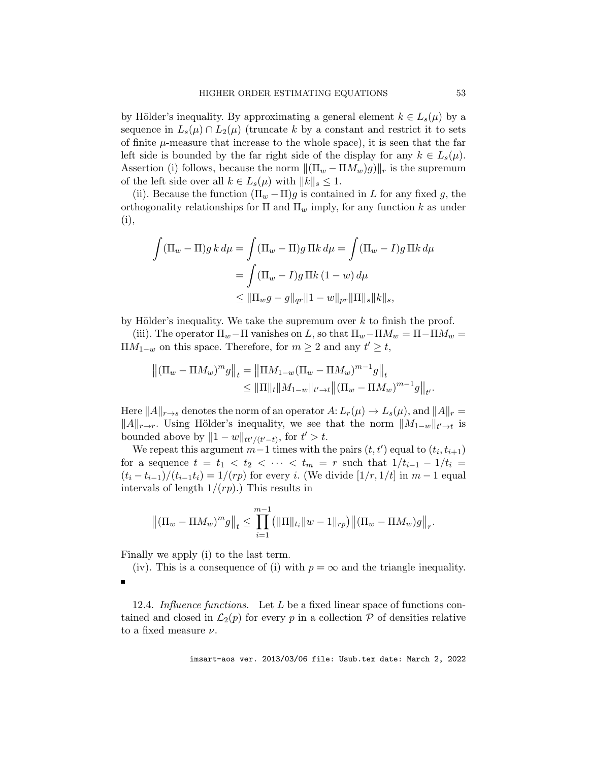by Hölder's inequality. By approximating a general element $k \in L_s(\mu)$ by a sequence in $L_s(\mu) \cap L_2(\mu)$ (truncate $k$ by a constant and restrict it to sets of finite $\mu$-measure that increase to the whole space), it is seen that the far left side is bounded by the far right side of the display for any $k \in L_s(\mu)$. Assertion (i) follows, because the norm $\|(\Pi_w - \Pi M_w)g)\|_r$ is the supremum of the left side over all $k \in L_s(\mu)$ with $\|k\|_s \leq 1$.

(ii). Because the function $(\Pi_w - \Pi)g$ is contained in $L$ for any fixed $g$, the orthogonality relationships for $\Pi$ and $\Pi_w$ imply, for any function $k$ as under (i),

$$\begin{aligned}\int (\Pi_w - \Pi)g\, k\, d\mu &= \int (\Pi_w - \Pi)g\, \Pi k\, d\mu = \int (\Pi_w - I)g\, \Pi k\, d\mu \\ &= \int (\Pi_w - I)g\, \Pi k\, (1-w)\, d\mu \\ &\leq \|\Pi_w g - g\|_{qr} \|1-w\|_{pr} \|\Pi\|_s \|k\|_s,\end{aligned}$$

by Hölder's inequality. We take the supremum over $k$ to finish the proof.

(iii). The operator $\Pi_w - \Pi$ vanishes on $L$, so that $\Pi_w - \Pi M_w = \Pi - \Pi M_w = \Pi M_{1-w}$ on this space. Therefore, for $m \geq 2$ and any $t' \geq t$,

$$\begin{aligned}\big\|(\Pi_w - \Pi M_w)^m g\big\|_t &= \big\|\Pi M_{1-w}(\Pi_w - \Pi M_w)^{m-1} g\big\|_t \\ &\leq \|\Pi\|_t \|M_{1-w}\|_{t' \to t} \big\|(\Pi_w - \Pi M_w)^{m-1} g\big\|_{t'}.\end{aligned}$$

Here $\|A\|_{r \to s}$ denotes the norm of an operator $A\colon L_r(\mu) \to L_s(\mu)$, and $\|A\|_r = \|A\|_{r \to r}$. Using Hölder's inequality, we see that the norm $\|M_{1-w}\|_{t' \to t}$ is bounded above by $\|1-w\|_{tt'/(t'-t)}$, for $t' > t$.

We repeat this argument $m-1$ times with the pairs $(t, t')$ equal to $(t_i, t_{i+1})$ for a sequence $t = t_1 < t_2 < \cdots < t_m = r$ such that $1/t_{i-1} - 1/t_i = (t_i - t_{i-1})/(t_{i-1} t_i) = 1/(rp)$ for every $i$. (We divide $[1/r, 1/t]$ in $m-1$ equal intervals of length $1/(rp)$.) This results in

$$\big\|(\Pi_w - \Pi M_w)^m g\big\|_t \leq \prod_{i=1}^{m-1} \big(\|\Pi\|_{t_i} \|w - 1\|_{rp}\big) \big\|(\Pi_w - \Pi M_w) g\big\|_r.$$

Finally we apply (i) to the last term.

(iv). This is a consequence of (i) with $p = \infty$ and the triangle inequality. ∎

12.4. *Influence functions.* Let $L$ be a fixed linear space of functions contained and closed in $\mathcal{L}_2(p)$ for every $p$ in a collection $\mathcal{P}$ of densities relative to a fixed measure $\nu$.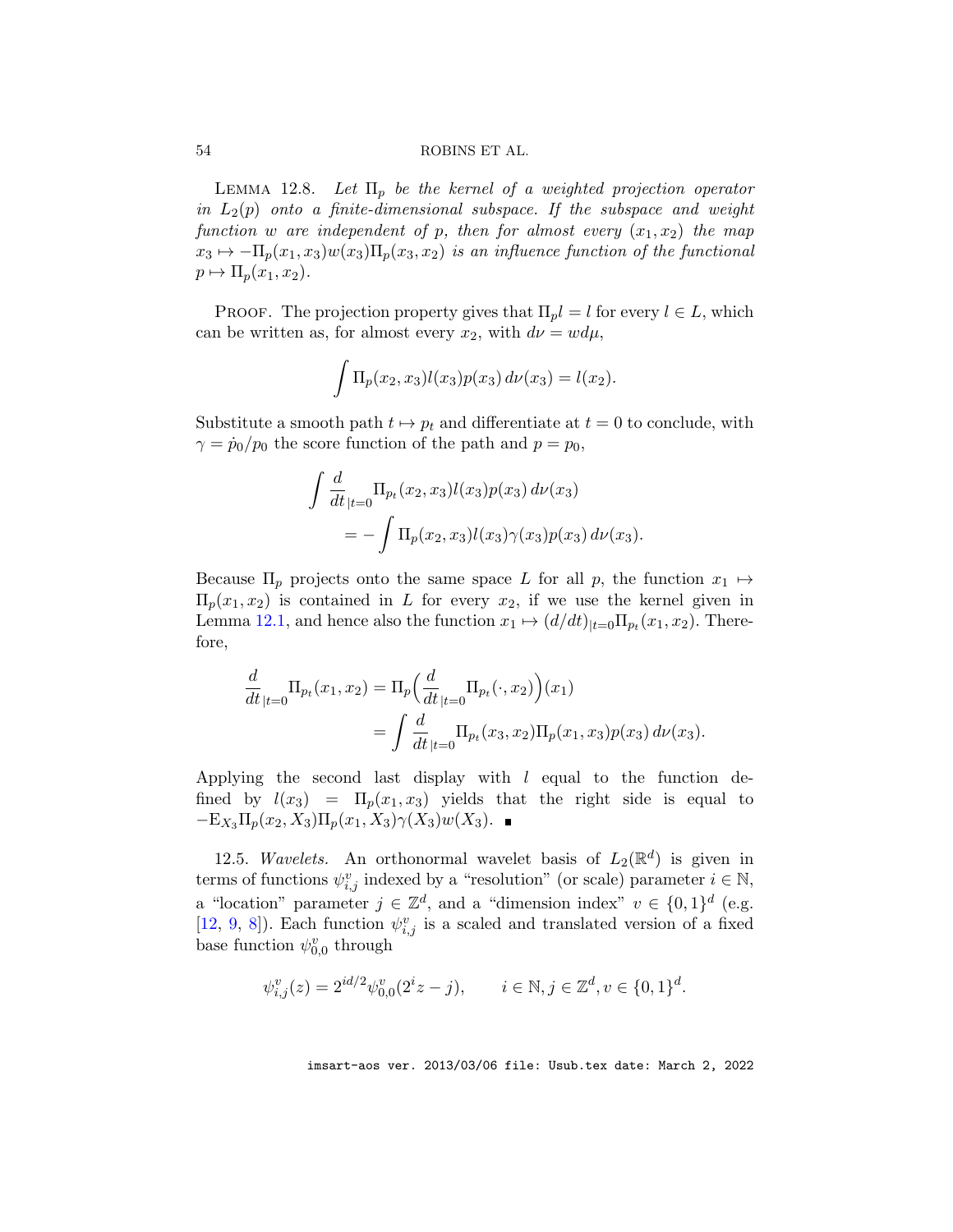LEMMA 12.8. *Let $\Pi_p$ be the kernel of a weighted projection operator in $L_2(p)$ onto a finite-dimensional subspace. If the subspace and weight function $w$ are independent of $p$, then for almost every $(x_1, x_2)$ the map $x_3 \mapsto -\Pi_p(x_1, x_3)w(x_3)\Pi_p(x_3, x_2)$ is an influence function of the functional $p \mapsto \Pi_p(x_1, x_2)$.*

PROOF. The projection property gives that $\Pi_p l = l$ for every $l \in L$, which can be written as, for almost every $x_2$, with $d\nu = w d\mu$,

$$\int \Pi_p(x_2, x_3) l(x_3) p(x_3)\, d\nu(x_3) = l(x_2).$$

Substitute a smooth path $t \mapsto p_t$ and differentiate at $t = 0$ to conclude, with $\gamma = \dot{p}_0/p_0$ the score function of the path and $p = p_0$,

$$\begin{aligned}\int \frac{d}{dt}_{|t=0} &\Pi_{p_t}(x_2, x_3) l(x_3) p(x_3)\, d\nu(x_3) \\ &= -\int \Pi_p(x_2, x_3) l(x_3) \gamma(x_3) p(x_3)\, d\nu(x_3).\end{aligned}$$

Because $\Pi_p$ projects onto the same space $L$ for all $p$, the function $x_1 \mapsto \Pi_p(x_1, x_2)$ is contained in $L$ for every $x_2$, if we use the kernel given in Lemma 12.1, and hence also the function $x_1 \mapsto (d/dt)_{|t=0} \Pi_{p_t}(x_1, x_2)$. Therefore,

$$\begin{aligned}\frac{d}{dt}_{|t=0} \Pi_{p_t}(x_1, x_2) &= \Pi_p\Big(\frac{d}{dt}_{|t=0} \Pi_{p_t}(\cdot, x_2)\Big)(x_1) \\ &= \int \frac{d}{dt}_{|t=0} \Pi_{p_t}(x_3, x_2) \Pi_p(x_1, x_3) p(x_3)\, d\nu(x_3).\end{aligned}$$

Applying the second last display with $l$ equal to the function defined by $l(x_3) = \Pi_p(x_1, x_3)$ yields that the right side is equal to $-\mathrm{E}_{X_3} \Pi_p(x_2, X_3) \Pi_p(x_1, X_3) \gamma(X_3) w(X_3)$. ∎

12.5. *Wavelets.* An orthonormal wavelet basis of $L_2(\mathbb{R}^d)$ is given in terms of functions $\psi^v_{i,j}$ indexed by a "resolution" (or scale) parameter $i \in \mathbb{N}$, a "location" parameter $j \in \mathbb{Z}^d$, and a "dimension index" $v \in \{0, 1\}^d$ (e.g. [12, 9, 8]). Each function $\psi^v_{i,j}$ is a scaled and translated version of a fixed base function $\psi^v_{0,0}$ through

$$\psi^v_{i,j}(z) = 2^{id/2} \psi^v_{0,0}(2^i z - j), \qquad i \in \mathbb{N}, j \in \mathbb{Z}^d, v \in \{0, 1\}^d.$$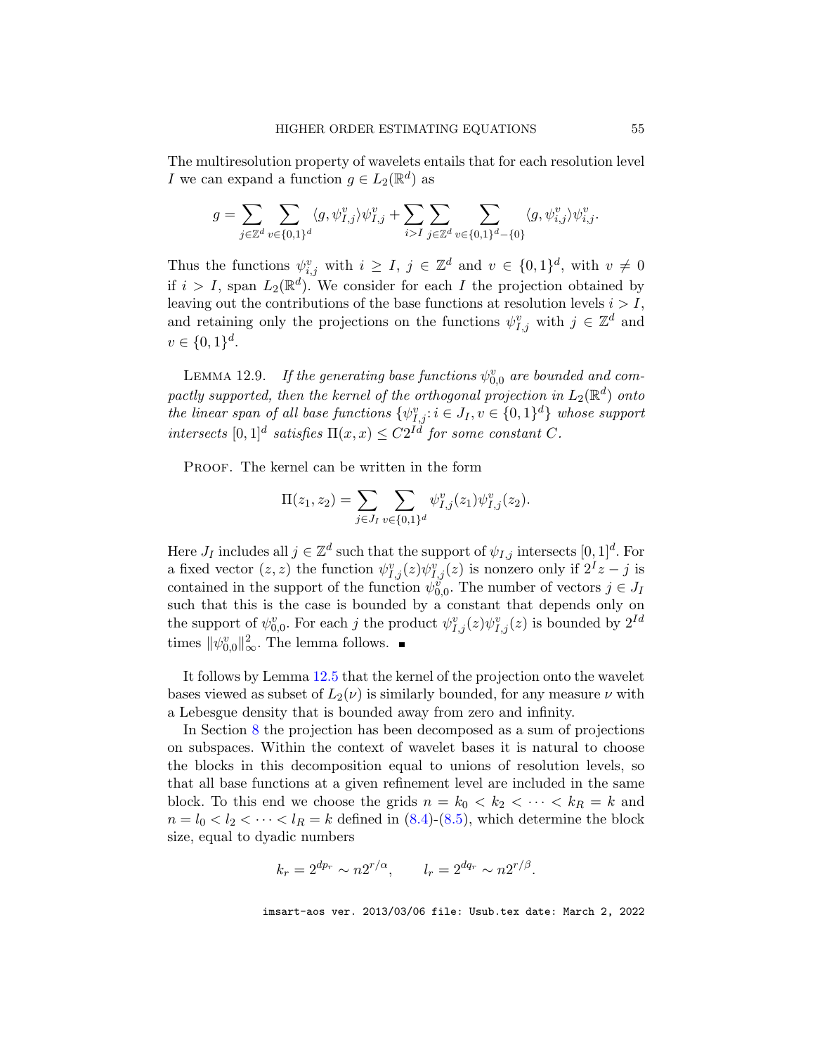The multiresolution property of wavelets entails that for each resolution level $I$ we can expand a function $g \in L_2(\mathbb{R}^d)$ as

$$g = \sum_{j \in \mathbb{Z}^d} \sum_{v \in \{0,1\}^d} \langle g, \psi_{I,j}^v \rangle \psi_{I,j}^v + \sum_{i > I} \sum_{j \in \mathbb{Z}^d} \sum_{v \in \{0,1\}^d - \{0\}} \langle g, \psi_{i,j}^v \rangle \psi_{i,j}^v.$$

Thus the functions $\psi_{i,j}^v$ with $i \geq I$, $j \in \mathbb{Z}^d$ and $v \in \{0,1\}^d$, with $v \neq 0$ if $i > I$, span $L_2(\mathbb{R}^d)$. We consider for each $I$ the projection obtained by leaving out the contributions of the base functions at resolution levels $i > I$, and retaining only the projections on the functions $\psi_{I,j}^v$ with $j \in \mathbb{Z}^d$ and $v \in \{0,1\}^d$.

Lemma 12.9. *If the generating base functions $\psi_{0,0}^v$ are bounded and compactly supported, then the kernel of the orthogonal projection in $L_2(\mathbb{R}^d)$ onto the linear span of all base functions $\{\psi_{I,j}^v : i \in J_I, v \in \{0,1\}^d\}$ whose support intersects $[0,1]^d$ satisfies $\Pi(x,x) \leq C 2^{Id}$ for some constant $C$.*

Proof. The kernel can be written in the form

$$\Pi(z_1, z_2) = \sum_{j \in J_I} \sum_{v \in \{0,1\}^d} \psi_{I,j}^v(z_1) \psi_{I,j}^v(z_2).$$

Here $J_I$ includes all $j \in \mathbb{Z}^d$ such that the support of $\psi_{I,j}$ intersects $[0,1]^d$. For a fixed vector $(z,z)$ the function $\psi_{I,j}^v(z)\psi_{I,j}^v(z)$ is nonzero only if $2^I z - j$ is contained in the support of the function $\psi_{0,0}^v$. The number of vectors $j \in J_I$ such that this is the case is bounded by a constant that depends only on the support of $\psi_{0,0}^v$. For each $j$ the product $\psi_{I,j}^v(z)\psi_{I,j}^v(z)$ is bounded by $2^{Id}$ times $\|\psi_{0,0}^v\|_\infty^2$. The lemma follows. ∎

It follows by Lemma 12.5 that the kernel of the projection onto the wavelet bases viewed as subset of $L_2(\nu)$ is similarly bounded, for any measure $\nu$ with a Lebesgue density that is bounded away from zero and infinity.

In Section 8 the projection has been decomposed as a sum of projections on subspaces. Within the context of wavelet bases it is natural to choose the blocks in this decomposition equal to unions of resolution levels, so that all base functions at a given refinement level are included in the same block. To this end we choose the grids $n = k_0 < k_2 < \cdots < k_R = k$ and $n = l_0 < l_2 < \cdots < l_R = k$ defined in (8.4)-(8.5), which determine the block size, equal to dyadic numbers

$$k_r = 2^{dp_r} \sim n 2^{r/\alpha}, \qquad l_r = 2^{dq_r} \sim n 2^{r/\beta}.$$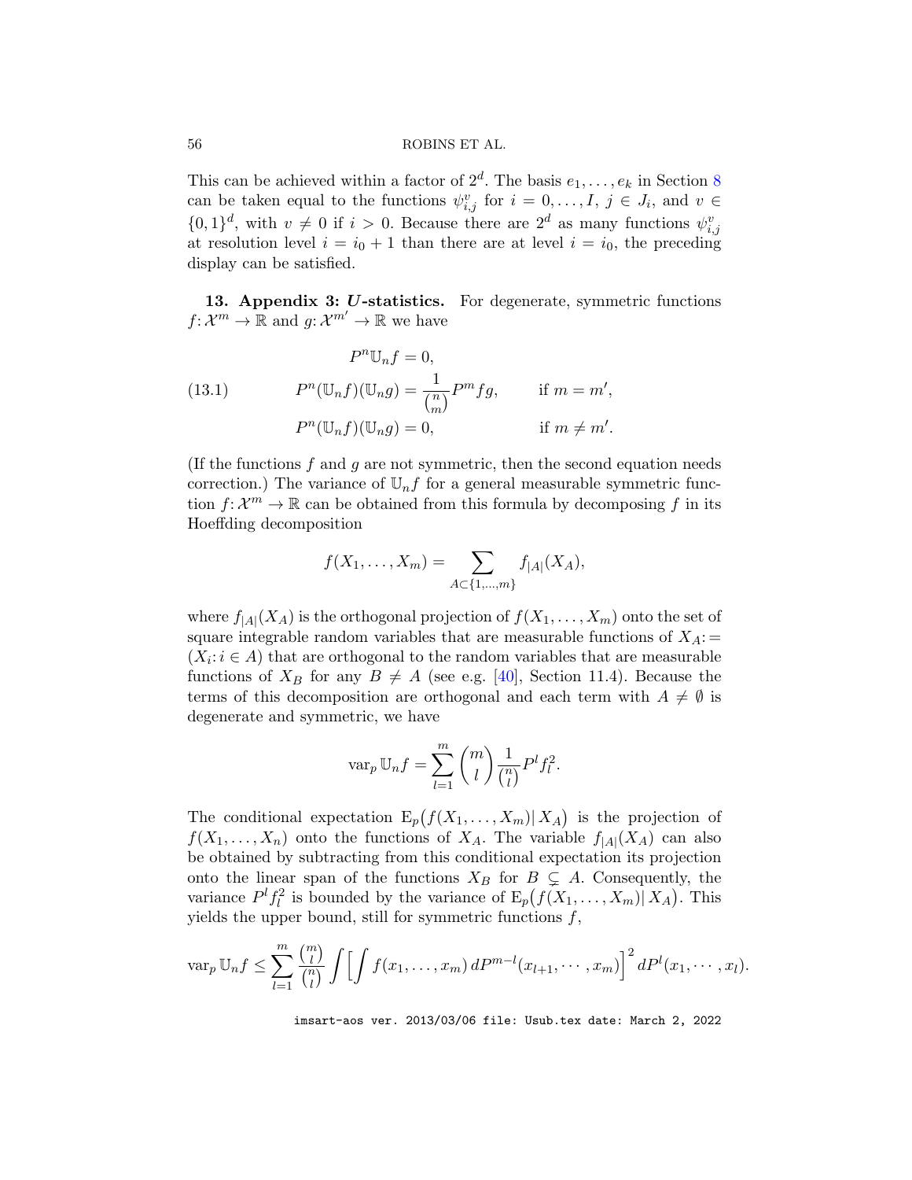This can be achieved within a factor of $2^d$. The basis $e_1, \ldots, e_k$ in Section 8 can be taken equal to the functions $\psi_{i,j}^v$ for $i = 0, \ldots, I$, $j \in J_i$, and $v \in \{0,1\}^d$, with $v \neq 0$ if $i > 0$. Because there are $2^d$ as many functions $\psi_{i,j}^v$ at resolution level $i = i_0 + 1$ than there are at level $i = i_0$, the preceding display can be satisfied.

## 13. Appendix 3: *U*-statistics.

For degenerate, symmetric functions $f\colon \mathcal{X}^m \to \mathbb{R}$ and $g\colon \mathcal{X}^{m'} \to \mathbb{R}$ we have

$$
\begin{aligned}
&P^n \mathbb{U}_n f = 0, \\
&P^n (\mathbb{U}_n f)(\mathbb{U}_n g) = \frac{1}{\binom{n}{m}} P^m f g, \qquad \text{if } m = m', \\
&P^n (\mathbb{U}_n f)(\mathbb{U}_n g) = 0, \qquad\qquad\quad \text{if } m \neq m'.
\end{aligned}
\tag{13.1}
$$

(If the functions $f$ and $g$ are not symmetric, then the second equation needs correction.) The variance of $\mathbb{U}_n f$ for a general measurable symmetric function $f\colon \mathcal{X}^m \to \mathbb{R}$ can be obtained from this formula by decomposing $f$ in its Hoeffding decomposition

$$
f(X_1, \ldots, X_m) = \sum_{A \subset \{1, \ldots, m\}} f_{|A|}(X_A),
$$

where $f_{|A|}(X_A)$ is the orthogonal projection of $f(X_1, \ldots, X_m)$ onto the set of square integrable random variables that are measurable functions of $X_A\colon= (X_i\colon i \in A)$ that are orthogonal to the random variables that are measurable functions of $X_B$ for any $B \neq A$ (see e.g. [40], Section 11.4). Because the terms of this decomposition are orthogonal and each term with $A \neq \emptyset$ is degenerate and symmetric, we have

$$
\operatorname{var}_p \mathbb{U}_n f = \sum_{l=1}^m \binom{m}{l} \frac{1}{\binom{n}{l}} P^l f_l^2.
$$

The conditional expectation $\mathrm{E}_p\big(f(X_1, \ldots, X_m) |\, X_A\big)$ is the projection of $f(X_1, \ldots, X_n)$ onto the functions of $X_A$. The variable $f_{|A|}(X_A)$ can also be obtained by subtracting from this conditional expectation its projection onto the linear span of the functions $X_B$ for $B \subsetneq A$. Consequently, the variance $P^l f_l^2$ is bounded by the variance of $\mathrm{E}_p\big(f(X_1, \ldots, X_m) |\, X_A\big)$. This yields the upper bound, still for symmetric functions $f$,

$$
\operatorname{var}_p \mathbb{U}_n f \leq \sum_{l=1}^m \frac{\binom{m}{l}}{\binom{n}{l}} \int \Big[ \int f(x_1, \ldots, x_m)\, dP^{m-l}(x_{l+1}, \cdots, x_m) \Big]^2 dP^l(x_1, \cdots, x_l).
$$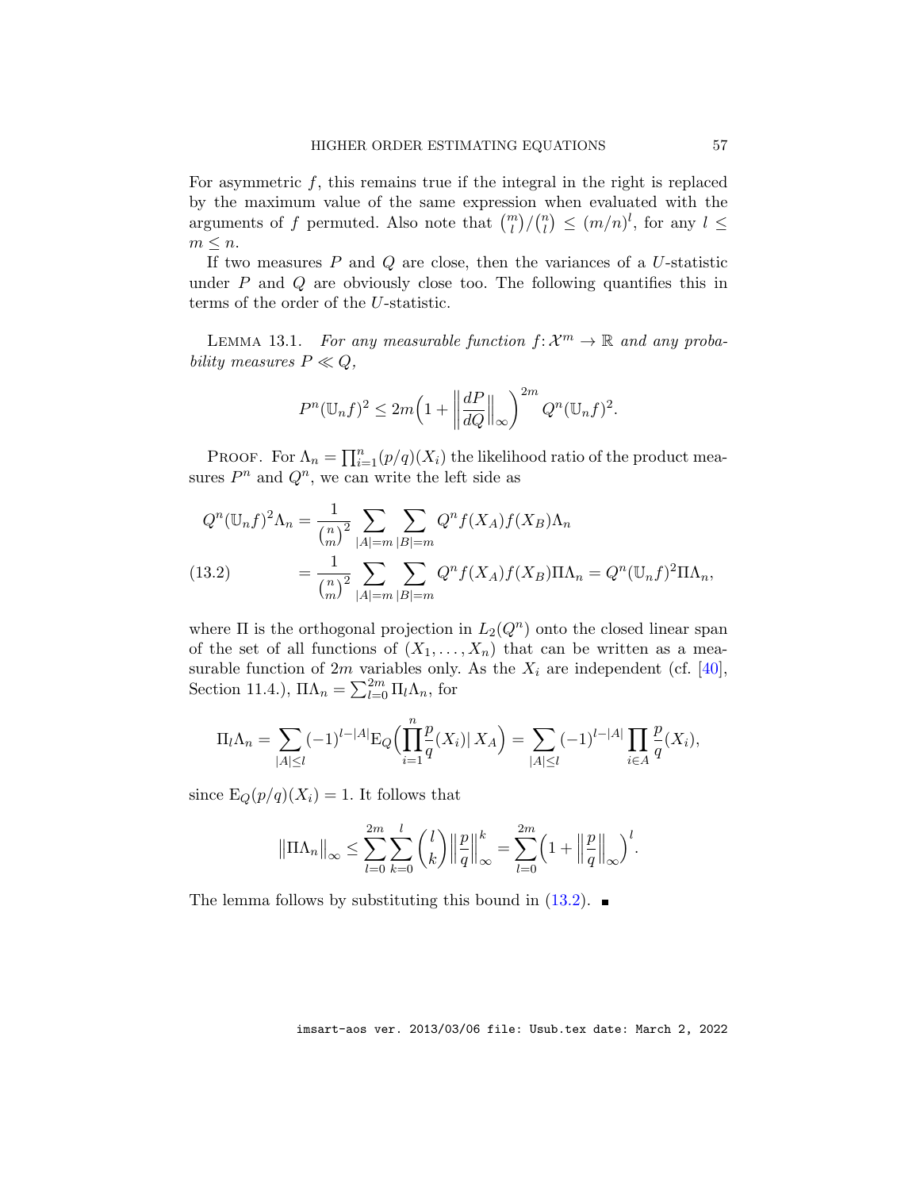For asymmetric $f$, this remains true if the integral in the right is replaced by the maximum value of the same expression when evaluated with the arguments of $f$ permuted. Also note that $\binom{m}{l}/\binom{n}{l} \leq (m/n)^l$, for any $l \leq m \leq n$.

If two measures $P$ and $Q$ are close, then the variances of a $U$-statistic under $P$ and $Q$ are obviously close too. The following quantifies this in terms of the order of the $U$-statistic.

Lemma 13.1. *For any measurable function $f\colon \mathcal{X}^m \to \mathbb{R}$ and any probability measures $P \ll Q$,*

$$P^n(\mathbb{U}_n f)^2 \leq 2m\Big(1 + \Big\|\frac{dP}{dQ}\Big\|_\infty\Big)^{2m} Q^n(\mathbb{U}_n f)^2.$$

Proof. For $\Lambda_n = \prod_{i=1}^n (p/q)(X_i)$ the likelihood ratio of the product measures $P^n$ and $Q^n$, we can write the left side as

$$\begin{aligned}
Q^n(\mathbb{U}_n f)^2\Lambda_n &= \frac{1}{\binom{n}{m}^2}\sum_{|A|=m}\sum_{|B|=m} Q^n f(X_A)f(X_B)\Lambda_n \\
&= \frac{1}{\binom{n}{m}^2}\sum_{|A|=m}\sum_{|B|=m} Q^n f(X_A)f(X_B)\Pi\Lambda_n = Q^n(\mathbb{U}_n f)^2\Pi\Lambda_n,
\end{aligned} \tag{13.2}$$

where $\Pi$ is the orthogonal projection in $L_2(Q^n)$ onto the closed linear span of the set of all functions of $(X_1,\ldots,X_n)$ that can be written as a measurable function of $2m$ variables only. As the $X_i$ are independent (cf. [40], Section 11.4.), $\Pi\Lambda_n = \sum_{l=0}^{2m}\Pi_l\Lambda_n$, for

$$\Pi_l\Lambda_n = \sum_{|A|\leq l}(-1)^{l-|A|}\mathrm{E}_Q\Big(\prod_{i=1}^n \frac{p}{q}(X_i)|\, X_A\Big) = \sum_{|A|\leq l}(-1)^{l-|A|}\prod_{i\in A}\frac{p}{q}(X_i),$$

since $\mathrm{E}_Q(p/q)(X_i) = 1$. It follows that

$$\big\|\Pi\Lambda_n\big\|_\infty \leq \sum_{l=0}^{2m}\sum_{k=0}^{l}\binom{l}{k}\Big\|\frac{p}{q}\Big\|_\infty^k = \sum_{l=0}^{2m}\Big(1 + \Big\|\frac{p}{q}\Big\|_\infty\Big)^l.$$

The lemma follows by substituting this bound in (13.2). ∎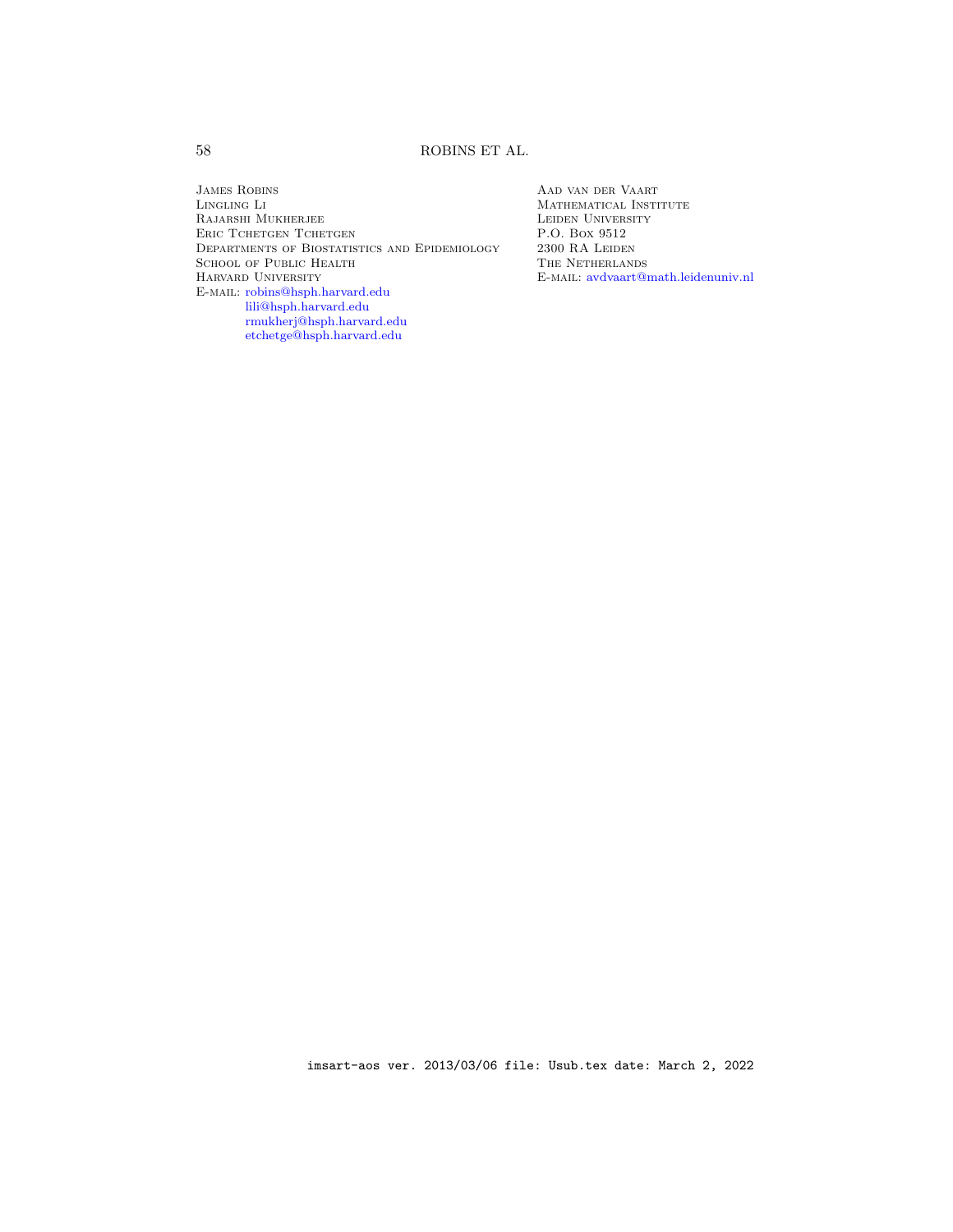James Robins
Lingling Li
Rajarshi Mukherjee
Eric Tchetgen Tchetgen
Departments of Biostatistics and Epidemiology
School of Public Health
Harvard University
E-mail: robins@hsph.harvard.edu
lili@hsph.harvard.edu
rmukherj@hsph.harvard.edu
etchetge@hsph.harvard.edu

Aad van der Vaart
Mathematical Institute
Leiden University
P.O. Box 9512
2300 RA Leiden
The Netherlands
E-mail: avdvaart@math.leidenuniv.nl